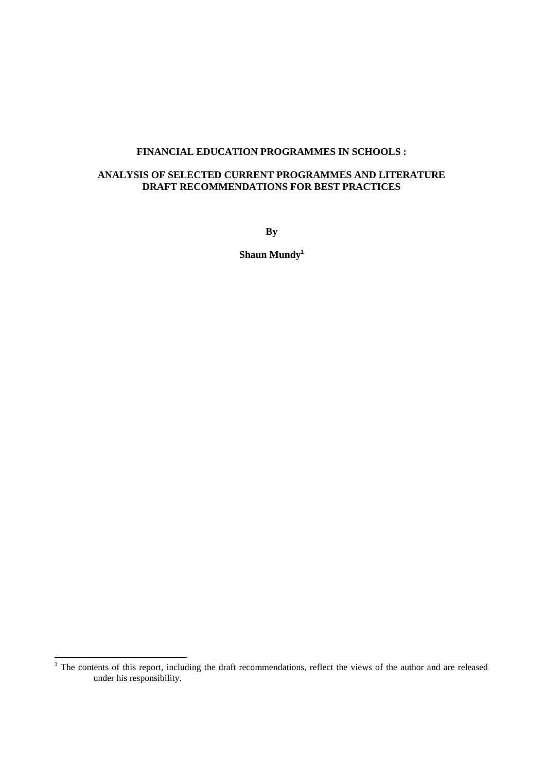# FINANCIAL EDUCATION PROGRAMMES IN SCHOOLS :

## ANALYSIS OF SELECTED CURRENT PROGRAMMES AND LITERATURE DRAFT RECOMMENDATIONS FOR BEST PRACTICES

**By**

**Shaun Mundy[1]**

---

[1] The contents of this report, including the draft recommendations, reflect the views of the author and are released under his responsibility.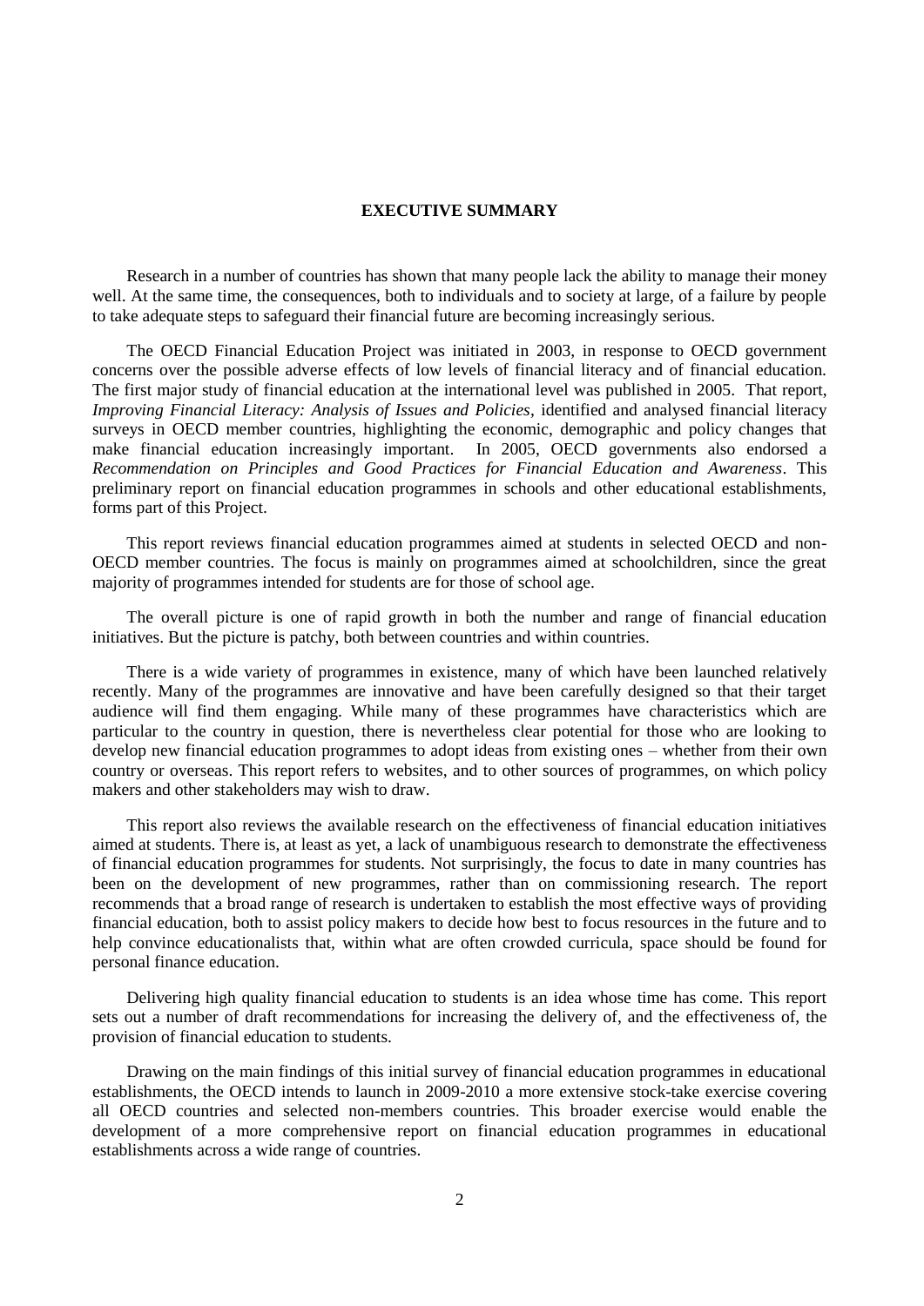## EXECUTIVE SUMMARY

Research in a number of countries has shown that many people lack the ability to manage their money well. At the same time, the consequences, both to individuals and to society at large, of a failure by people to take adequate steps to safeguard their financial future are becoming increasingly serious.

The OECD Financial Education Project was initiated in 2003, in response to OECD government concerns over the possible adverse effects of low levels of financial literacy and of financial education. The first major study of financial education at the international level was published in 2005. That report, *Improving Financial Literacy: Analysis of Issues and Policies*, identified and analysed financial literacy surveys in OECD member countries, highlighting the economic, demographic and policy changes that make financial education increasingly important. In 2005, OECD governments also endorsed a *Recommendation on Principles and Good Practices for Financial Education and Awareness*. This preliminary report on financial education programmes in schools and other educational establishments, forms part of this Project.

This report reviews financial education programmes aimed at students in selected OECD and non-OECD member countries. The focus is mainly on programmes aimed at schoolchildren, since the great majority of programmes intended for students are for those of school age.

The overall picture is one of rapid growth in both the number and range of financial education initiatives. But the picture is patchy, both between countries and within countries.

There is a wide variety of programmes in existence, many of which have been launched relatively recently. Many of the programmes are innovative and have been carefully designed so that their target audience will find them engaging. While many of these programmes have characteristics which are particular to the country in question, there is nevertheless clear potential for those who are looking to develop new financial education programmes to adopt ideas from existing ones – whether from their own country or overseas. This report refers to websites, and to other sources of programmes, on which policy makers and other stakeholders may wish to draw.

This report also reviews the available research on the effectiveness of financial education initiatives aimed at students. There is, at least as yet, a lack of unambiguous research to demonstrate the effectiveness of financial education programmes for students. Not surprisingly, the focus to date in many countries has been on the development of new programmes, rather than on commissioning research. The report recommends that a broad range of research is undertaken to establish the most effective ways of providing financial education, both to assist policy makers to decide how best to focus resources in the future and to help convince educationalists that, within what are often crowded curricula, space should be found for personal finance education.

Delivering high quality financial education to students is an idea whose time has come. This report sets out a number of draft recommendations for increasing the delivery of, and the effectiveness of, the provision of financial education to students.

Drawing on the main findings of this initial survey of financial education programmes in educational establishments, the OECD intends to launch in 2009-2010 a more extensive stock-take exercise covering all OECD countries and selected non-members countries. This broader exercise would enable the development of a more comprehensive report on financial education programmes in educational establishments across a wide range of countries.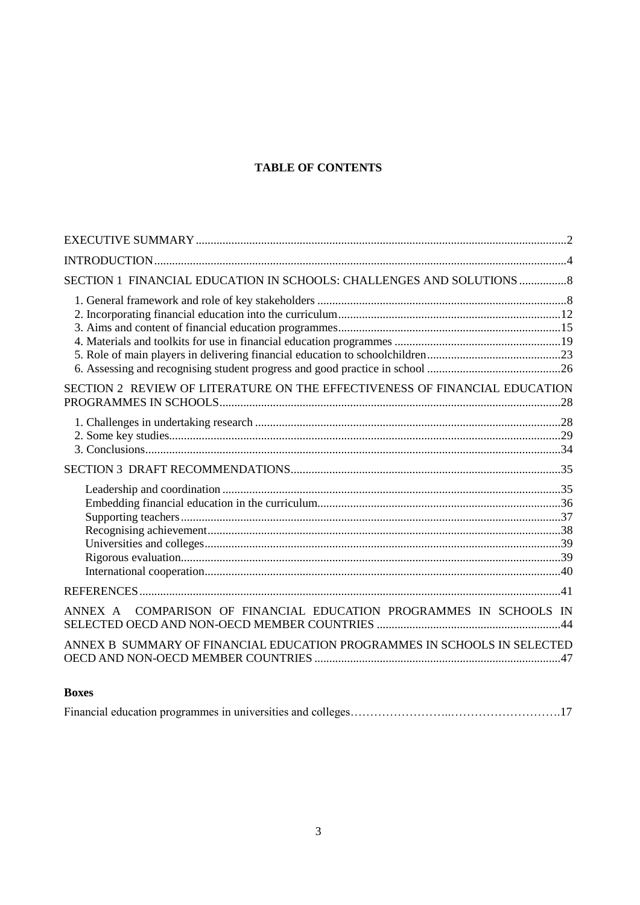# TABLE OF CONTENTS

EXECUTIVE SUMMARY....2

INTRODUCTION....4

SECTION 1 FINANCIAL EDUCATION IN SCHOOLS: CHALLENGES AND SOLUTIONS....8

- 1. General framework and role of key stakeholders....8
- 2. Incorporating financial education into the curriculum....12
- 3. Aims and content of financial education programmes....15
- 4. Materials and toolkits for use in financial education programmes....19
- 5. Role of main players in delivering financial education to schoolchildren....23
- 6. Assessing and recognising student progress and good practice in school....26

SECTION 2 REVIEW OF LITERATURE ON THE EFFECTIVENESS OF FINANCIAL EDUCATION PROGRAMMES IN SCHOOLS....28

- 1. Challenges in undertaking research....28
- 2. Some key studies....29
- 3. Conclusions....34

SECTION 3 DRAFT RECOMMENDATIONS....35

- Leadership and coordination....35
- Embedding financial education in the curriculum....36
- Supporting teachers....37
- Recognising achievement....38
- Universities and colleges....39
- Rigorous evaluation....39
- International cooperation....40

REFERENCES....41

ANNEX A COMPARISON OF FINANCIAL EDUCATION PROGRAMMES IN SCHOOLS IN SELECTED OECD AND NON-OECD MEMBER COUNTRIES....44

ANNEX B SUMMARY OF FINANCIAL EDUCATION PROGRAMMES IN SCHOOLS IN SELECTED OECD AND NON-OECD MEMBER COUNTRIES....47

**Boxes**

Financial education programmes in universities and colleges....17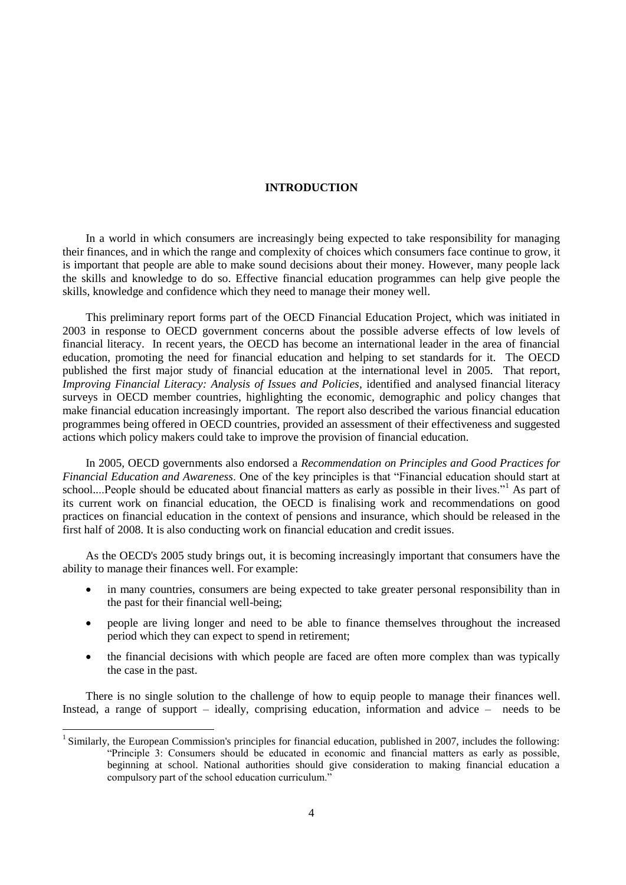## INTRODUCTION

In a world in which consumers are increasingly being expected to take responsibility for managing their finances, and in which the range and complexity of choices which consumers face continue to grow, it is important that people are able to make sound decisions about their money. However, many people lack the skills and knowledge to do so. Effective financial education programmes can help give people the skills, knowledge and confidence which they need to manage their money well.

This preliminary report forms part of the OECD Financial Education Project, which was initiated in 2003 in response to OECD government concerns about the possible adverse effects of low levels of financial literacy. In recent years, the OECD has become an international leader in the area of financial education, promoting the need for financial education and helping to set standards for it. The OECD published the first major study of financial education at the international level in 2005. That report, *Improving Financial Literacy: Analysis of Issues and Policies*, identified and analysed financial literacy surveys in OECD member countries, highlighting the economic, demographic and policy changes that make financial education increasingly important. The report also described the various financial education programmes being offered in OECD countries, provided an assessment of their effectiveness and suggested actions which policy makers could take to improve the provision of financial education.

In 2005, OECD governments also endorsed a *Recommendation on Principles and Good Practices for Financial Education and Awareness*. One of the key principles is that "Financial education should start at school....People should be educated about financial matters as early as possible in their lives."[1] As part of its current work on financial education, the OECD is finalising work and recommendations on good practices on financial education in the context of pensions and insurance, which should be released in the first half of 2008. It is also conducting work on financial education and credit issues.

As the OECD's 2005 study brings out, it is becoming increasingly important that consumers have the ability to manage their finances well. For example:

- in many countries, consumers are being expected to take greater personal responsibility than in the past for their financial well-being;
- people are living longer and need to be able to finance themselves throughout the increased period which they can expect to spend in retirement;
- the financial decisions with which people are faced are often more complex than was typically the case in the past.

There is no single solution to the challenge of how to equip people to manage their finances well. Instead, a range of support – ideally, comprising education, information and advice – needs to be

[1] Similarly, the European Commission's principles for financial education, published in 2007, includes the following: "Principle 3: Consumers should be educated in economic and financial matters as early as possible, beginning at school. National authorities should give consideration to making financial education a compulsory part of the school education curriculum."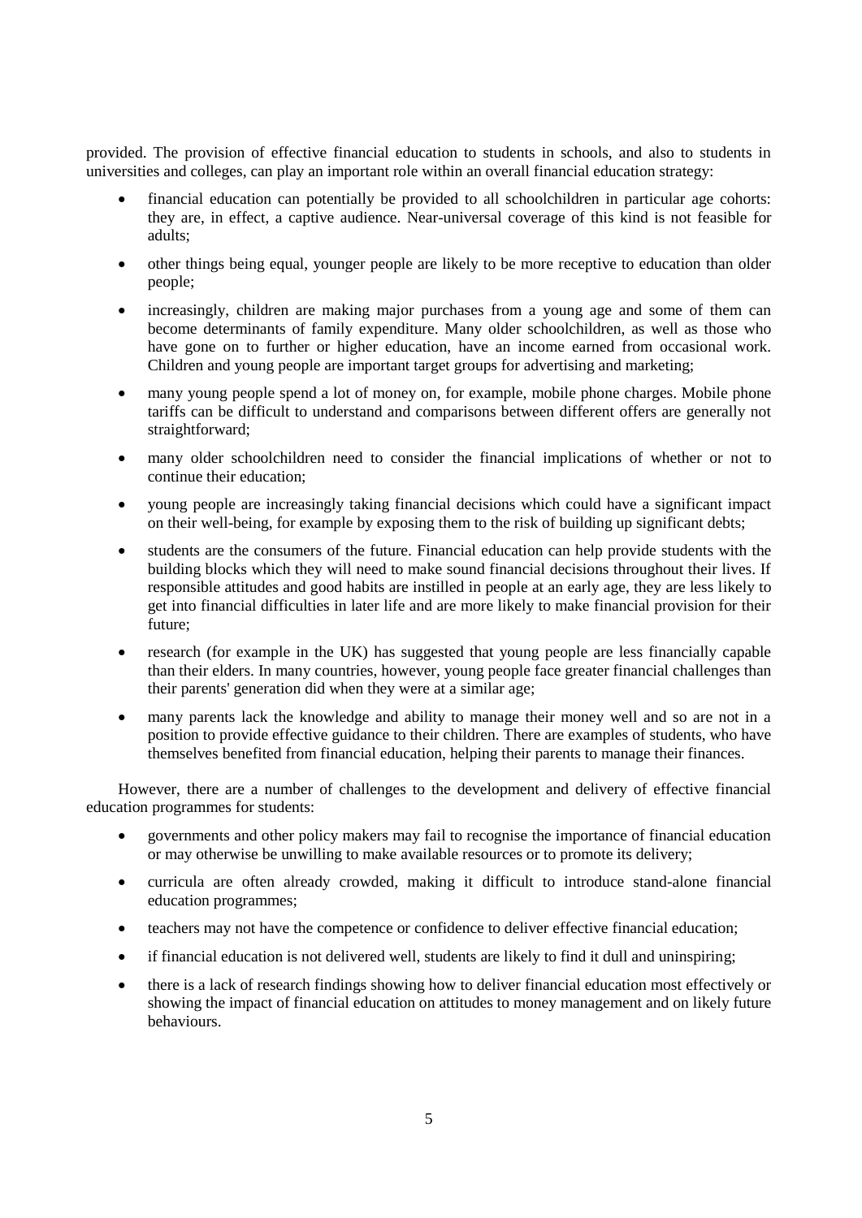provided. The provision of effective financial education to students in schools, and also to students in universities and colleges, can play an important role within an overall financial education strategy:

- financial education can potentially be provided to all schoolchildren in particular age cohorts: they are, in effect, a captive audience. Near-universal coverage of this kind is not feasible for adults;
- other things being equal, younger people are likely to be more receptive to education than older people;
- increasingly, children are making major purchases from a young age and some of them can become determinants of family expenditure. Many older schoolchildren, as well as those who have gone on to further or higher education, have an income earned from occasional work. Children and young people are important target groups for advertising and marketing;
- many young people spend a lot of money on, for example, mobile phone charges. Mobile phone tariffs can be difficult to understand and comparisons between different offers are generally not straightforward;
- many older schoolchildren need to consider the financial implications of whether or not to continue their education;
- young people are increasingly taking financial decisions which could have a significant impact on their well-being, for example by exposing them to the risk of building up significant debts;
- students are the consumers of the future. Financial education can help provide students with the building blocks which they will need to make sound financial decisions throughout their lives. If responsible attitudes and good habits are instilled in people at an early age, they are less likely to get into financial difficulties in later life and are more likely to make financial provision for their future;
- research (for example in the UK) has suggested that young people are less financially capable than their elders. In many countries, however, young people face greater financial challenges than their parents' generation did when they were at a similar age;
- many parents lack the knowledge and ability to manage their money well and so are not in a position to provide effective guidance to their children. There are examples of students, who have themselves benefited from financial education, helping their parents to manage their finances.

However, there are a number of challenges to the development and delivery of effective financial education programmes for students:

- governments and other policy makers may fail to recognise the importance of financial education or may otherwise be unwilling to make available resources or to promote its delivery;
- curricula are often already crowded, making it difficult to introduce stand-alone financial education programmes;
- teachers may not have the competence or confidence to deliver effective financial education;
- if financial education is not delivered well, students are likely to find it dull and uninspiring;
- there is a lack of research findings showing how to deliver financial education most effectively or showing the impact of financial education on attitudes to money management and on likely future behaviours.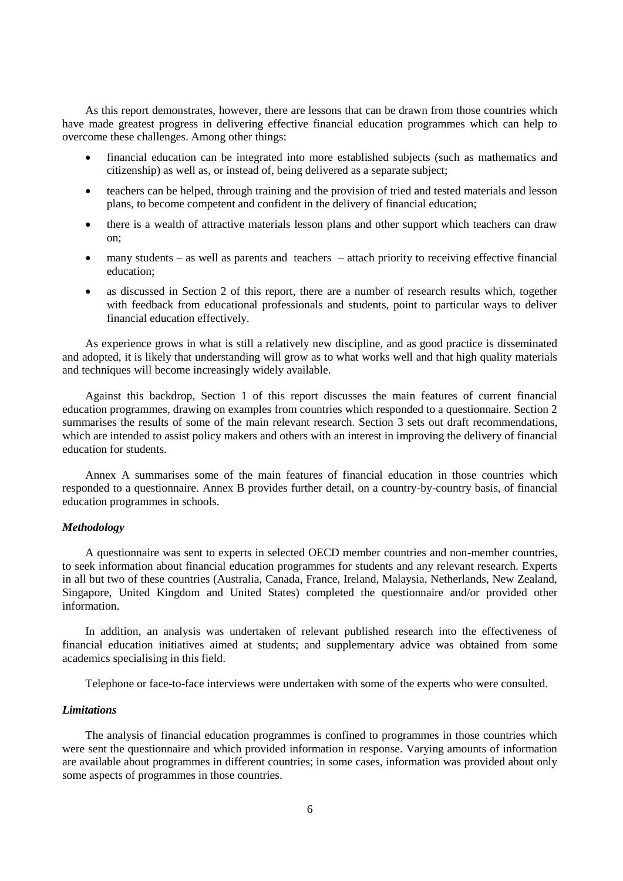As this report demonstrates, however, there are lessons that can be drawn from those countries which have made greatest progress in delivering effective financial education programmes which can help to overcome these challenges. Among other things:

- financial education can be integrated into more established subjects (such as mathematics and citizenship) as well as, or instead of, being delivered as a separate subject;
- teachers can be helped, through training and the provision of tried and tested materials and lesson plans, to become competent and confident in the delivery of financial education;
- there is a wealth of attractive materials lesson plans and other support which teachers can draw on;
- many students – as well as parents and teachers – attach priority to receiving effective financial education;
- as discussed in Section 2 of this report, there are a number of research results which, together with feedback from educational professionals and students, point to particular ways to deliver financial education effectively.

As experience grows in what is still a relatively new discipline, and as good practice is disseminated and adopted, it is likely that understanding will grow as to what works well and that high quality materials and techniques will become increasingly widely available.

Against this backdrop, Section 1 of this report discusses the main features of current financial education programmes, drawing on examples from countries which responded to a questionnaire. Section 2 summarises the results of some of the main relevant research. Section 3 sets out draft recommendations, which are intended to assist policy makers and others with an interest in improving the delivery of financial education for students.

Annex A summarises some of the main features of financial education in those countries which responded to a questionnaire. Annex B provides further detail, on a country-by-country basis, of financial education programmes in schools.

### *Methodology*

A questionnaire was sent to experts in selected OECD member countries and non-member countries, to seek information about financial education programmes for students and any relevant research. Experts in all but two of these countries (Australia, Canada, France, Ireland, Malaysia, Netherlands, New Zealand, Singapore, United Kingdom and United States) completed the questionnaire and/or provided other information.

In addition, an analysis was undertaken of relevant published research into the effectiveness of financial education initiatives aimed at students; and supplementary advice was obtained from some academics specialising in this field.

Telephone or face-to-face interviews were undertaken with some of the experts who were consulted.

### *Limitations*

The analysis of financial education programmes is confined to programmes in those countries which were sent the questionnaire and which provided information in response. Varying amounts of information are available about programmes in different countries; in some cases, information was provided about only some aspects of programmes in those countries.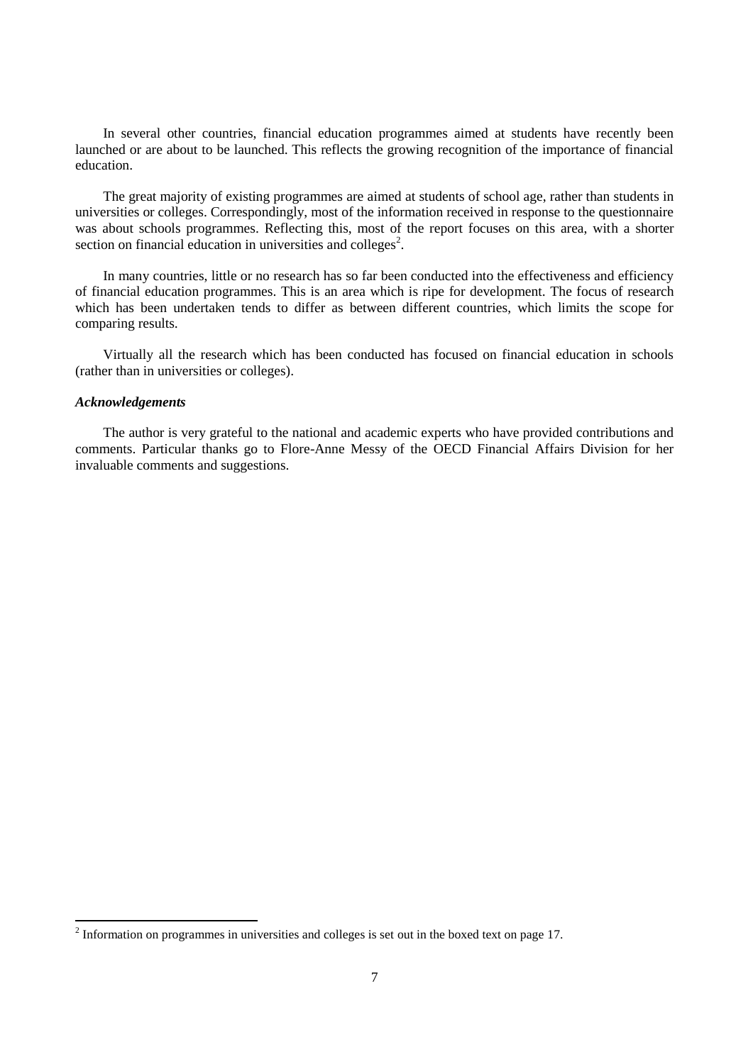In several other countries, financial education programmes aimed at students have recently been launched or are about to be launched. This reflects the growing recognition of the importance of financial education.

The great majority of existing programmes are aimed at students of school age, rather than students in universities or colleges. Correspondingly, most of the information received in response to the questionnaire was about schools programmes. Reflecting this, most of the report focuses on this area, with a shorter section on financial education in universities and colleges[2].

In many countries, little or no research has so far been conducted into the effectiveness and efficiency of financial education programmes. This is an area which is ripe for development. The focus of research which has been undertaken tends to differ as between different countries, which limits the scope for comparing results.

Virtually all the research which has been conducted has focused on financial education in schools (rather than in universities or colleges).

***Acknowledgements***

The author is very grateful to the national and academic experts who have provided contributions and comments. Particular thanks go to Flore-Anne Messy of the OECD Financial Affairs Division for her invaluable comments and suggestions.

---

[2] Information on programmes in universities and colleges is set out in the boxed text on page 17.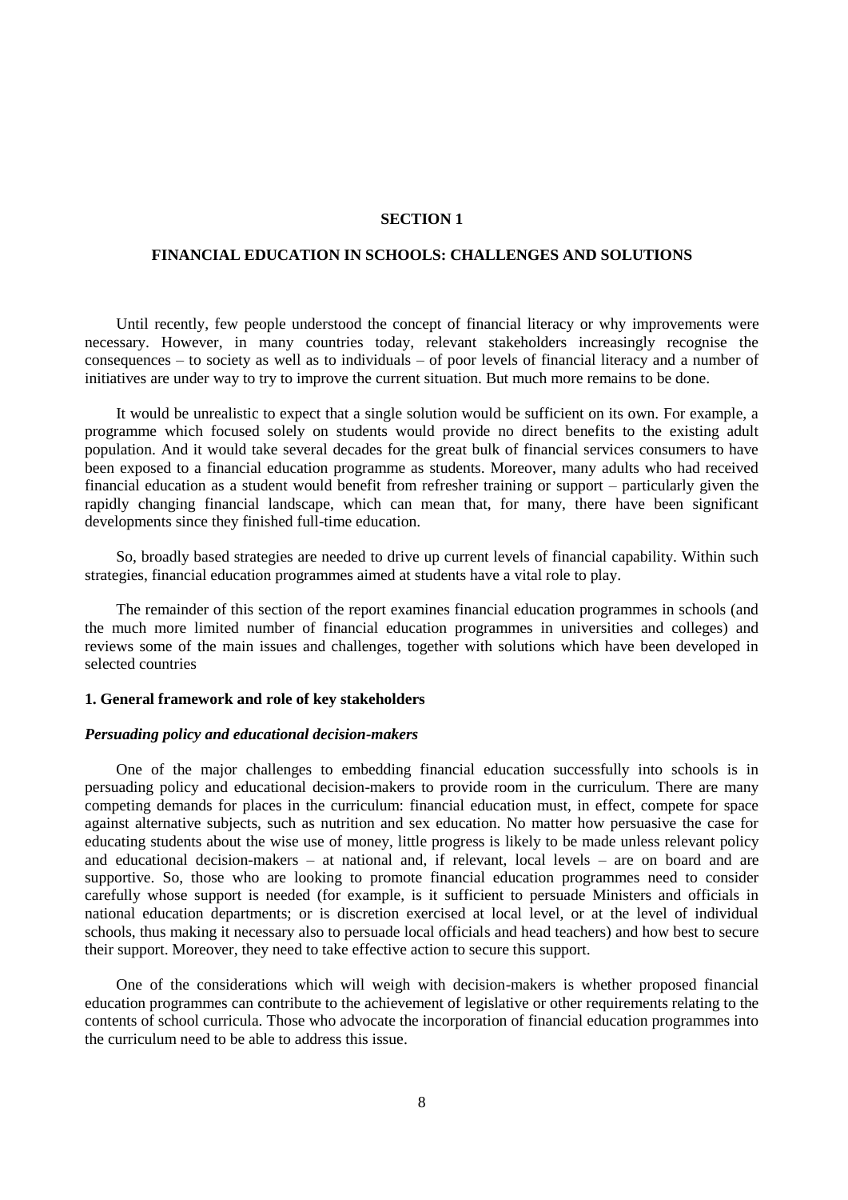# SECTION 1

# FINANCIAL EDUCATION IN SCHOOLS: CHALLENGES AND SOLUTIONS

Until recently, few people understood the concept of financial literacy or why improvements were necessary. However, in many countries today, relevant stakeholders increasingly recognise the consequences – to society as well as to individuals – of poor levels of financial literacy and a number of initiatives are under way to try to improve the current situation. But much more remains to be done.

It would be unrealistic to expect that a single solution would be sufficient on its own. For example, a programme which focused solely on students would provide no direct benefits to the existing adult population. And it would take several decades for the great bulk of financial services consumers to have been exposed to a financial education programme as students. Moreover, many adults who had received financial education as a student would benefit from refresher training or support – particularly given the rapidly changing financial landscape, which can mean that, for many, there have been significant developments since they finished full-time education.

So, broadly based strategies are needed to drive up current levels of financial capability. Within such strategies, financial education programmes aimed at students have a vital role to play.

The remainder of this section of the report examines financial education programmes in schools (and the much more limited number of financial education programmes in universities and colleges) and reviews some of the main issues and challenges, together with solutions which have been developed in selected countries

## 1. General framework and role of key stakeholders

### *Persuading policy and educational decision-makers*

One of the major challenges to embedding financial education successfully into schools is in persuading policy and educational decision-makers to provide room in the curriculum. There are many competing demands for places in the curriculum: financial education must, in effect, compete for space against alternative subjects, such as nutrition and sex education. No matter how persuasive the case for educating students about the wise use of money, little progress is likely to be made unless relevant policy and educational decision-makers – at national and, if relevant, local levels – are on board and are supportive. So, those who are looking to promote financial education programmes need to consider carefully whose support is needed (for example, is it sufficient to persuade Ministers and officials in national education departments; or is discretion exercised at local level, or at the level of individual schools, thus making it necessary also to persuade local officials and head teachers) and how best to secure their support. Moreover, they need to take effective action to secure this support.

One of the considerations which will weigh with decision-makers is whether proposed financial education programmes can contribute to the achievement of legislative or other requirements relating to the contents of school curricula. Those who advocate the incorporation of financial education programmes into the curriculum need to be able to address this issue.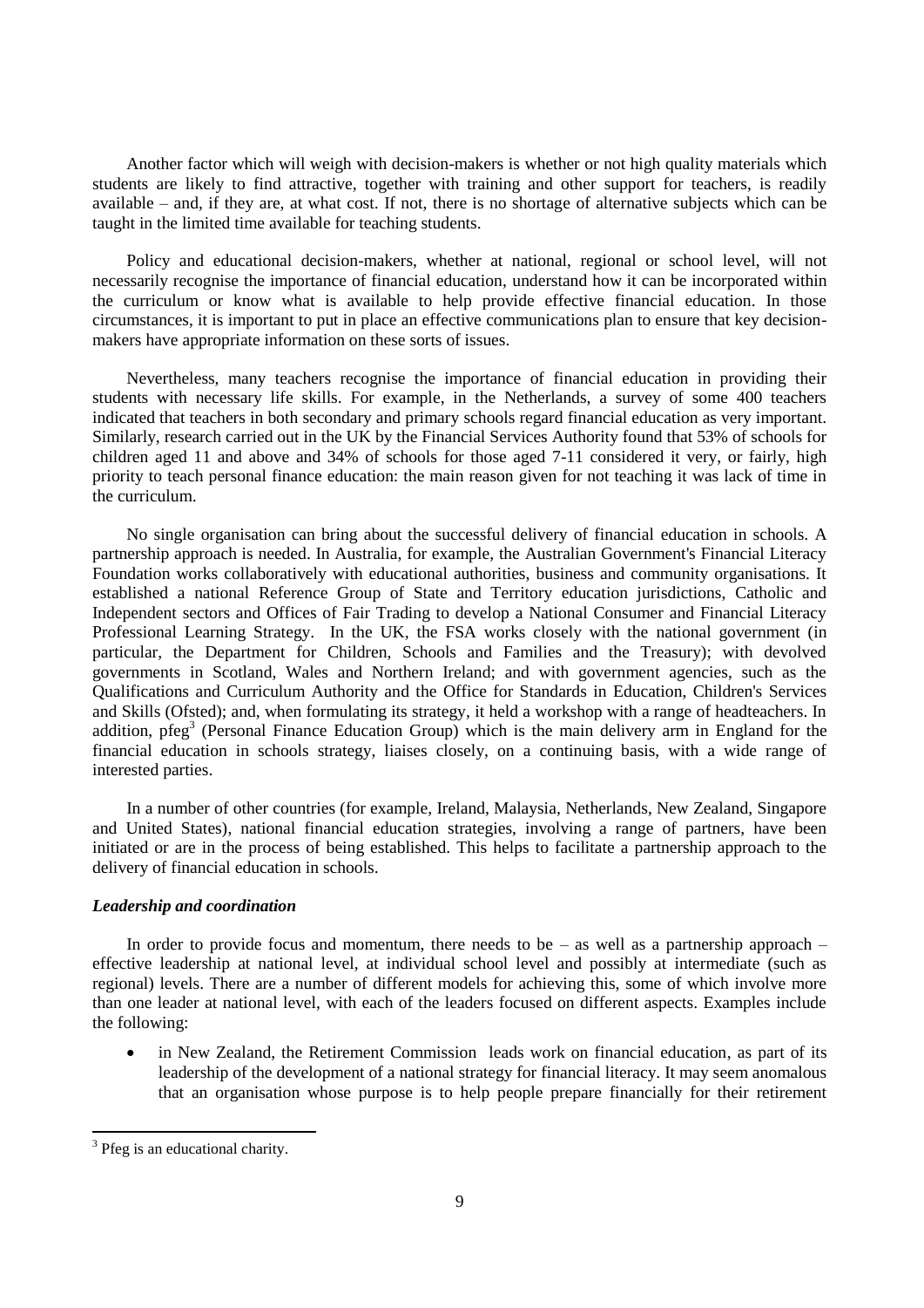Another factor which will weigh with decision-makers is whether or not high quality materials which students are likely to find attractive, together with training and other support for teachers, is readily available – and, if they are, at what cost. If not, there is no shortage of alternative subjects which can be taught in the limited time available for teaching students.

Policy and educational decision-makers, whether at national, regional or school level, will not necessarily recognise the importance of financial education, understand how it can be incorporated within the curriculum or know what is available to help provide effective financial education. In those circumstances, it is important to put in place an effective communications plan to ensure that key decision-makers have appropriate information on these sorts of issues.

Nevertheless, many teachers recognise the importance of financial education in providing their students with necessary life skills. For example, in the Netherlands, a survey of some 400 teachers indicated that teachers in both secondary and primary schools regard financial education as very important. Similarly, research carried out in the UK by the Financial Services Authority found that 53% of schools for children aged 11 and above and 34% of schools for those aged 7-11 considered it very, or fairly, high priority to teach personal finance education: the main reason given for not teaching it was lack of time in the curriculum.

No single organisation can bring about the successful delivery of financial education in schools. A partnership approach is needed. In Australia, for example, the Australian Government's Financial Literacy Foundation works collaboratively with educational authorities, business and community organisations. It established a national Reference Group of State and Territory education jurisdictions, Catholic and Independent sectors and Offices of Fair Trading to develop a National Consumer and Financial Literacy Professional Learning Strategy. In the UK, the FSA works closely with the national government (in particular, the Department for Children, Schools and Families and the Treasury); with devolved governments in Scotland, Wales and Northern Ireland; and with government agencies, such as the Qualifications and Curriculum Authority and the Office for Standards in Education, Children's Services and Skills (Ofsted); and, when formulating its strategy, it held a workshop with a range of headteachers. In addition, pfeg[3] (Personal Finance Education Group) which is the main delivery arm in England for the financial education in schools strategy, liaises closely, on a continuing basis, with a wide range of interested parties.

In a number of other countries (for example, Ireland, Malaysia, Netherlands, New Zealand, Singapore and United States), national financial education strategies, involving a range of partners, have been initiated or are in the process of being established. This helps to facilitate a partnership approach to the delivery of financial education in schools.

***Leadership and coordination***

In order to provide focus and momentum, there needs to be – as well as a partnership approach – effective leadership at national level, at individual school level and possibly at intermediate (such as regional) levels. There are a number of different models for achieving this, some of which involve more than one leader at national level, with each of the leaders focused on different aspects. Examples include the following:

- in New Zealand, the Retirement Commission leads work on financial education, as part of its leadership of the development of a national strategy for financial literacy. It may seem anomalous that an organisation whose purpose is to help people prepare financially for their retirement

[3] Pfeg is an educational charity.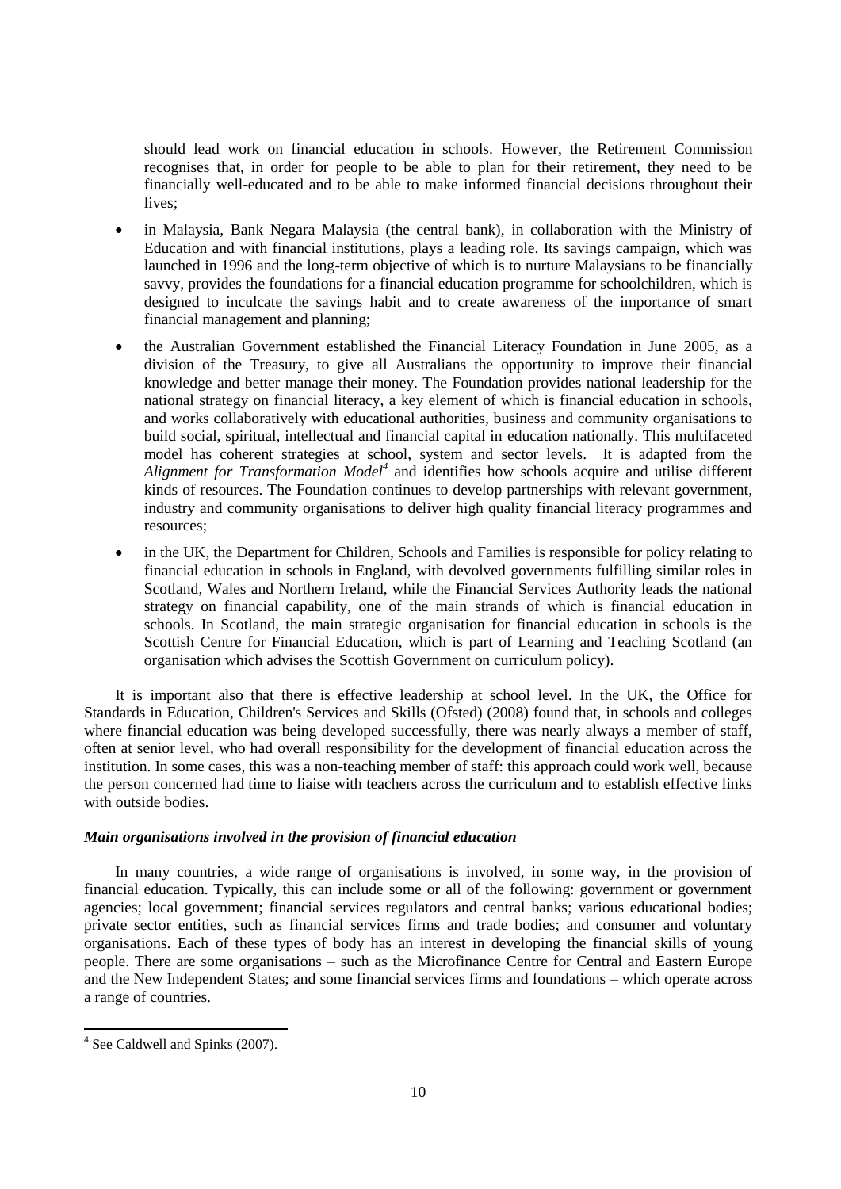should lead work on financial education in schools. However, the Retirement Commission recognises that, in order for people to be able to plan for their retirement, they need to be financially well-educated and to be able to make informed financial decisions throughout their lives;

- in Malaysia, Bank Negara Malaysia (the central bank), in collaboration with the Ministry of Education and with financial institutions, plays a leading role. Its savings campaign, which was launched in 1996 and the long-term objective of which is to nurture Malaysians to be financially savvy, provides the foundations for a financial education programme for schoolchildren, which is designed to inculcate the savings habit and to create awareness of the importance of smart financial management and planning;
- the Australian Government established the Financial Literacy Foundation in June 2005, as a division of the Treasury, to give all Australians the opportunity to improve their financial knowledge and better manage their money. The Foundation provides national leadership for the national strategy on financial literacy, a key element of which is financial education in schools, and works collaboratively with educational authorities, business and community organisations to build social, spiritual, intellectual and financial capital in education nationally. This multifaceted model has coherent strategies at school, system and sector levels. It is adapted from the *Alignment for Transformation Model*[4] and identifies how schools acquire and utilise different kinds of resources. The Foundation continues to develop partnerships with relevant government, industry and community organisations to deliver high quality financial literacy programmes and resources;
- in the UK, the Department for Children, Schools and Families is responsible for policy relating to financial education in schools in England, with devolved governments fulfilling similar roles in Scotland, Wales and Northern Ireland, while the Financial Services Authority leads the national strategy on financial capability, one of the main strands of which is financial education in schools. In Scotland, the main strategic organisation for financial education in schools is the Scottish Centre for Financial Education, which is part of Learning and Teaching Scotland (an organisation which advises the Scottish Government on curriculum policy).

It is important also that there is effective leadership at school level. In the UK, the Office for Standards in Education, Children's Services and Skills (Ofsted) (2008) found that, in schools and colleges where financial education was being developed successfully, there was nearly always a member of staff, often at senior level, who had overall responsibility for the development of financial education across the institution. In some cases, this was a non-teaching member of staff: this approach could work well, because the person concerned had time to liaise with teachers across the curriculum and to establish effective links with outside bodies.

***Main organisations involved in the provision of financial education***

In many countries, a wide range of organisations is involved, in some way, in the provision of financial education. Typically, this can include some or all of the following: government or government agencies; local government; financial services regulators and central banks; various educational bodies; private sector entities, such as financial services firms and trade bodies; and consumer and voluntary organisations. Each of these types of body has an interest in developing the financial skills of young people. There are some organisations – such as the Microfinance Centre for Central and Eastern Europe and the New Independent States; and some financial services firms and foundations – which operate across a range of countries.

---

[4] See Caldwell and Spinks (2007).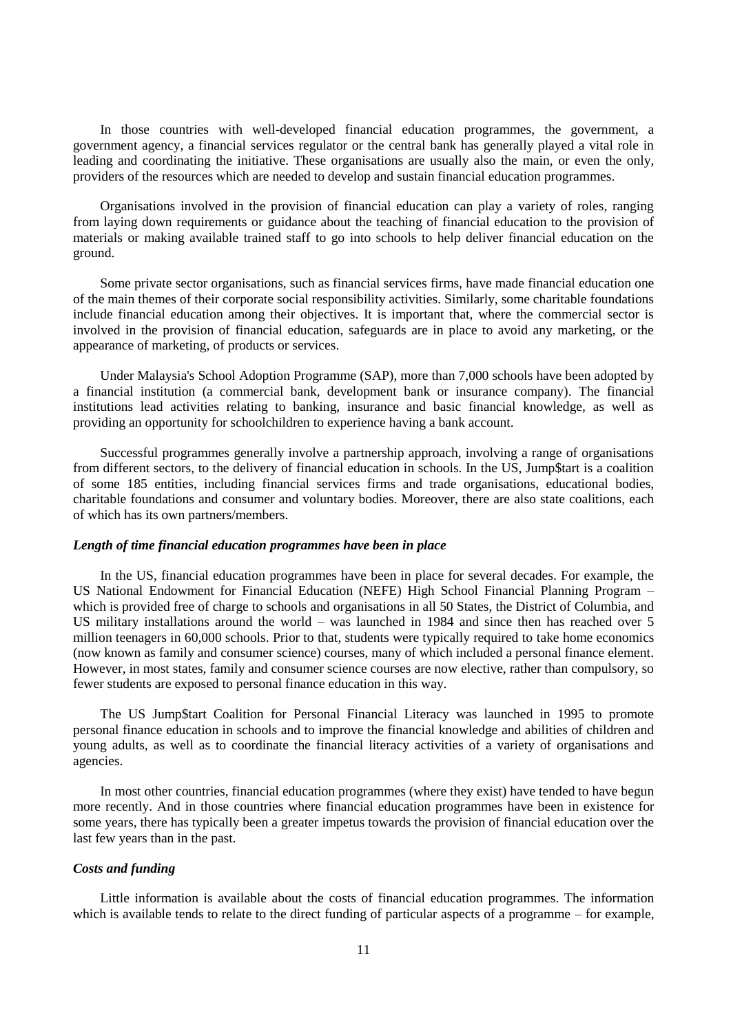In those countries with well-developed financial education programmes, the government, a government agency, a financial services regulator or the central bank has generally played a vital role in leading and coordinating the initiative. These organisations are usually also the main, or even the only, providers of the resources which are needed to develop and sustain financial education programmes.

Organisations involved in the provision of financial education can play a variety of roles, ranging from laying down requirements or guidance about the teaching of financial education to the provision of materials or making available trained staff to go into schools to help deliver financial education on the ground.

Some private sector organisations, such as financial services firms, have made financial education one of the main themes of their corporate social responsibility activities. Similarly, some charitable foundations include financial education among their objectives. It is important that, where the commercial sector is involved in the provision of financial education, safeguards are in place to avoid any marketing, or the appearance of marketing, of products or services.

Under Malaysia's School Adoption Programme (SAP), more than 7,000 schools have been adopted by a financial institution (a commercial bank, development bank or insurance company). The financial institutions lead activities relating to banking, insurance and basic financial knowledge, as well as providing an opportunity for schoolchildren to experience having a bank account.

Successful programmes generally involve a partnership approach, involving a range of organisations from different sectors, to the delivery of financial education in schools. In the US, Jump$tart is a coalition of some 185 entities, including financial services firms and trade organisations, educational bodies, charitable foundations and consumer and voluntary bodies. Moreover, there are also state coalitions, each of which has its own partners/members.

***Length of time financial education programmes have been in place***

In the US, financial education programmes have been in place for several decades. For example, the US National Endowment for Financial Education (NEFE) High School Financial Planning Program – which is provided free of charge to schools and organisations in all 50 States, the District of Columbia, and US military installations around the world – was launched in 1984 and since then has reached over 5 million teenagers in 60,000 schools. Prior to that, students were typically required to take home economics (now known as family and consumer science) courses, many of which included a personal finance element. However, in most states, family and consumer science courses are now elective, rather than compulsory, so fewer students are exposed to personal finance education in this way.

The US Jump$tart Coalition for Personal Financial Literacy was launched in 1995 to promote personal finance education in schools and to improve the financial knowledge and abilities of children and young adults, as well as to coordinate the financial literacy activities of a variety of organisations and agencies.

In most other countries, financial education programmes (where they exist) have tended to have begun more recently. And in those countries where financial education programmes have been in existence for some years, there has typically been a greater impetus towards the provision of financial education over the last few years than in the past.

***Costs and funding***

Little information is available about the costs of financial education programmes. The information which is available tends to relate to the direct funding of particular aspects of a programme – for example,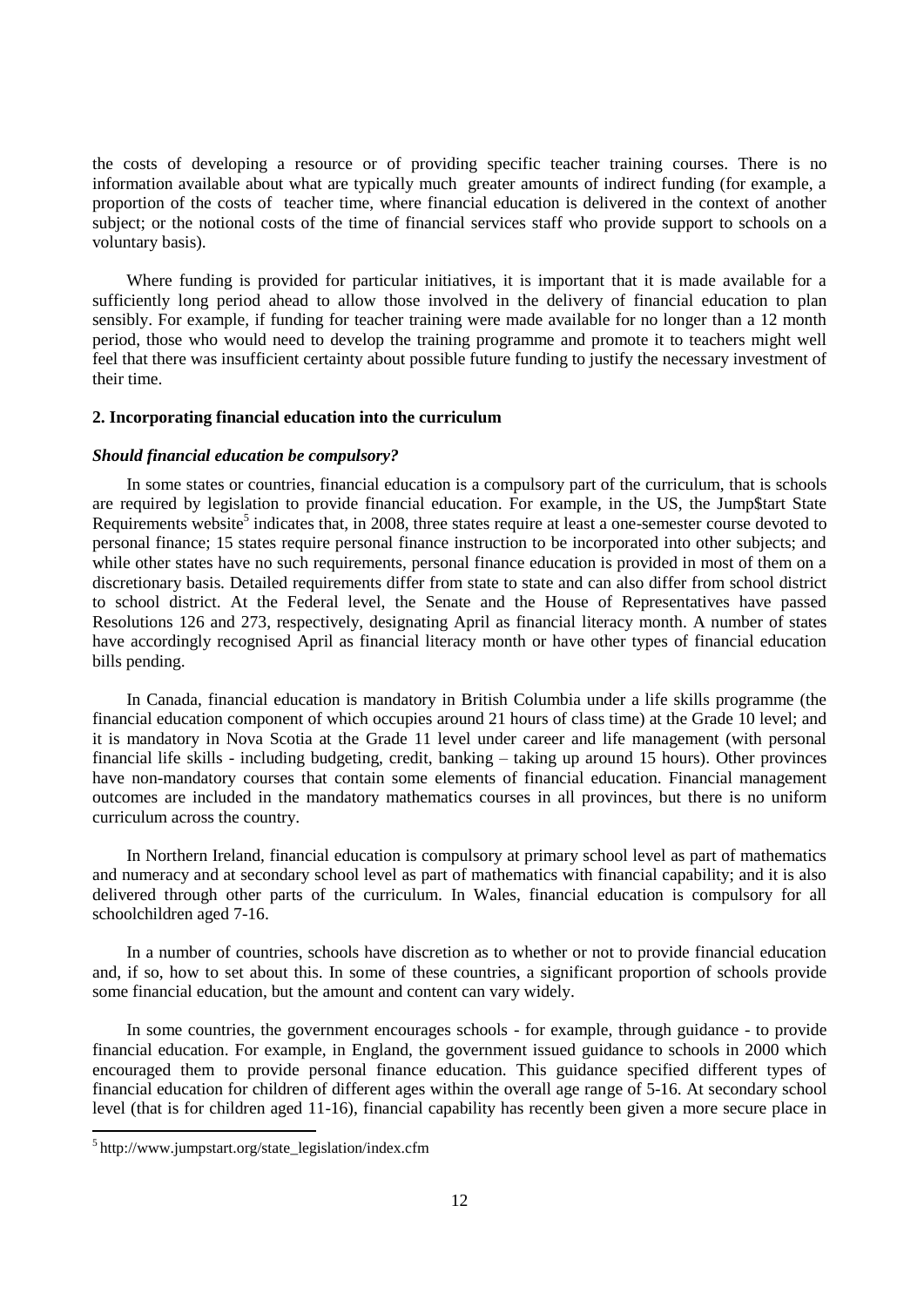the costs of developing a resource or of providing specific teacher training courses. There is no information available about what are typically much greater amounts of indirect funding (for example, a proportion of the costs of teacher time, where financial education is delivered in the context of another subject; or the notional costs of the time of financial services staff who provide support to schools on a voluntary basis).

Where funding is provided for particular initiatives, it is important that it is made available for a sufficiently long period ahead to allow those involved in the delivery of financial education to plan sensibly. For example, if funding for teacher training were made available for no longer than a 12 month period, those who would need to develop the training programme and promote it to teachers might well feel that there was insufficient certainty about possible future funding to justify the necessary investment of their time.

**2. Incorporating financial education into the curriculum**

***Should financial education be compulsory?***

In some states or countries, financial education is a compulsory part of the curriculum, that is schools are required by legislation to provide financial education. For example, in the US, the Jump$tart State Requirements website[5] indicates that, in 2008, three states require at least a one-semester course devoted to personal finance; 15 states require personal finance instruction to be incorporated into other subjects; and while other states have no such requirements, personal finance education is provided in most of them on a discretionary basis. Detailed requirements differ from state to state and can also differ from school district to school district. At the Federal level, the Senate and the House of Representatives have passed Resolutions 126 and 273, respectively, designating April as financial literacy month. A number of states have accordingly recognised April as financial literacy month or have other types of financial education bills pending.

In Canada, financial education is mandatory in British Columbia under a life skills programme (the financial education component of which occupies around 21 hours of class time) at the Grade 10 level; and it is mandatory in Nova Scotia at the Grade 11 level under career and life management (with personal financial life skills - including budgeting, credit, banking – taking up around 15 hours). Other provinces have non-mandatory courses that contain some elements of financial education. Financial management outcomes are included in the mandatory mathematics courses in all provinces, but there is no uniform curriculum across the country.

In Northern Ireland, financial education is compulsory at primary school level as part of mathematics and numeracy and at secondary school level as part of mathematics with financial capability; and it is also delivered through other parts of the curriculum. In Wales, financial education is compulsory for all schoolchildren aged 7-16.

In a number of countries, schools have discretion as to whether or not to provide financial education and, if so, how to set about this. In some of these countries, a significant proportion of schools provide some financial education, but the amount and content can vary widely.

In some countries, the government encourages schools - for example, through guidance - to provide financial education. For example, in England, the government issued guidance to schools in 2000 which encouraged them to provide personal finance education. This guidance specified different types of financial education for children of different ages within the overall age range of 5-16. At secondary school level (that is for children aged 11-16), financial capability has recently been given a more secure place in

[5] http://www.jumpstart.org/state_legislation/index.cfm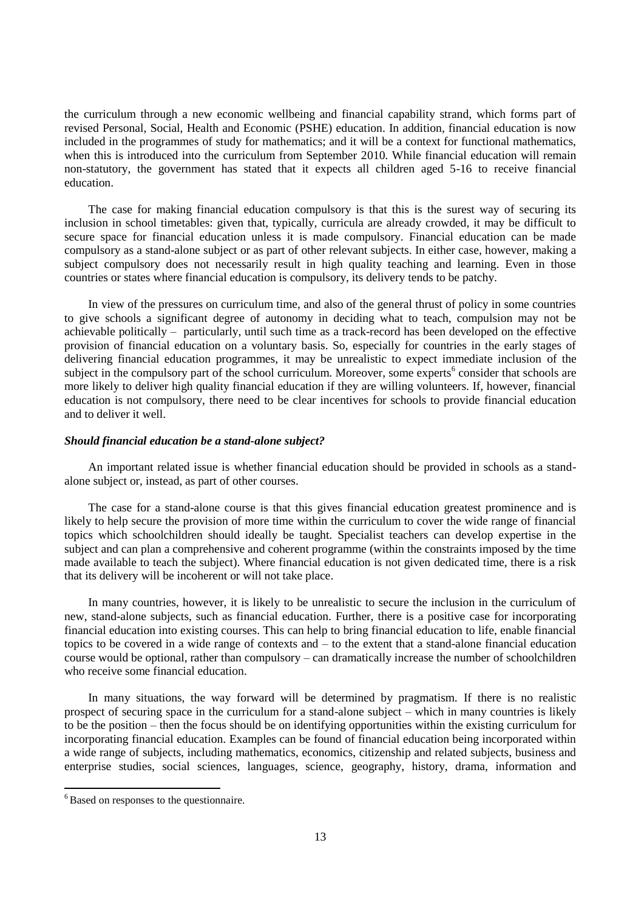the curriculum through a new economic wellbeing and financial capability strand, which forms part of revised Personal, Social, Health and Economic (PSHE) education. In addition, financial education is now included in the programmes of study for mathematics; and it will be a context for functional mathematics, when this is introduced into the curriculum from September 2010. While financial education will remain non-statutory, the government has stated that it expects all children aged 5-16 to receive financial education.

The case for making financial education compulsory is that this is the surest way of securing its inclusion in school timetables: given that, typically, curricula are already crowded, it may be difficult to secure space for financial education unless it is made compulsory. Financial education can be made compulsory as a stand-alone subject or as part of other relevant subjects. In either case, however, making a subject compulsory does not necessarily result in high quality teaching and learning. Even in those countries or states where financial education is compulsory, its delivery tends to be patchy.

In view of the pressures on curriculum time, and also of the general thrust of policy in some countries to give schools a significant degree of autonomy in deciding what to teach, compulsion may not be achievable politically – particularly, until such time as a track-record has been developed on the effective provision of financial education on a voluntary basis. So, especially for countries in the early stages of delivering financial education programmes, it may be unrealistic to expect immediate inclusion of the subject in the compulsory part of the school curriculum. Moreover, some experts[6] consider that schools are more likely to deliver high quality financial education if they are willing volunteers. If, however, financial education is not compulsory, there need to be clear incentives for schools to provide financial education and to deliver it well.

***Should financial education be a stand-alone subject?***

An important related issue is whether financial education should be provided in schools as a stand-alone subject or, instead, as part of other courses.

The case for a stand-alone course is that this gives financial education greatest prominence and is likely to help secure the provision of more time within the curriculum to cover the wide range of financial topics which schoolchildren should ideally be taught. Specialist teachers can develop expertise in the subject and can plan a comprehensive and coherent programme (within the constraints imposed by the time made available to teach the subject). Where financial education is not given dedicated time, there is a risk that its delivery will be incoherent or will not take place.

In many countries, however, it is likely to be unrealistic to secure the inclusion in the curriculum of new, stand-alone subjects, such as financial education. Further, there is a positive case for incorporating financial education into existing courses. This can help to bring financial education to life, enable financial topics to be covered in a wide range of contexts and – to the extent that a stand-alone financial education course would be optional, rather than compulsory – can dramatically increase the number of schoolchildren who receive some financial education.

In many situations, the way forward will be determined by pragmatism. If there is no realistic prospect of securing space in the curriculum for a stand-alone subject – which in many countries is likely to be the position – then the focus should be on identifying opportunities within the existing curriculum for incorporating financial education. Examples can be found of financial education being incorporated within a wide range of subjects, including mathematics, economics, citizenship and related subjects, business and enterprise studies, social sciences, languages, science, geography, history, drama, information and

[6] Based on responses to the questionnaire.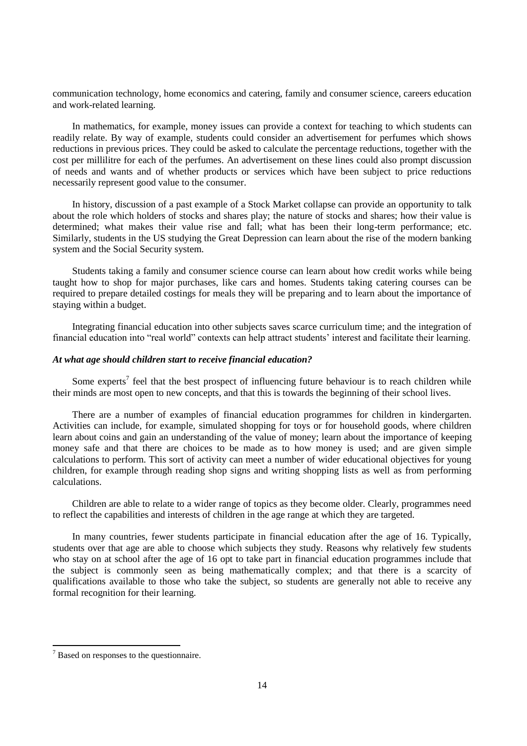communication technology, home economics and catering, family and consumer science, careers education and work-related learning.

In mathematics, for example, money issues can provide a context for teaching to which students can readily relate. By way of example, students could consider an advertisement for perfumes which shows reductions in previous prices. They could be asked to calculate the percentage reductions, together with the cost per millilitre for each of the perfumes. An advertisement on these lines could also prompt discussion of needs and wants and of whether products or services which have been subject to price reductions necessarily represent good value to the consumer.

In history, discussion of a past example of a Stock Market collapse can provide an opportunity to talk about the role which holders of stocks and shares play; the nature of stocks and shares; how their value is determined; what makes their value rise and fall; what has been their long-term performance; etc. Similarly, students in the US studying the Great Depression can learn about the rise of the modern banking system and the Social Security system.

Students taking a family and consumer science course can learn about how credit works while being taught how to shop for major purchases, like cars and homes. Students taking catering courses can be required to prepare detailed costings for meals they will be preparing and to learn about the importance of staying within a budget.

Integrating financial education into other subjects saves scarce curriculum time; and the integration of financial education into "real world" contexts can help attract students' interest and facilitate their learning.

***At what age should children start to receive financial education?***

Some experts[7] feel that the best prospect of influencing future behaviour is to reach children while their minds are most open to new concepts, and that this is towards the beginning of their school lives.

There are a number of examples of financial education programmes for children in kindergarten. Activities can include, for example, simulated shopping for toys or for household goods, where children learn about coins and gain an understanding of the value of money; learn about the importance of keeping money safe and that there are choices to be made as to how money is used; and are given simple calculations to perform. This sort of activity can meet a number of wider educational objectives for young children, for example through reading shop signs and writing shopping lists as well as from performing calculations.

Children are able to relate to a wider range of topics as they become older. Clearly, programmes need to reflect the capabilities and interests of children in the age range at which they are targeted.

In many countries, fewer students participate in financial education after the age of 16. Typically, students over that age are able to choose which subjects they study. Reasons why relatively few students who stay on at school after the age of 16 opt to take part in financial education programmes include that the subject is commonly seen as being mathematically complex; and that there is a scarcity of qualifications available to those who take the subject, so students are generally not able to receive any formal recognition for their learning.

---

[7] Based on responses to the questionnaire.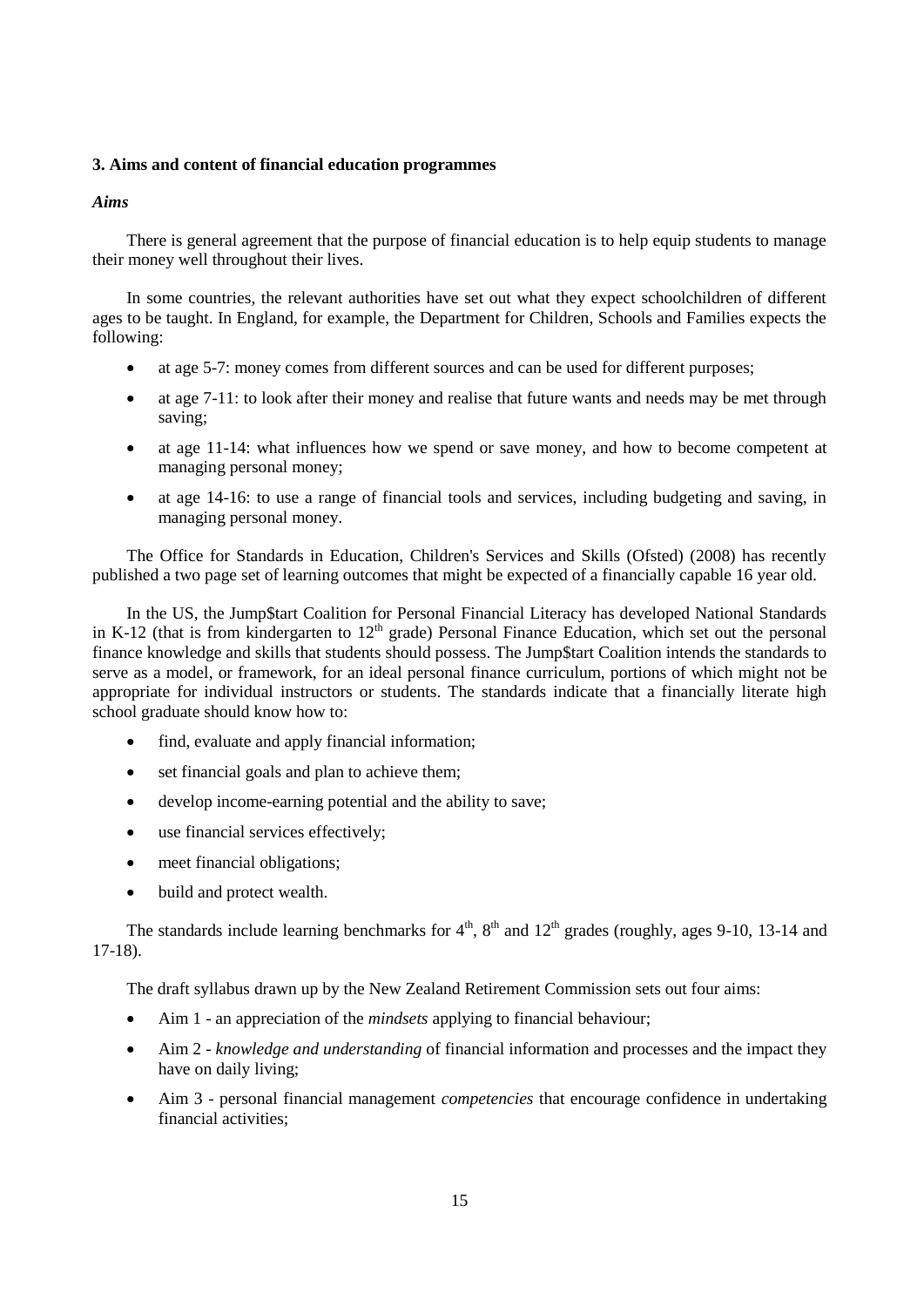### 3. Aims and content of financial education programmes

#### *Aims*

There is general agreement that the purpose of financial education is to help equip students to manage their money well throughout their lives.

In some countries, the relevant authorities have set out what they expect schoolchildren of different ages to be taught. In England, for example, the Department for Children, Schools and Families expects the following:

- at age 5-7: money comes from different sources and can be used for different purposes;
- at age 7-11: to look after their money and realise that future wants and needs may be met through saving;
- at age 11-14: what influences how we spend or save money, and how to become competent at managing personal money;
- at age 14-16: to use a range of financial tools and services, including budgeting and saving, in managing personal money.

The Office for Standards in Education, Children's Services and Skills (Ofsted) (2008) has recently published a two page set of learning outcomes that might be expected of a financially capable 16 year old.

In the US, the Jump$tart Coalition for Personal Financial Literacy has developed National Standards in K-12 (that is from kindergarten to 12th grade) Personal Finance Education, which set out the personal finance knowledge and skills that students should possess. The Jump$tart Coalition intends the standards to serve as a model, or framework, for an ideal personal finance curriculum, portions of which might not be appropriate for individual instructors or students. The standards indicate that a financially literate high school graduate should know how to:

- find, evaluate and apply financial information;
- set financial goals and plan to achieve them;
- develop income-earning potential and the ability to save;
- use financial services effectively;
- meet financial obligations;
- build and protect wealth.

The standards include learning benchmarks for 4th, 8th and 12th grades (roughly, ages 9-10, 13-14 and 17-18).

The draft syllabus drawn up by the New Zealand Retirement Commission sets out four aims:

- Aim 1 - an appreciation of the *mindsets* applying to financial behaviour;
- Aim 2 - *knowledge and understanding* of financial information and processes and the impact they have on daily living;
- Aim 3 - personal financial management *competencies* that encourage confidence in undertaking financial activities;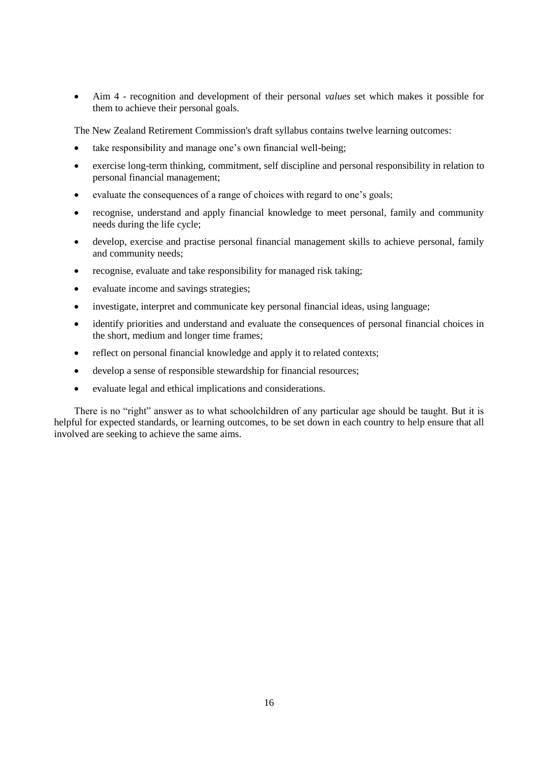- Aim 4 - recognition and development of their personal *values* set which makes it possible for them to achieve their personal goals.

The New Zealand Retirement Commission's draft syllabus contains twelve learning outcomes:

- take responsibility and manage one's own financial well-being;
- exercise long-term thinking, commitment, self discipline and personal responsibility in relation to personal financial management;
- evaluate the consequences of a range of choices with regard to one's goals;
- recognise, understand and apply financial knowledge to meet personal, family and community needs during the life cycle;
- develop, exercise and practise personal financial management skills to achieve personal, family and community needs;
- recognise, evaluate and take responsibility for managed risk taking;
- evaluate income and savings strategies;
- investigate, interpret and communicate key personal financial ideas, using language;
- identify priorities and understand and evaluate the consequences of personal financial choices in the short, medium and longer time frames;
- reflect on personal financial knowledge and apply it to related contexts;
- develop a sense of responsible stewardship for financial resources;
- evaluate legal and ethical implications and considerations.

There is no "right" answer as to what schoolchildren of any particular age should be taught. But it is helpful for expected standards, or learning outcomes, to be set down in each country to help ensure that all involved are seeking to achieve the same aims.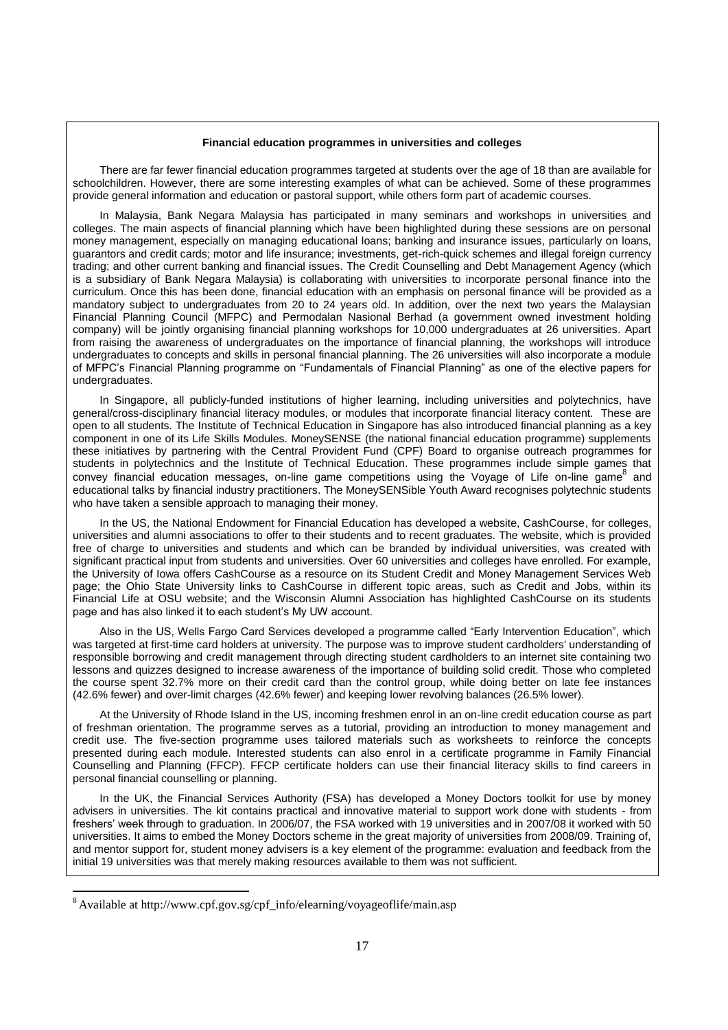**Financial education programmes in universities and colleges**

There are far fewer financial education programmes targeted at students over the age of 18 than are available for schoolchildren. However, there are some interesting examples of what can be achieved. Some of these programmes provide general information and education or pastoral support, while others form part of academic courses.

In Malaysia, Bank Negara Malaysia has participated in many seminars and workshops in universities and colleges. The main aspects of financial planning which have been highlighted during these sessions are on personal money management, especially on managing educational loans; banking and insurance issues, particularly on loans, guarantors and credit cards; motor and life insurance; investments, get-rich-quick schemes and illegal foreign currency trading; and other current banking and financial issues. The Credit Counselling and Debt Management Agency (which is a subsidiary of Bank Negara Malaysia) is collaborating with universities to incorporate personal finance into the curriculum. Once this has been done, financial education with an emphasis on personal finance will be provided as a mandatory subject to undergraduates from 20 to 24 years old. In addition, over the next two years the Malaysian Financial Planning Council (MFPC) and Permodalan Nasional Berhad (a government owned investment holding company) will be jointly organising financial planning workshops for 10,000 undergraduates at 26 universities. Apart from raising the awareness of undergraduates on the importance of financial planning, the workshops will introduce undergraduates to concepts and skills in personal financial planning. The 26 universities will also incorporate a module of MFPC's Financial Planning programme on "Fundamentals of Financial Planning" as one of the elective papers for undergraduates.

In Singapore, all publicly-funded institutions of higher learning, including universities and polytechnics, have general/cross-disciplinary financial literacy modules, or modules that incorporate financial literacy content. These are open to all students. The Institute of Technical Education in Singapore has also introduced financial planning as a key component in one of its Life Skills Modules. MoneySENSE (the national financial education programme) supplements these initiatives by partnering with the Central Provident Fund (CPF) Board to organise outreach programmes for students in polytechnics and the Institute of Technical Education. These programmes include simple games that convey financial education messages, on-line game competitions using the Voyage of Life on-line game[8] and educational talks by financial industry practitioners. The MoneySENSible Youth Award recognises polytechnic students who have taken a sensible approach to managing their money.

In the US, the National Endowment for Financial Education has developed a website, CashCourse, for colleges, universities and alumni associations to offer to their students and to recent graduates. The website, which is provided free of charge to universities and students and which can be branded by individual universities, was created with significant practical input from students and universities. Over 60 universities and colleges have enrolled. For example, the University of Iowa offers CashCourse as a resource on its Student Credit and Money Management Services Web page; the Ohio State University links to CashCourse in different topic areas, such as Credit and Jobs, within its Financial Life at OSU website; and the Wisconsin Alumni Association has highlighted CashCourse on its students page and has also linked it to each student's My UW account.

Also in the US, Wells Fargo Card Services developed a programme called "Early Intervention Education", which was targeted at first-time card holders at university. The purpose was to improve student cardholders' understanding of responsible borrowing and credit management through directing student cardholders to an internet site containing two lessons and quizzes designed to increase awareness of the importance of building solid credit. Those who completed the course spent 32.7% more on their credit card than the control group, while doing better on late fee instances (42.6% fewer) and over-limit charges (42.6% fewer) and keeping lower revolving balances (26.5% lower).

At the University of Rhode Island in the US, incoming freshmen enrol in an on-line credit education course as part of freshman orientation. The programme serves as a tutorial, providing an introduction to money management and credit use. The five-section programme uses tailored materials such as worksheets to reinforce the concepts presented during each module. Interested students can also enrol in a certificate programme in Family Financial Counselling and Planning (FFCP). FFCP certificate holders can use their financial literacy skills to find careers in personal financial counselling or planning.

In the UK, the Financial Services Authority (FSA) has developed a Money Doctors toolkit for use by money advisers in universities. The kit contains practical and innovative material to support work done with students - from freshers' week through to graduation. In 2006/07, the FSA worked with 19 universities and in 2007/08 it worked with 50 universities. It aims to embed the Money Doctors scheme in the great majority of universities from 2008/09. Training of, and mentor support for, student money advisers is a key element of the programme: evaluation and feedback from the initial 19 universities was that merely making resources available to them was not sufficient.

---

[8] Available at http://www.cpf.gov.sg/cpf_info/elearning/voyageoflife/main.asp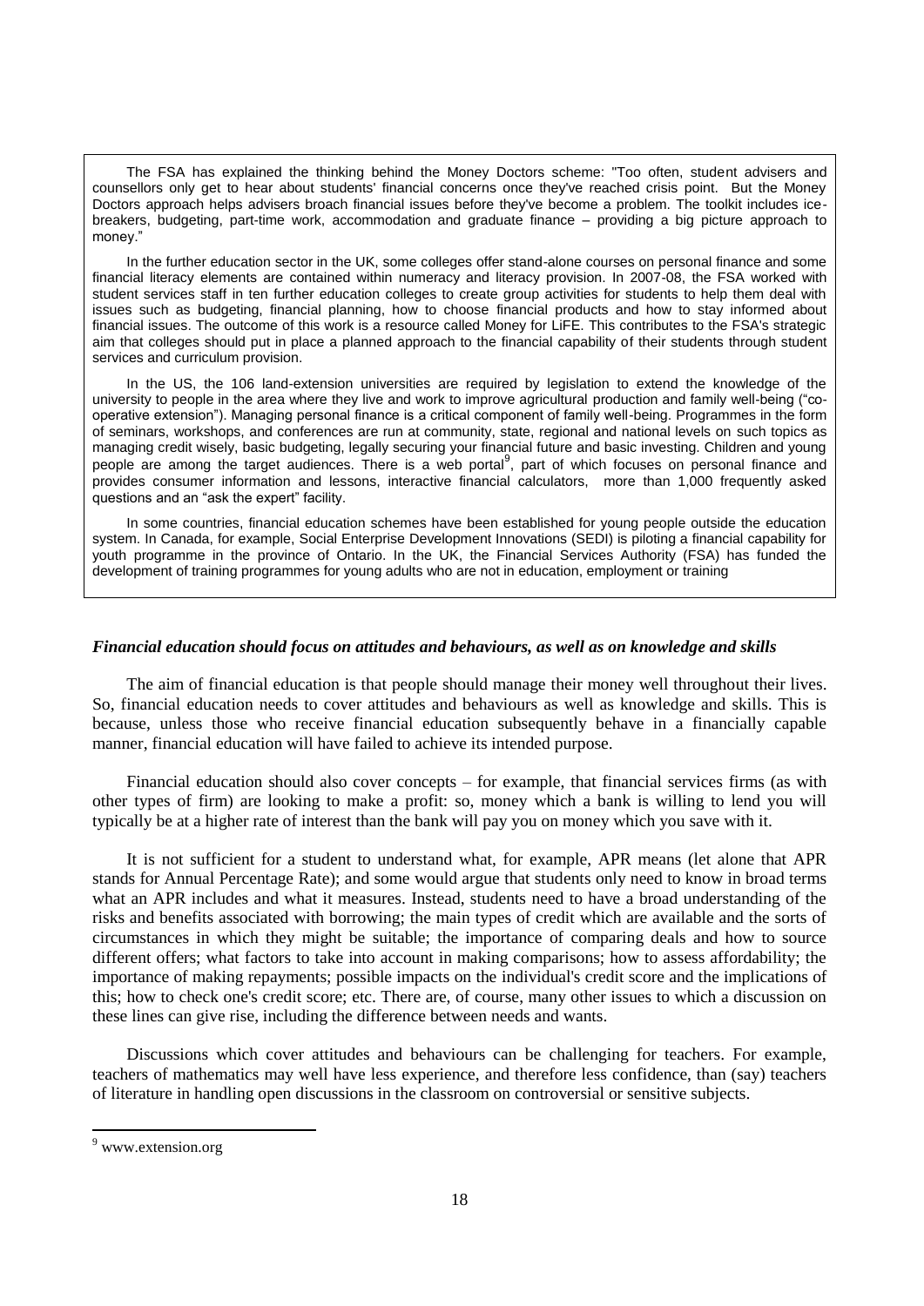The FSA has explained the thinking behind the Money Doctors scheme: "Too often, student advisers and counsellors only get to hear about students' financial concerns once they've reached crisis point. But the Money Doctors approach helps advisers broach financial issues before they've become a problem. The toolkit includes ice-breakers, budgeting, part-time work, accommodation and graduate finance – providing a big picture approach to money."

In the further education sector in the UK, some colleges offer stand-alone courses on personal finance and some financial literacy elements are contained within numeracy and literacy provision. In 2007-08, the FSA worked with student services staff in ten further education colleges to create group activities for students to help them deal with issues such as budgeting, financial planning, how to choose financial products and how to stay informed about financial issues. The outcome of this work is a resource called Money for LiFE. This contributes to the FSA's strategic aim that colleges should put in place a planned approach to the financial capability of their students through student services and curriculum provision.

In the US, the 106 land-extension universities are required by legislation to extend the knowledge of the university to people in the area where they live and work to improve agricultural production and family well-being ("co-operative extension"). Managing personal finance is a critical component of family well-being. Programmes in the form of seminars, workshops, and conferences are run at community, state, regional and national levels on such topics as managing credit wisely, basic budgeting, legally securing your financial future and basic investing. Children and young people are among the target audiences. There is a web portal[9], part of which focuses on personal finance and provides consumer information and lessons, interactive financial calculators, more than 1,000 frequently asked questions and an "ask the expert" facility.

In some countries, financial education schemes have been established for young people outside the education system. In Canada, for example, Social Enterprise Development Innovations (SEDI) is piloting a financial capability for youth programme in the province of Ontario. In the UK, the Financial Services Authority (FSA) has funded the development of training programmes for young adults who are not in education, employment or training

### *Financial education should focus on attitudes and behaviours, as well as on knowledge and skills*

The aim of financial education is that people should manage their money well throughout their lives. So, financial education needs to cover attitudes and behaviours as well as knowledge and skills. This is because, unless those who receive financial education subsequently behave in a financially capable manner, financial education will have failed to achieve its intended purpose.

Financial education should also cover concepts – for example, that financial services firms (as with other types of firm) are looking to make a profit: so, money which a bank is willing to lend you will typically be at a higher rate of interest than the bank will pay you on money which you save with it.

It is not sufficient for a student to understand what, for example, APR means (let alone that APR stands for Annual Percentage Rate); and some would argue that students only need to know in broad terms what an APR includes and what it measures. Instead, students need to have a broad understanding of the risks and benefits associated with borrowing; the main types of credit which are available and the sorts of circumstances in which they might be suitable; the importance of comparing deals and how to source different offers; what factors to take into account in making comparisons; how to assess affordability; the importance of making repayments; possible impacts on the individual's credit score and the implications of this; how to check one's credit score; etc. There are, of course, many other issues to which a discussion on these lines can give rise, including the difference between needs and wants.

Discussions which cover attitudes and behaviours can be challenging for teachers. For example, teachers of mathematics may well have less experience, and therefore less confidence, than (say) teachers of literature in handling open discussions in the classroom on controversial or sensitive subjects.

[9] www.extension.org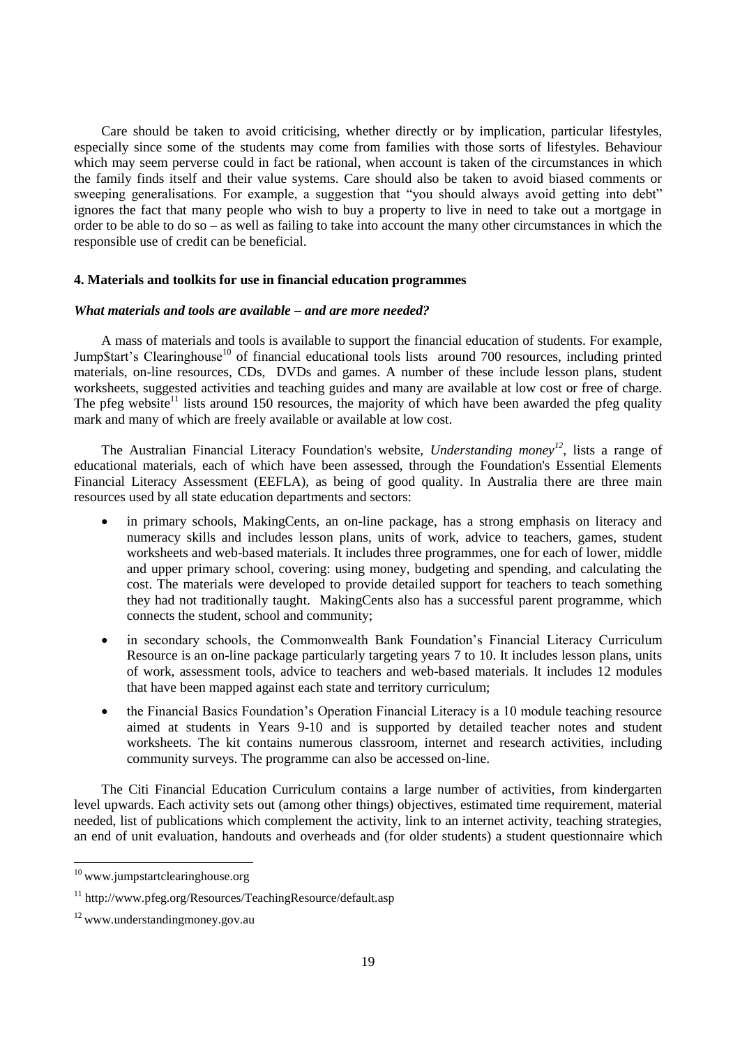Care should be taken to avoid criticising, whether directly or by implication, particular lifestyles, especially since some of the students may come from families with those sorts of lifestyles. Behaviour which may seem perverse could in fact be rational, when account is taken of the circumstances in which the family finds itself and their value systems. Care should also be taken to avoid biased comments or sweeping generalisations. For example, a suggestion that "you should always avoid getting into debt" ignores the fact that many people who wish to buy a property to live in need to take out a mortgage in order to be able to do so – as well as failing to take into account the many other circumstances in which the responsible use of credit can be beneficial.

#### 4. Materials and toolkits for use in financial education programmes

***What materials and tools are available – and are more needed?***

A mass of materials and tools is available to support the financial education of students. For example, Jump$tart's Clearinghouse[10] of financial educational tools lists around 700 resources, including printed materials, on-line resources, CDs, DVDs and games. A number of these include lesson plans, student worksheets, suggested activities and teaching guides and many are available at low cost or free of charge. The pfeg website[11] lists around 150 resources, the majority of which have been awarded the pfeg quality mark and many of which are freely available or available at low cost.

The Australian Financial Literacy Foundation's website, *Understanding money*[12], lists a range of educational materials, each of which have been assessed, through the Foundation's Essential Elements Financial Literacy Assessment (EEFLA), as being of good quality. In Australia there are three main resources used by all state education departments and sectors:

- in primary schools, MakingCents, an on-line package, has a strong emphasis on literacy and numeracy skills and includes lesson plans, units of work, advice to teachers, games, student worksheets and web-based materials. It includes three programmes, one for each of lower, middle and upper primary school, covering: using money, budgeting and spending, and calculating the cost. The materials were developed to provide detailed support for teachers to teach something they had not traditionally taught. MakingCents also has a successful parent programme, which connects the student, school and community;
- in secondary schools, the Commonwealth Bank Foundation's Financial Literacy Curriculum Resource is an on-line package particularly targeting years 7 to 10. It includes lesson plans, units of work, assessment tools, advice to teachers and web-based materials. It includes 12 modules that have been mapped against each state and territory curriculum;
- the Financial Basics Foundation's Operation Financial Literacy is a 10 module teaching resource aimed at students in Years 9-10 and is supported by detailed teacher notes and student worksheets. The kit contains numerous classroom, internet and research activities, including community surveys. The programme can also be accessed on-line.

The Citi Financial Education Curriculum contains a large number of activities, from kindergarten level upwards. Each activity sets out (among other things) objectives, estimated time requirement, material needed, list of publications which complement the activity, link to an internet activity, teaching strategies, an end of unit evaluation, handouts and overheads and (for older students) a student questionnaire which

---

[10] www.jumpstartclearinghouse.org

[11] http://www.pfeg.org/Resources/TeachingResource/default.asp

[12] www.understandingmoney.gov.au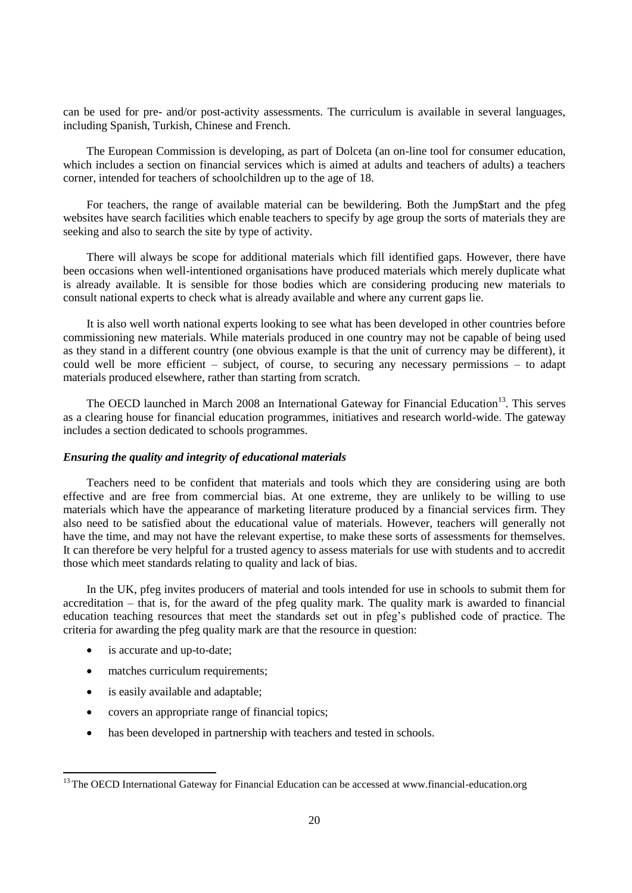can be used for pre- and/or post-activity assessments. The curriculum is available in several languages, including Spanish, Turkish, Chinese and French.

The European Commission is developing, as part of Dolceta (an on-line tool for consumer education, which includes a section on financial services which is aimed at adults and teachers of adults) a teachers corner, intended for teachers of schoolchildren up to the age of 18.

For teachers, the range of available material can be bewildering. Both the Jump$tart and the pfeg websites have search facilities which enable teachers to specify by age group the sorts of materials they are seeking and also to search the site by type of activity.

There will always be scope for additional materials which fill identified gaps. However, there have been occasions when well-intentioned organisations have produced materials which merely duplicate what is already available. It is sensible for those bodies which are considering producing new materials to consult national experts to check what is already available and where any current gaps lie.

It is also well worth national experts looking to see what has been developed in other countries before commissioning new materials. While materials produced in one country may not be capable of being used as they stand in a different country (one obvious example is that the unit of currency may be different), it could well be more efficient – subject, of course, to securing any necessary permissions – to adapt materials produced elsewhere, rather than starting from scratch.

The OECD launched in March 2008 an International Gateway for Financial Education[13]. This serves as a clearing house for financial education programmes, initiatives and research world-wide. The gateway includes a section dedicated to schools programmes.

### *Ensuring the quality and integrity of educational materials*

Teachers need to be confident that materials and tools which they are considering using are both effective and are free from commercial bias. At one extreme, they are unlikely to be willing to use materials which have the appearance of marketing literature produced by a financial services firm. They also need to be satisfied about the educational value of materials. However, teachers will generally not have the time, and may not have the relevant expertise, to make these sorts of assessments for themselves. It can therefore be very helpful for a trusted agency to assess materials for use with students and to accredit those which meet standards relating to quality and lack of bias.

In the UK, pfeg invites producers of material and tools intended for use in schools to submit them for accreditation – that is, for the award of the pfeg quality mark. The quality mark is awarded to financial education teaching resources that meet the standards set out in pfeg's published code of practice. The criteria for awarding the pfeg quality mark are that the resource in question:

- is accurate and up-to-date;
- matches curriculum requirements;
- is easily available and adaptable;
- covers an appropriate range of financial topics;
- has been developed in partnership with teachers and tested in schools.

---

[13] The OECD International Gateway for Financial Education can be accessed at www.financial-education.org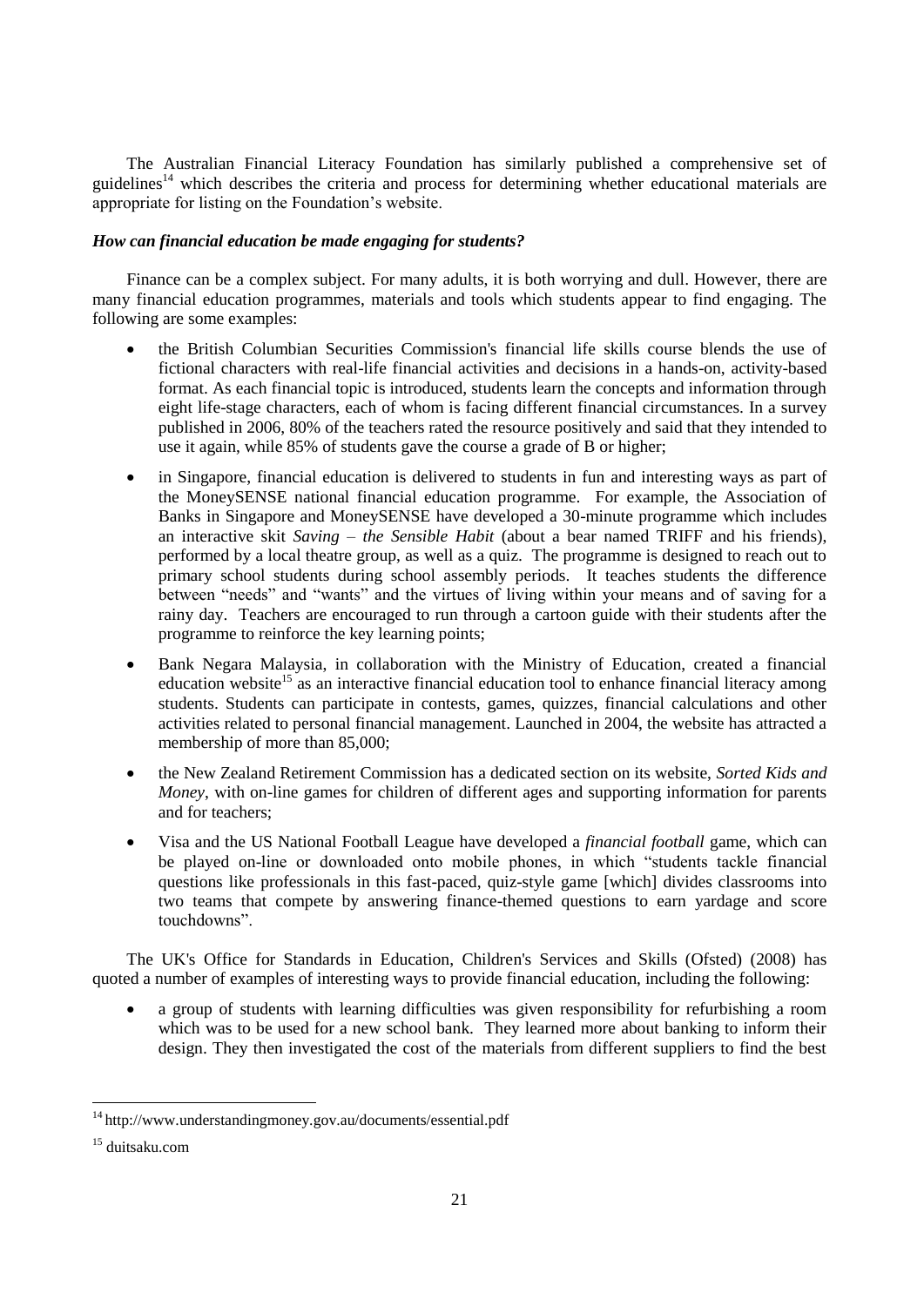The Australian Financial Literacy Foundation has similarly published a comprehensive set of guidelines[14] which describes the criteria and process for determining whether educational materials are appropriate for listing on the Foundation's website.

***How can financial education be made engaging for students?***

Finance can be a complex subject. For many adults, it is both worrying and dull. However, there are many financial education programmes, materials and tools which students appear to find engaging. The following are some examples:

- the British Columbian Securities Commission's financial life skills course blends the use of fictional characters with real-life financial activities and decisions in a hands-on, activity-based format. As each financial topic is introduced, students learn the concepts and information through eight life-stage characters, each of whom is facing different financial circumstances. In a survey published in 2006, 80% of the teachers rated the resource positively and said that they intended to use it again, while 85% of students gave the course a grade of B or higher;

- in Singapore, financial education is delivered to students in fun and interesting ways as part of the MoneySENSE national financial education programme. For example, the Association of Banks in Singapore and MoneySENSE have developed a 30-minute programme which includes an interactive skit *Saving – the Sensible Habit* (about a bear named TRIFF and his friends), performed by a local theatre group, as well as a quiz. The programme is designed to reach out to primary school students during school assembly periods. It teaches students the difference between "needs" and "wants" and the virtues of living within your means and of saving for a rainy day. Teachers are encouraged to run through a cartoon guide with their students after the programme to reinforce the key learning points;

- Bank Negara Malaysia, in collaboration with the Ministry of Education, created a financial education website[15] as an interactive financial education tool to enhance financial literacy among students. Students can participate in contests, games, quizzes, financial calculations and other activities related to personal financial management. Launched in 2004, the website has attracted a membership of more than 85,000;

- the New Zealand Retirement Commission has a dedicated section on its website, *Sorted Kids and Money*, with on-line games for children of different ages and supporting information for parents and for teachers;

- Visa and the US National Football League have developed a *financial football* game, which can be played on-line or downloaded onto mobile phones, in which "students tackle financial questions like professionals in this fast-paced, quiz-style game [which] divides classrooms into two teams that compete by answering finance-themed questions to earn yardage and score touchdowns".

The UK's Office for Standards in Education, Children's Services and Skills (Ofsted) (2008) has quoted a number of examples of interesting ways to provide financial education, including the following:

- a group of students with learning difficulties was given responsibility for refurbishing a room which was to be used for a new school bank. They learned more about banking to inform their design. They then investigated the cost of the materials from different suppliers to find the best

---

[14] http://www.understandingmoney.gov.au/documents/essential.pdf

[15] duitsaku.com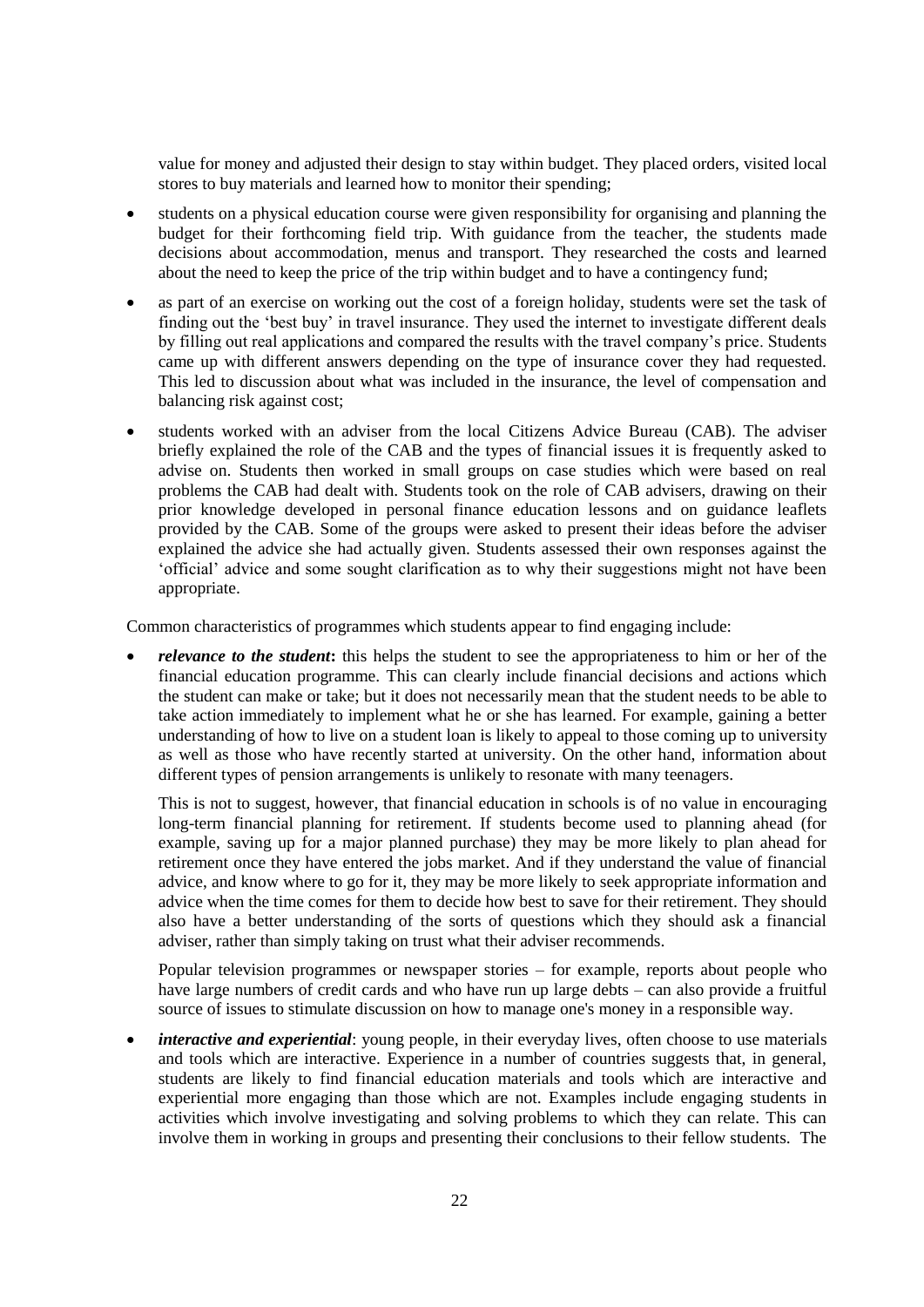value for money and adjusted their design to stay within budget. They placed orders, visited local stores to buy materials and learned how to monitor their spending;

- students on a physical education course were given responsibility for organising and planning the budget for their forthcoming field trip. With guidance from the teacher, the students made decisions about accommodation, menus and transport. They researched the costs and learned about the need to keep the price of the trip within budget and to have a contingency fund;
- as part of an exercise on working out the cost of a foreign holiday, students were set the task of finding out the 'best buy' in travel insurance. They used the internet to investigate different deals by filling out real applications and compared the results with the travel company's price. Students came up with different answers depending on the type of insurance cover they had requested. This led to discussion about what was included in the insurance, the level of compensation and balancing risk against cost;
- students worked with an adviser from the local Citizens Advice Bureau (CAB). The adviser briefly explained the role of the CAB and the types of financial issues it is frequently asked to advise on. Students then worked in small groups on case studies which were based on real problems the CAB had dealt with. Students took on the role of CAB advisers, drawing on their prior knowledge developed in personal finance education lessons and on guidance leaflets provided by the CAB. Some of the groups were asked to present their ideas before the adviser explained the advice she had actually given. Students assessed their own responses against the 'official' advice and some sought clarification as to why their suggestions might not have been appropriate.

Common characteristics of programmes which students appear to find engaging include:

- ***relevance to the student*:** this helps the student to see the appropriateness to him or her of the financial education programme. This can clearly include financial decisions and actions which the student can make or take; but it does not necessarily mean that the student needs to be able to take action immediately to implement what he or she has learned. For example, gaining a better understanding of how to live on a student loan is likely to appeal to those coming up to university as well as those who have recently started at university. On the other hand, information about different types of pension arrangements is unlikely to resonate with many teenagers.

  This is not to suggest, however, that financial education in schools is of no value in encouraging long-term financial planning for retirement. If students become used to planning ahead (for example, saving up for a major planned purchase) they may be more likely to plan ahead for retirement once they have entered the jobs market. And if they understand the value of financial advice, and know where to go for it, they may be more likely to seek appropriate information and advice when the time comes for them to decide how best to save for their retirement. They should also have a better understanding of the sorts of questions which they should ask a financial adviser, rather than simply taking on trust what their adviser recommends.

  Popular television programmes or newspaper stories – for example, reports about people who have large numbers of credit cards and who have run up large debts – can also provide a fruitful source of issues to stimulate discussion on how to manage one's money in a responsible way.

- ***interactive and experiential***: young people, in their everyday lives, often choose to use materials and tools which are interactive. Experience in a number of countries suggests that, in general, students are likely to find financial education materials and tools which are interactive and experiential more engaging than those which are not. Examples include engaging students in activities which involve investigating and solving problems to which they can relate. This can involve them in working in groups and presenting their conclusions to their fellow students. The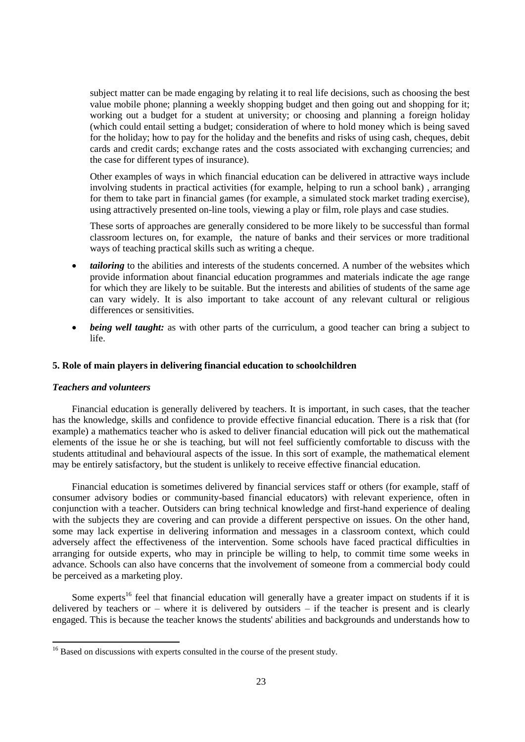subject matter can be made engaging by relating it to real life decisions, such as choosing the best value mobile phone; planning a weekly shopping budget and then going out and shopping for it; working out a budget for a student at university; or choosing and planning a foreign holiday (which could entail setting a budget; consideration of where to hold money which is being saved for the holiday; how to pay for the holiday and the benefits and risks of using cash, cheques, debit cards and credit cards; exchange rates and the costs associated with exchanging currencies; and the case for different types of insurance).

Other examples of ways in which financial education can be delivered in attractive ways include involving students in practical activities (for example, helping to run a school bank) , arranging for them to take part in financial games (for example, a simulated stock market trading exercise), using attractively presented on-line tools, viewing a play or film, role plays and case studies.

These sorts of approaches are generally considered to be more likely to be successful than formal classroom lectures on, for example, the nature of banks and their services or more traditional ways of teaching practical skills such as writing a cheque.

- ***tailoring*** to the abilities and interests of the students concerned. A number of the websites which provide information about financial education programmes and materials indicate the age range for which they are likely to be suitable. But the interests and abilities of students of the same age can vary widely. It is also important to take account of any relevant cultural or religious differences or sensitivities.
- ***being well taught:*** as with other parts of the curriculum, a good teacher can bring a subject to life.

### 5. Role of main players in delivering financial education to schoolchildren

#### *Teachers and volunteers*

Financial education is generally delivered by teachers. It is important, in such cases, that the teacher has the knowledge, skills and confidence to provide effective financial education. There is a risk that (for example) a mathematics teacher who is asked to deliver financial education will pick out the mathematical elements of the issue he or she is teaching, but will not feel sufficiently comfortable to discuss with the students attitudinal and behavioural aspects of the issue. In this sort of example, the mathematical element may be entirely satisfactory, but the student is unlikely to receive effective financial education.

Financial education is sometimes delivered by financial services staff or others (for example, staff of consumer advisory bodies or community-based financial educators) with relevant experience, often in conjunction with a teacher. Outsiders can bring technical knowledge and first-hand experience of dealing with the subjects they are covering and can provide a different perspective on issues. On the other hand, some may lack expertise in delivering information and messages in a classroom context, which could adversely affect the effectiveness of the intervention. Some schools have faced practical difficulties in arranging for outside experts, who may in principle be willing to help, to commit time some weeks in advance. Schools can also have concerns that the involvement of someone from a commercial body could be perceived as a marketing ploy.

Some experts[16] feel that financial education will generally have a greater impact on students if it is delivered by teachers or – where it is delivered by outsiders – if the teacher is present and is clearly engaged. This is because the teacher knows the students' abilities and backgrounds and understands how to

[16] Based on discussions with experts consulted in the course of the present study.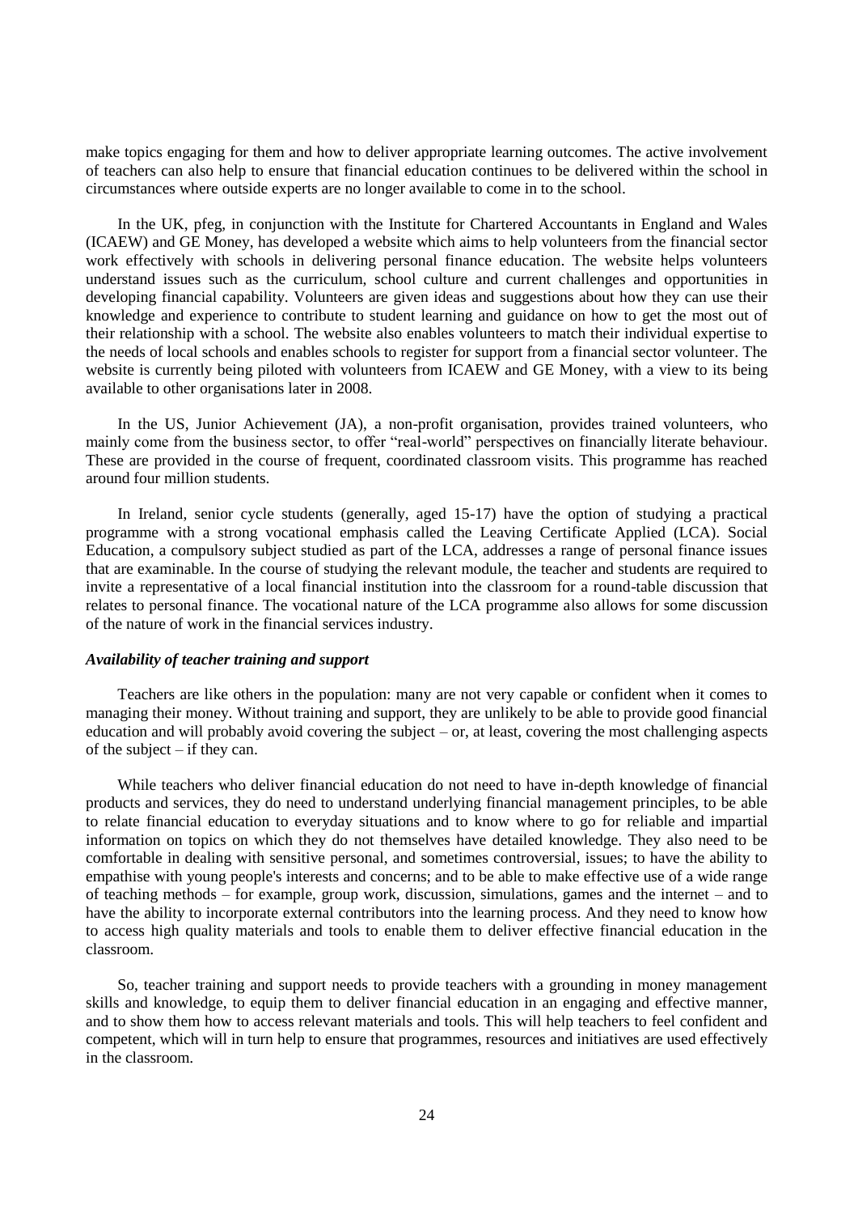make topics engaging for them and how to deliver appropriate learning outcomes. The active involvement of teachers can also help to ensure that financial education continues to be delivered within the school in circumstances where outside experts are no longer available to come in to the school.

In the UK, pfeg, in conjunction with the Institute for Chartered Accountants in England and Wales (ICAEW) and GE Money, has developed a website which aims to help volunteers from the financial sector work effectively with schools in delivering personal finance education. The website helps volunteers understand issues such as the curriculum, school culture and current challenges and opportunities in developing financial capability. Volunteers are given ideas and suggestions about how they can use their knowledge and experience to contribute to student learning and guidance on how to get the most out of their relationship with a school. The website also enables volunteers to match their individual expertise to the needs of local schools and enables schools to register for support from a financial sector volunteer. The website is currently being piloted with volunteers from ICAEW and GE Money, with a view to its being available to other organisations later in 2008.

In the US, Junior Achievement (JA), a non-profit organisation, provides trained volunteers, who mainly come from the business sector, to offer "real-world" perspectives on financially literate behaviour. These are provided in the course of frequent, coordinated classroom visits. This programme has reached around four million students.

In Ireland, senior cycle students (generally, aged 15-17) have the option of studying a practical programme with a strong vocational emphasis called the Leaving Certificate Applied (LCA). Social Education, a compulsory subject studied as part of the LCA, addresses a range of personal finance issues that are examinable. In the course of studying the relevant module, the teacher and students are required to invite a representative of a local financial institution into the classroom for a round-table discussion that relates to personal finance. The vocational nature of the LCA programme also allows for some discussion of the nature of work in the financial services industry.

#### *Availability of teacher training and support*

Teachers are like others in the population: many are not very capable or confident when it comes to managing their money. Without training and support, they are unlikely to be able to provide good financial education and will probably avoid covering the subject – or, at least, covering the most challenging aspects of the subject – if they can.

While teachers who deliver financial education do not need to have in-depth knowledge of financial products and services, they do need to understand underlying financial management principles, to be able to relate financial education to everyday situations and to know where to go for reliable and impartial information on topics on which they do not themselves have detailed knowledge. They also need to be comfortable in dealing with sensitive personal, and sometimes controversial, issues; to have the ability to empathise with young people's interests and concerns; and to be able to make effective use of a wide range of teaching methods – for example, group work, discussion, simulations, games and the internet – and to have the ability to incorporate external contributors into the learning process. And they need to know how to access high quality materials and tools to enable them to deliver effective financial education in the classroom.

So, teacher training and support needs to provide teachers with a grounding in money management skills and knowledge, to equip them to deliver financial education in an engaging and effective manner, and to show them how to access relevant materials and tools. This will help teachers to feel confident and competent, which will in turn help to ensure that programmes, resources and initiatives are used effectively in the classroom.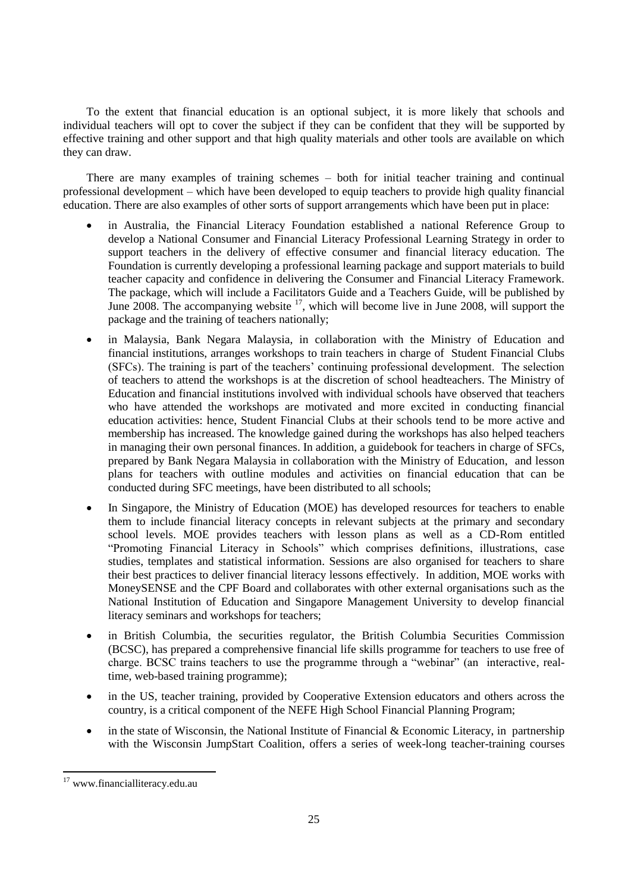To the extent that financial education is an optional subject, it is more likely that schools and individual teachers will opt to cover the subject if they can be confident that they will be supported by effective training and other support and that high quality materials and other tools are available on which they can draw.

There are many examples of training schemes – both for initial teacher training and continual professional development – which have been developed to equip teachers to provide high quality financial education. There are also examples of other sorts of support arrangements which have been put in place:

- in Australia, the Financial Literacy Foundation established a national Reference Group to develop a National Consumer and Financial Literacy Professional Learning Strategy in order to support teachers in the delivery of effective consumer and financial literacy education. The Foundation is currently developing a professional learning package and support materials to build teacher capacity and confidence in delivering the Consumer and Financial Literacy Framework. The package, which will include a Facilitators Guide and a Teachers Guide, will be published by June 2008. The accompanying website [17], which will become live in June 2008, will support the package and the training of teachers nationally;
- in Malaysia, Bank Negara Malaysia, in collaboration with the Ministry of Education and financial institutions, arranges workshops to train teachers in charge of Student Financial Clubs (SFCs). The training is part of the teachers' continuing professional development. The selection of teachers to attend the workshops is at the discretion of school headteachers. The Ministry of Education and financial institutions involved with individual schools have observed that teachers who have attended the workshops are motivated and more excited in conducting financial education activities: hence, Student Financial Clubs at their schools tend to be more active and membership has increased. The knowledge gained during the workshops has also helped teachers in managing their own personal finances. In addition, a guidebook for teachers in charge of SFCs, prepared by Bank Negara Malaysia in collaboration with the Ministry of Education, and lesson plans for teachers with outline modules and activities on financial education that can be conducted during SFC meetings, have been distributed to all schools;
- In Singapore, the Ministry of Education (MOE) has developed resources for teachers to enable them to include financial literacy concepts in relevant subjects at the primary and secondary school levels. MOE provides teachers with lesson plans as well as a CD-Rom entitled "Promoting Financial Literacy in Schools" which comprises definitions, illustrations, case studies, templates and statistical information. Sessions are also organised for teachers to share their best practices to deliver financial literacy lessons effectively. In addition, MOE works with MoneySENSE and the CPF Board and collaborates with other external organisations such as the National Institution of Education and Singapore Management University to develop financial literacy seminars and workshops for teachers;
- in British Columbia, the securities regulator, the British Columbia Securities Commission (BCSC), has prepared a comprehensive financial life skills programme for teachers to use free of charge. BCSC trains teachers to use the programme through a "webinar" (an interactive, real-time, web-based training programme);
- in the US, teacher training, provided by Cooperative Extension educators and others across the country, is a critical component of the NEFE High School Financial Planning Program;
- in the state of Wisconsin, the National Institute of Financial & Economic Literacy, in partnership with the Wisconsin JumpStart Coalition, offers a series of week-long teacher-training courses

[17] www.financialliteracy.edu.au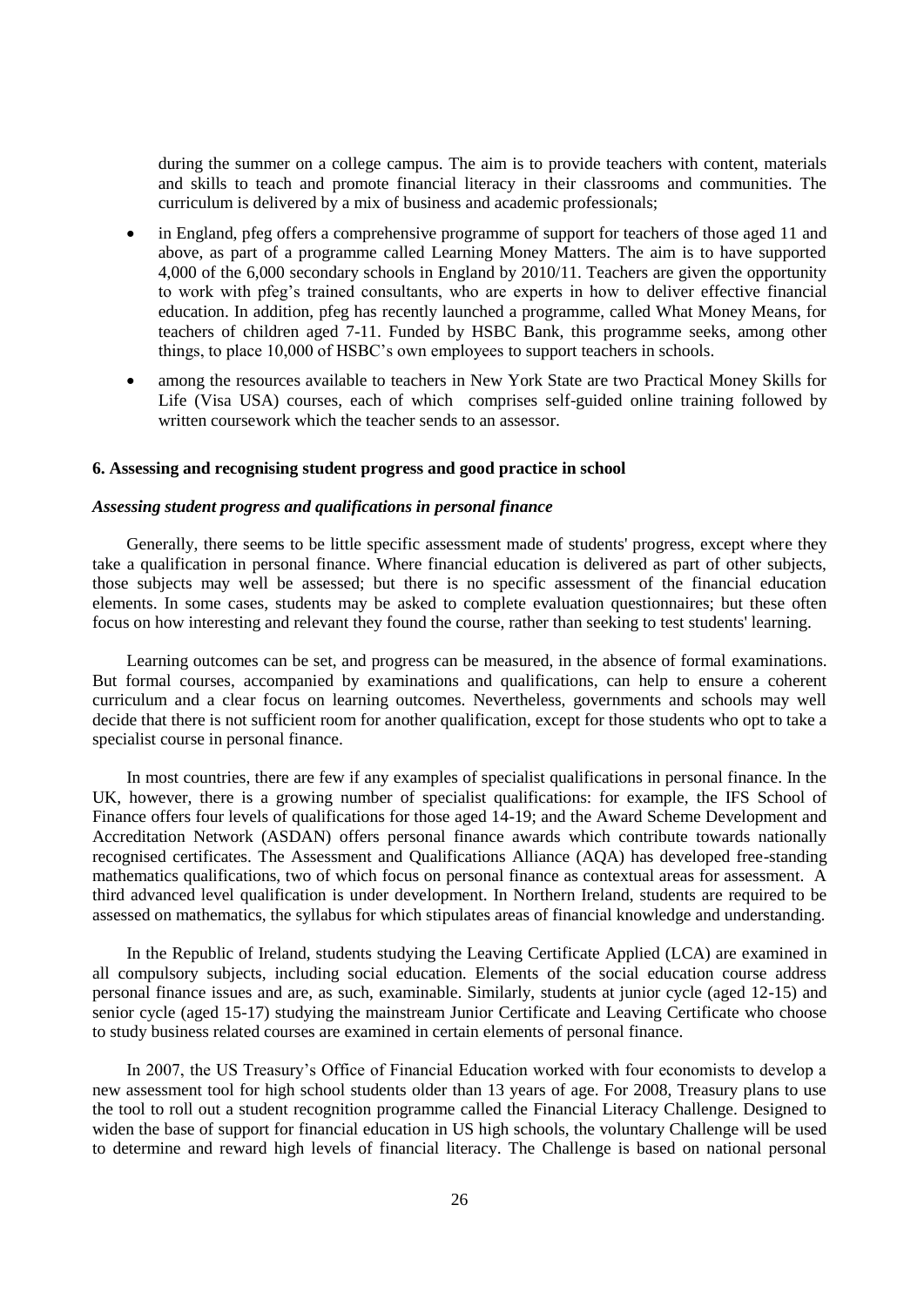during the summer on a college campus. The aim is to provide teachers with content, materials and skills to teach and promote financial literacy in their classrooms and communities. The curriculum is delivered by a mix of business and academic professionals;

- in England, pfeg offers a comprehensive programme of support for teachers of those aged 11 and above, as part of a programme called Learning Money Matters. The aim is to have supported 4,000 of the 6,000 secondary schools in England by 2010/11. Teachers are given the opportunity to work with pfeg's trained consultants, who are experts in how to deliver effective financial education. In addition, pfeg has recently launched a programme, called What Money Means, for teachers of children aged 7-11. Funded by HSBC Bank, this programme seeks, among other things, to place 10,000 of HSBC's own employees to support teachers in schools.
- among the resources available to teachers in New York State are two Practical Money Skills for Life (Visa USA) courses, each of which comprises self-guided online training followed by written coursework which the teacher sends to an assessor.

**6. Assessing and recognising student progress and good practice in school**

***Assessing student progress and qualifications in personal finance***

Generally, there seems to be little specific assessment made of students' progress, except where they take a qualification in personal finance. Where financial education is delivered as part of other subjects, those subjects may well be assessed; but there is no specific assessment of the financial education elements. In some cases, students may be asked to complete evaluation questionnaires; but these often focus on how interesting and relevant they found the course, rather than seeking to test students' learning.

Learning outcomes can be set, and progress can be measured, in the absence of formal examinations. But formal courses, accompanied by examinations and qualifications, can help to ensure a coherent curriculum and a clear focus on learning outcomes. Nevertheless, governments and schools may well decide that there is not sufficient room for another qualification, except for those students who opt to take a specialist course in personal finance.

In most countries, there are few if any examples of specialist qualifications in personal finance. In the UK, however, there is a growing number of specialist qualifications: for example, the IFS School of Finance offers four levels of qualifications for those aged 14-19; and the Award Scheme Development and Accreditation Network (ASDAN) offers personal finance awards which contribute towards nationally recognised certificates. The Assessment and Qualifications Alliance (AQA) has developed free-standing mathematics qualifications, two of which focus on personal finance as contextual areas for assessment. A third advanced level qualification is under development. In Northern Ireland, students are required to be assessed on mathematics, the syllabus for which stipulates areas of financial knowledge and understanding.

In the Republic of Ireland, students studying the Leaving Certificate Applied (LCA) are examined in all compulsory subjects, including social education. Elements of the social education course address personal finance issues and are, as such, examinable. Similarly, students at junior cycle (aged 12-15) and senior cycle (aged 15-17) studying the mainstream Junior Certificate and Leaving Certificate who choose to study business related courses are examined in certain elements of personal finance.

In 2007, the US Treasury's Office of Financial Education worked with four economists to develop a new assessment tool for high school students older than 13 years of age. For 2008, Treasury plans to use the tool to roll out a student recognition programme called the Financial Literacy Challenge. Designed to widen the base of support for financial education in US high schools, the voluntary Challenge will be used to determine and reward high levels of financial literacy. The Challenge is based on national personal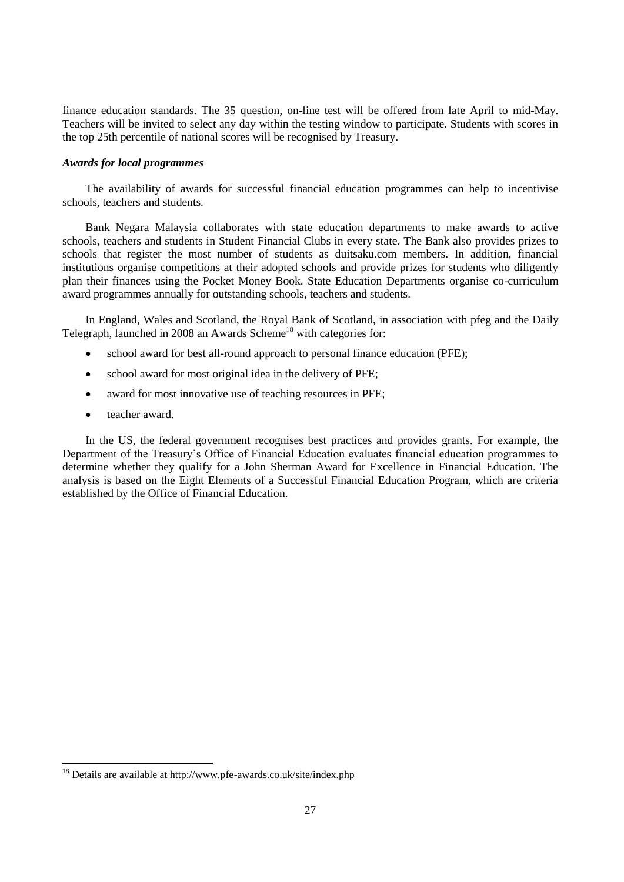finance education standards. The 35 question, on-line test will be offered from late April to mid-May. Teachers will be invited to select any day within the testing window to participate. Students with scores in the top 25th percentile of national scores will be recognised by Treasury.

### *Awards for local programmes*

The availability of awards for successful financial education programmes can help to incentivise schools, teachers and students.

Bank Negara Malaysia collaborates with state education departments to make awards to active schools, teachers and students in Student Financial Clubs in every state. The Bank also provides prizes to schools that register the most number of students as duitsaku.com members. In addition, financial institutions organise competitions at their adopted schools and provide prizes for students who diligently plan their finances using the Pocket Money Book. State Education Departments organise co-curriculum award programmes annually for outstanding schools, teachers and students.

In England, Wales and Scotland, the Royal Bank of Scotland, in association with pfeg and the Daily Telegraph, launched in 2008 an Awards Scheme[18] with categories for:

- school award for best all-round approach to personal finance education (PFE);
- school award for most original idea in the delivery of PFE;
- award for most innovative use of teaching resources in PFE;
- teacher award.

In the US, the federal government recognises best practices and provides grants. For example, the Department of the Treasury's Office of Financial Education evaluates financial education programmes to determine whether they qualify for a John Sherman Award for Excellence in Financial Education. The analysis is based on the Eight Elements of a Successful Financial Education Program, which are criteria established by the Office of Financial Education.

[18] Details are available at http://www.pfe-awards.co.uk/site/index.php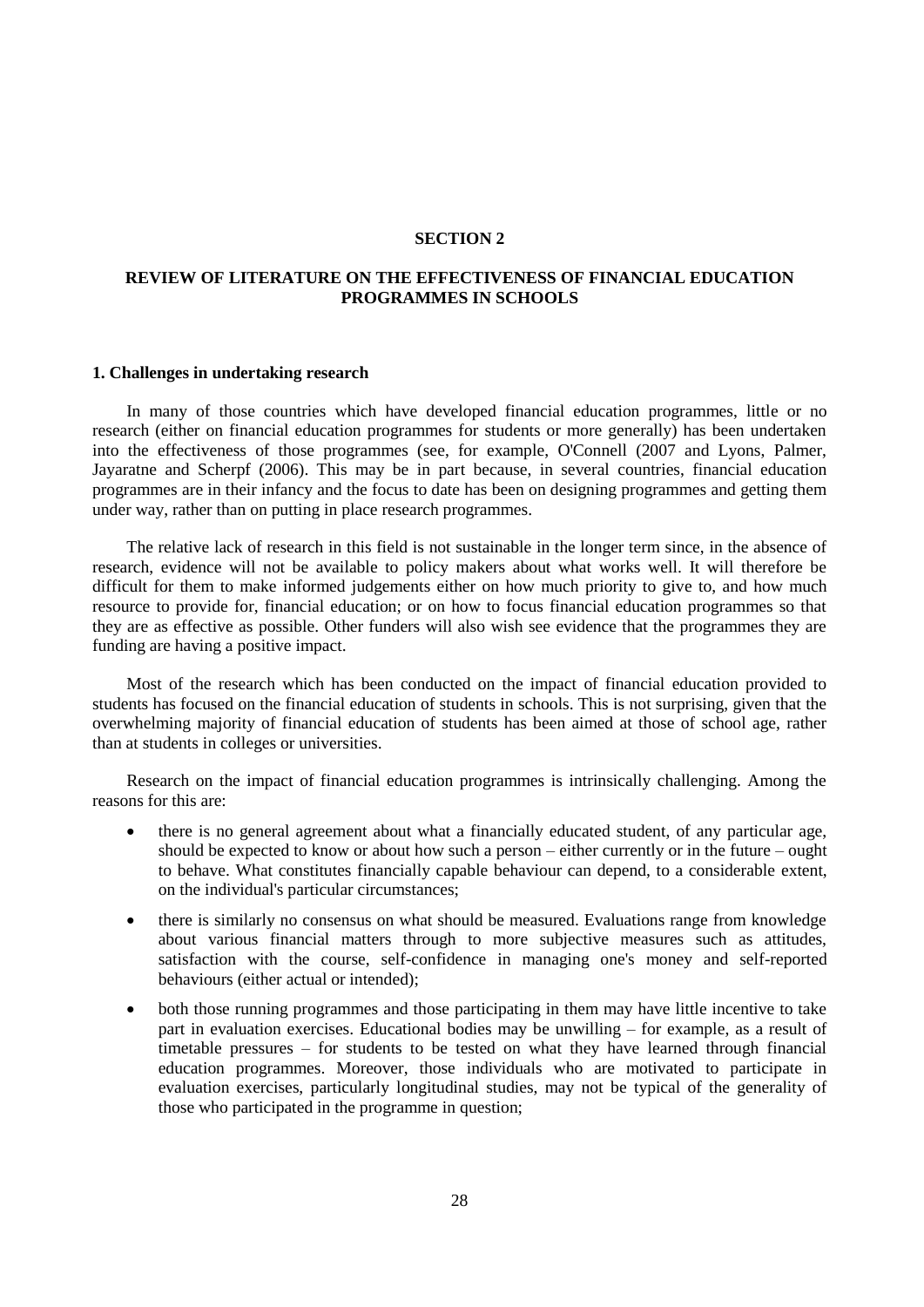# SECTION 2

## REVIEW OF LITERATURE ON THE EFFECTIVENESS OF FINANCIAL EDUCATION PROGRAMMES IN SCHOOLS

### 1. Challenges in undertaking research

In many of those countries which have developed financial education programmes, little or no research (either on financial education programmes for students or more generally) has been undertaken into the effectiveness of those programmes (see, for example, O'Connell (2007 and Lyons, Palmer, Jayaratne and Scherpf (2006). This may be in part because, in several countries, financial education programmes are in their infancy and the focus to date has been on designing programmes and getting them under way, rather than on putting in place research programmes.

The relative lack of research in this field is not sustainable in the longer term since, in the absence of research, evidence will not be available to policy makers about what works well. It will therefore be difficult for them to make informed judgements either on how much priority to give to, and how much resource to provide for, financial education; or on how to focus financial education programmes so that they are as effective as possible. Other funders will also wish see evidence that the programmes they are funding are having a positive impact.

Most of the research which has been conducted on the impact of financial education provided to students has focused on the financial education of students in schools. This is not surprising, given that the overwhelming majority of financial education of students has been aimed at those of school age, rather than at students in colleges or universities.

Research on the impact of financial education programmes is intrinsically challenging. Among the reasons for this are:

- there is no general agreement about what a financially educated student, of any particular age, should be expected to know or about how such a person – either currently or in the future – ought to behave. What constitutes financially capable behaviour can depend, to a considerable extent, on the individual's particular circumstances;
- there is similarly no consensus on what should be measured. Evaluations range from knowledge about various financial matters through to more subjective measures such as attitudes, satisfaction with the course, self-confidence in managing one's money and self-reported behaviours (either actual or intended);
- both those running programmes and those participating in them may have little incentive to take part in evaluation exercises. Educational bodies may be unwilling – for example, as a result of timetable pressures – for students to be tested on what they have learned through financial education programmes. Moreover, those individuals who are motivated to participate in evaluation exercises, particularly longitudinal studies, may not be typical of the generality of those who participated in the programme in question;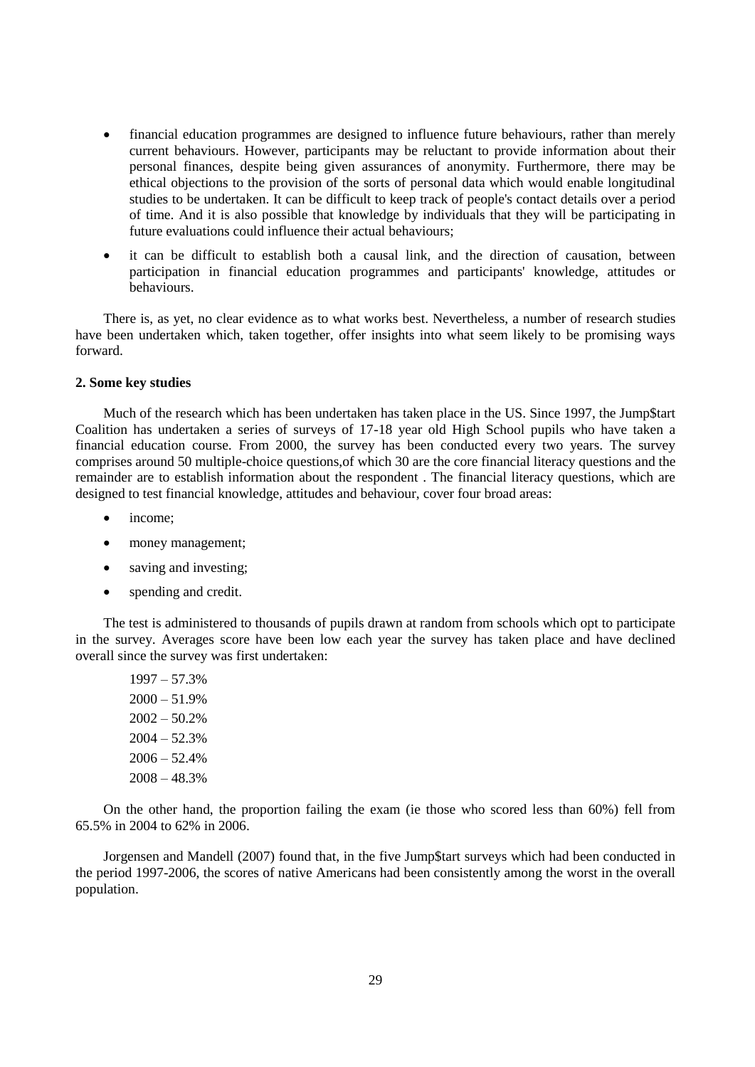- financial education programmes are designed to influence future behaviours, rather than merely current behaviours. However, participants may be reluctant to provide information about their personal finances, despite being given assurances of anonymity. Furthermore, there may be ethical objections to the provision of the sorts of personal data which would enable longitudinal studies to be undertaken. It can be difficult to keep track of people's contact details over a period of time. And it is also possible that knowledge by individuals that they will be participating in future evaluations could influence their actual behaviours;
- it can be difficult to establish both a causal link, and the direction of causation, between participation in financial education programmes and participants' knowledge, attitudes or behaviours.

There is, as yet, no clear evidence as to what works best. Nevertheless, a number of research studies have been undertaken which, taken together, offer insights into what seem likely to be promising ways forward.

**2. Some key studies**

Much of the research which has been undertaken has taken place in the US. Since 1997, the Jump$tart Coalition has undertaken a series of surveys of 17-18 year old High School pupils who have taken a financial education course. From 2000, the survey has been conducted every two years. The survey comprises around 50 multiple-choice questions,of which 30 are the core financial literacy questions and the remainder are to establish information about the respondent . The financial literacy questions, which are designed to test financial knowledge, attitudes and behaviour, cover four broad areas:

- income;
- money management;
- saving and investing;
- spending and credit.

The test is administered to thousands of pupils drawn at random from schools which opt to participate in the survey. Averages score have been low each year the survey has taken place and have declined overall since the survey was first undertaken:

1997 – 57.3%
2000 – 51.9%
2002 – 50.2%
2004 – 52.3%
2006 – 52.4%
2008 – 48.3%

On the other hand, the proportion failing the exam (ie those who scored less than 60%) fell from 65.5% in 2004 to 62% in 2006.

Jorgensen and Mandell (2007) found that, in the five Jump$tart surveys which had been conducted in the period 1997-2006, the scores of native Americans had been consistently among the worst in the overall population.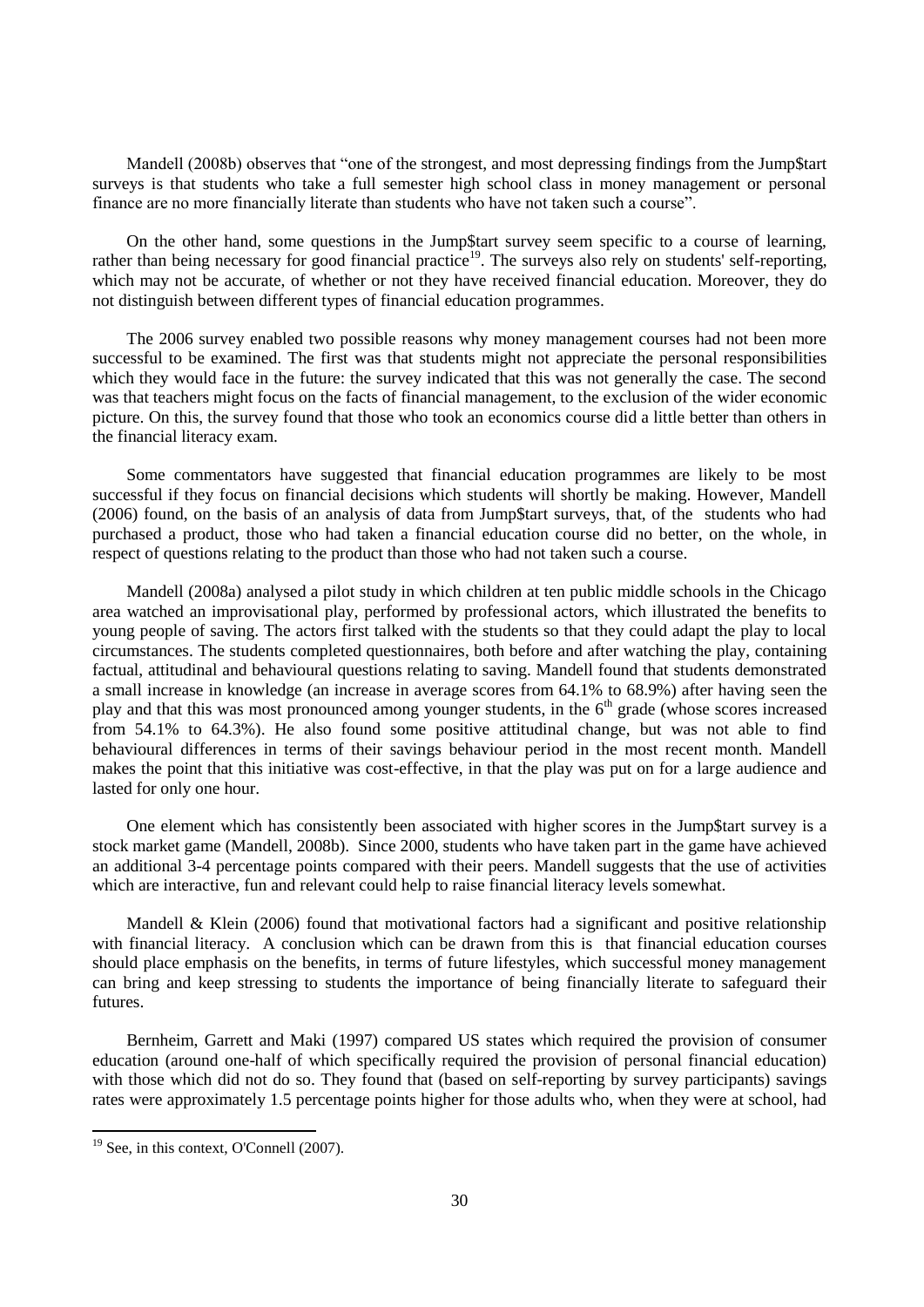Mandell (2008b) observes that "one of the strongest, and most depressing findings from the Jump$tart surveys is that students who take a full semester high school class in money management or personal finance are no more financially literate than students who have not taken such a course".

On the other hand, some questions in the Jump$tart survey seem specific to a course of learning, rather than being necessary for good financial practice[19]. The surveys also rely on students' self-reporting, which may not be accurate, of whether or not they have received financial education. Moreover, they do not distinguish between different types of financial education programmes.

The 2006 survey enabled two possible reasons why money management courses had not been more successful to be examined. The first was that students might not appreciate the personal responsibilities which they would face in the future: the survey indicated that this was not generally the case. The second was that teachers might focus on the facts of financial management, to the exclusion of the wider economic picture. On this, the survey found that those who took an economics course did a little better than others in the financial literacy exam.

Some commentators have suggested that financial education programmes are likely to be most successful if they focus on financial decisions which students will shortly be making. However, Mandell (2006) found, on the basis of an analysis of data from Jump$tart surveys, that, of the students who had purchased a product, those who had taken a financial education course did no better, on the whole, in respect of questions relating to the product than those who had not taken such a course.

Mandell (2008a) analysed a pilot study in which children at ten public middle schools in the Chicago area watched an improvisational play, performed by professional actors, which illustrated the benefits to young people of saving. The actors first talked with the students so that they could adapt the play to local circumstances. The students completed questionnaires, both before and after watching the play, containing factual, attitudinal and behavioural questions relating to saving. Mandell found that students demonstrated a small increase in knowledge (an increase in average scores from 64.1% to 68.9%) after having seen the play and that this was most pronounced among younger students, in the 6th grade (whose scores increased from 54.1% to 64.3%). He also found some positive attitudinal change, but was not able to find behavioural differences in terms of their savings behaviour period in the most recent month. Mandell makes the point that this initiative was cost-effective, in that the play was put on for a large audience and lasted for only one hour.

One element which has consistently been associated with higher scores in the Jump$tart survey is a stock market game (Mandell, 2008b). Since 2000, students who have taken part in the game have achieved an additional 3-4 percentage points compared with their peers. Mandell suggests that the use of activities which are interactive, fun and relevant could help to raise financial literacy levels somewhat.

Mandell & Klein (2006) found that motivational factors had a significant and positive relationship with financial literacy. A conclusion which can be drawn from this is that financial education courses should place emphasis on the benefits, in terms of future lifestyles, which successful money management can bring and keep stressing to students the importance of being financially literate to safeguard their futures.

Bernheim, Garrett and Maki (1997) compared US states which required the provision of consumer education (around one-half of which specifically required the provision of personal financial education) with those which did not do so. They found that (based on self-reporting by survey participants) savings rates were approximately 1.5 percentage points higher for those adults who, when they were at school, had

[19] See, in this context, O'Connell (2007).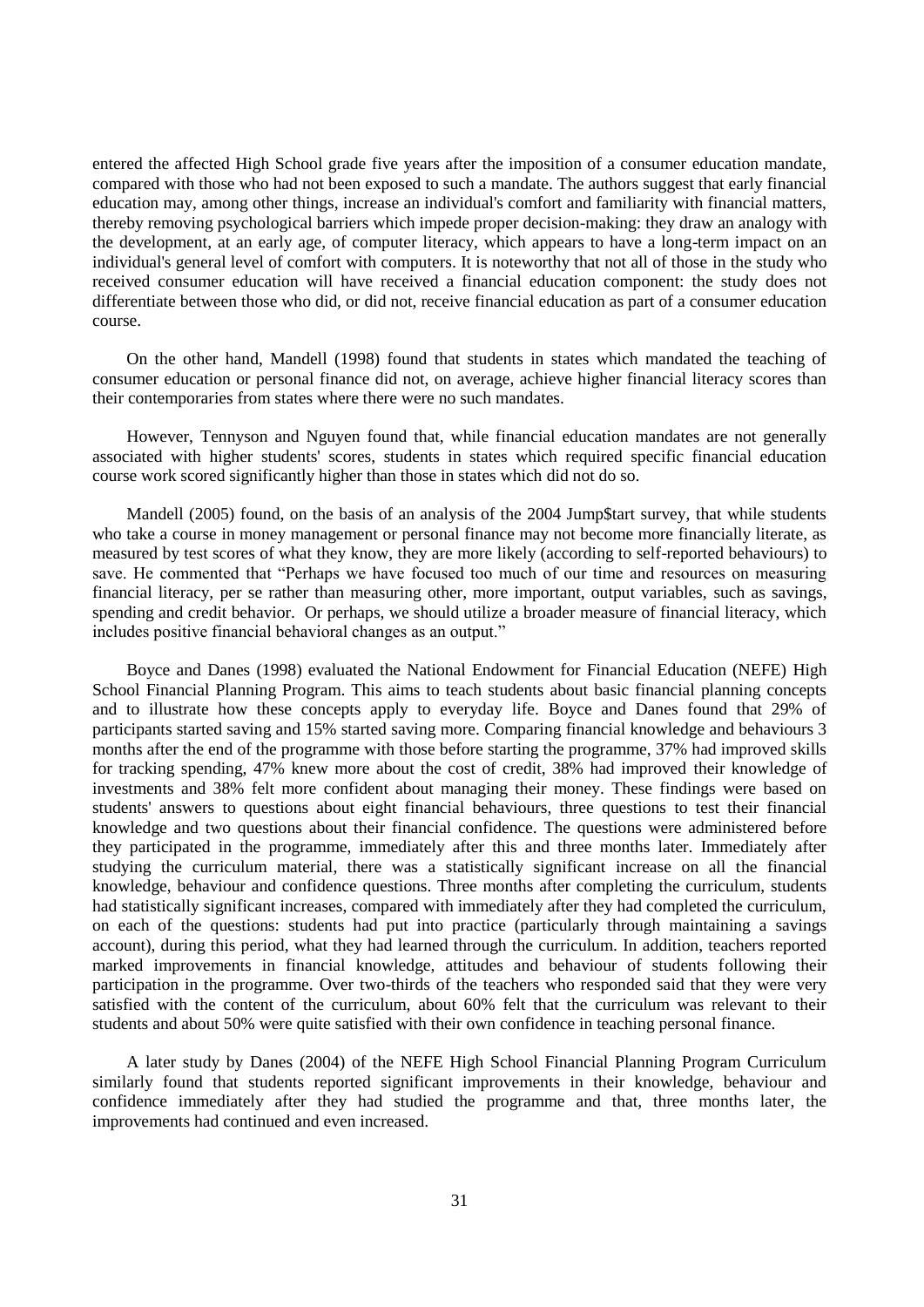entered the affected High School grade five years after the imposition of a consumer education mandate, compared with those who had not been exposed to such a mandate. The authors suggest that early financial education may, among other things, increase an individual's comfort and familiarity with financial matters, thereby removing psychological barriers which impede proper decision-making: they draw an analogy with the development, at an early age, of computer literacy, which appears to have a long-term impact on an individual's general level of comfort with computers. It is noteworthy that not all of those in the study who received consumer education will have received a financial education component: the study does not differentiate between those who did, or did not, receive financial education as part of a consumer education course.

On the other hand, Mandell (1998) found that students in states which mandated the teaching of consumer education or personal finance did not, on average, achieve higher financial literacy scores than their contemporaries from states where there were no such mandates.

However, Tennyson and Nguyen found that, while financial education mandates are not generally associated with higher students' scores, students in states which required specific financial education course work scored significantly higher than those in states which did not do so.

Mandell (2005) found, on the basis of an analysis of the 2004 Jump$tart survey, that while students who take a course in money management or personal finance may not become more financially literate, as measured by test scores of what they know, they are more likely (according to self-reported behaviours) to save. He commented that "Perhaps we have focused too much of our time and resources on measuring financial literacy, per se rather than measuring other, more important, output variables, such as savings, spending and credit behavior. Or perhaps, we should utilize a broader measure of financial literacy, which includes positive financial behavioral changes as an output."

Boyce and Danes (1998) evaluated the National Endowment for Financial Education (NEFE) High School Financial Planning Program. This aims to teach students about basic financial planning concepts and to illustrate how these concepts apply to everyday life. Boyce and Danes found that 29% of participants started saving and 15% started saving more. Comparing financial knowledge and behaviours 3 months after the end of the programme with those before starting the programme, 37% had improved skills for tracking spending, 47% knew more about the cost of credit, 38% had improved their knowledge of investments and 38% felt more confident about managing their money. These findings were based on students' answers to questions about eight financial behaviours, three questions to test their financial knowledge and two questions about their financial confidence. The questions were administered before they participated in the programme, immediately after this and three months later. Immediately after studying the curriculum material, there was a statistically significant increase on all the financial knowledge, behaviour and confidence questions. Three months after completing the curriculum, students had statistically significant increases, compared with immediately after they had completed the curriculum, on each of the questions: students had put into practice (particularly through maintaining a savings account), during this period, what they had learned through the curriculum. In addition, teachers reported marked improvements in financial knowledge, attitudes and behaviour of students following their participation in the programme. Over two-thirds of the teachers who responded said that they were very satisfied with the content of the curriculum, about 60% felt that the curriculum was relevant to their students and about 50% were quite satisfied with their own confidence in teaching personal finance.

A later study by Danes (2004) of the NEFE High School Financial Planning Program Curriculum similarly found that students reported significant improvements in their knowledge, behaviour and confidence immediately after they had studied the programme and that, three months later, the improvements had continued and even increased.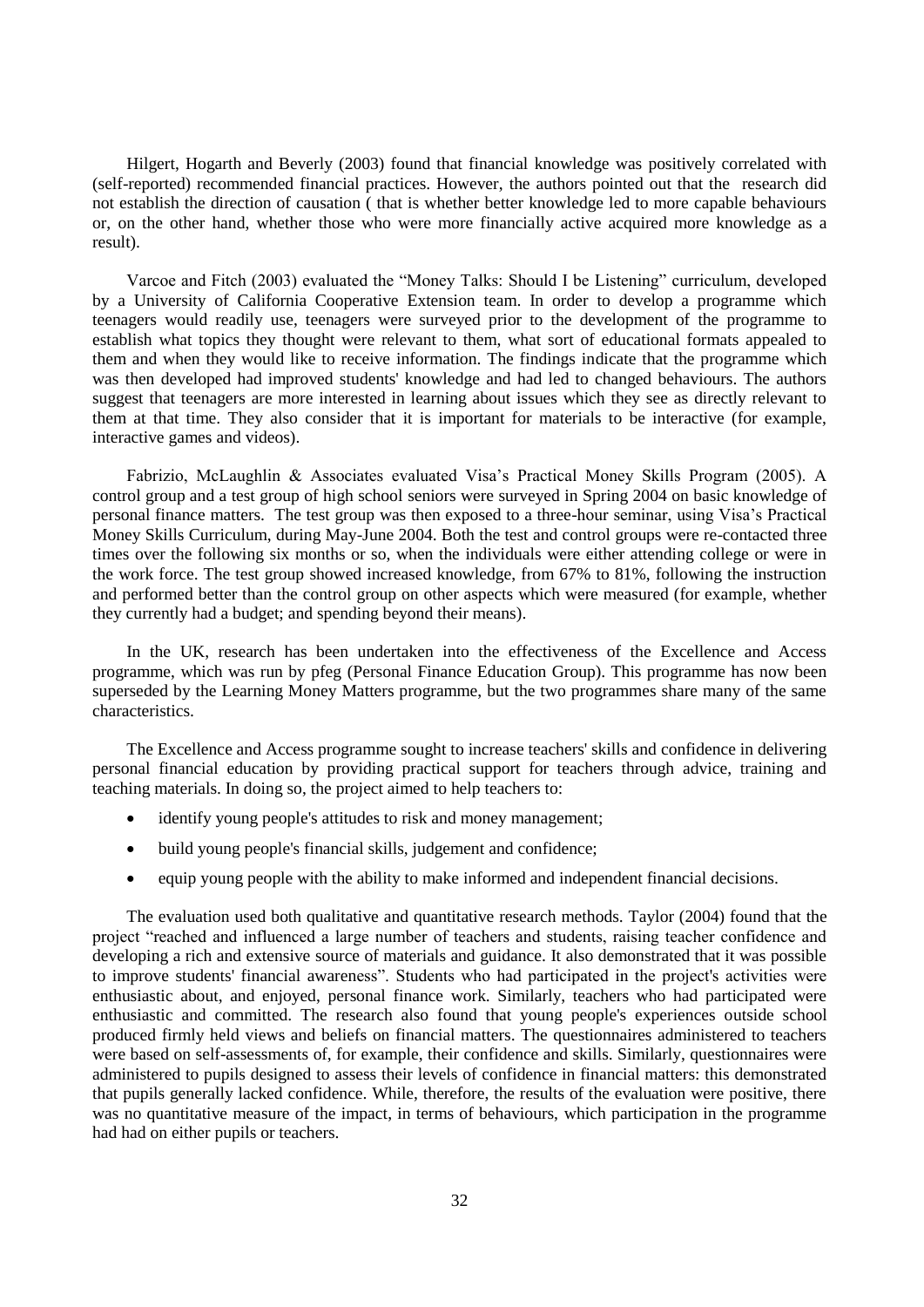Hilgert, Hogarth and Beverly (2003) found that financial knowledge was positively correlated with (self-reported) recommended financial practices. However, the authors pointed out that the research did not establish the direction of causation ( that is whether better knowledge led to more capable behaviours or, on the other hand, whether those who were more financially active acquired more knowledge as a result).

Varcoe and Fitch (2003) evaluated the "Money Talks: Should I be Listening" curriculum, developed by a University of California Cooperative Extension team. In order to develop a programme which teenagers would readily use, teenagers were surveyed prior to the development of the programme to establish what topics they thought were relevant to them, what sort of educational formats appealed to them and when they would like to receive information. The findings indicate that the programme which was then developed had improved students' knowledge and had led to changed behaviours. The authors suggest that teenagers are more interested in learning about issues which they see as directly relevant to them at that time. They also consider that it is important for materials to be interactive (for example, interactive games and videos).

Fabrizio, McLaughlin & Associates evaluated Visa's Practical Money Skills Program (2005). A control group and a test group of high school seniors were surveyed in Spring 2004 on basic knowledge of personal finance matters. The test group was then exposed to a three-hour seminar, using Visa's Practical Money Skills Curriculum, during May-June 2004. Both the test and control groups were re-contacted three times over the following six months or so, when the individuals were either attending college or were in the work force. The test group showed increased knowledge, from 67% to 81%, following the instruction and performed better than the control group on other aspects which were measured (for example, whether they currently had a budget; and spending beyond their means).

In the UK, research has been undertaken into the effectiveness of the Excellence and Access programme, which was run by pfeg (Personal Finance Education Group). This programme has now been superseded by the Learning Money Matters programme, but the two programmes share many of the same characteristics.

The Excellence and Access programme sought to increase teachers' skills and confidence in delivering personal financial education by providing practical support for teachers through advice, training and teaching materials. In doing so, the project aimed to help teachers to:

- identify young people's attitudes to risk and money management;
- build young people's financial skills, judgement and confidence;
- equip young people with the ability to make informed and independent financial decisions.

The evaluation used both qualitative and quantitative research methods. Taylor (2004) found that the project "reached and influenced a large number of teachers and students, raising teacher confidence and developing a rich and extensive source of materials and guidance. It also demonstrated that it was possible to improve students' financial awareness". Students who had participated in the project's activities were enthusiastic about, and enjoyed, personal finance work. Similarly, teachers who had participated were enthusiastic and committed. The research also found that young people's experiences outside school produced firmly held views and beliefs on financial matters. The questionnaires administered to teachers were based on self-assessments of, for example, their confidence and skills. Similarly, questionnaires were administered to pupils designed to assess their levels of confidence in financial matters: this demonstrated that pupils generally lacked confidence. While, therefore, the results of the evaluation were positive, there was no quantitative measure of the impact, in terms of behaviours, which participation in the programme had had on either pupils or teachers.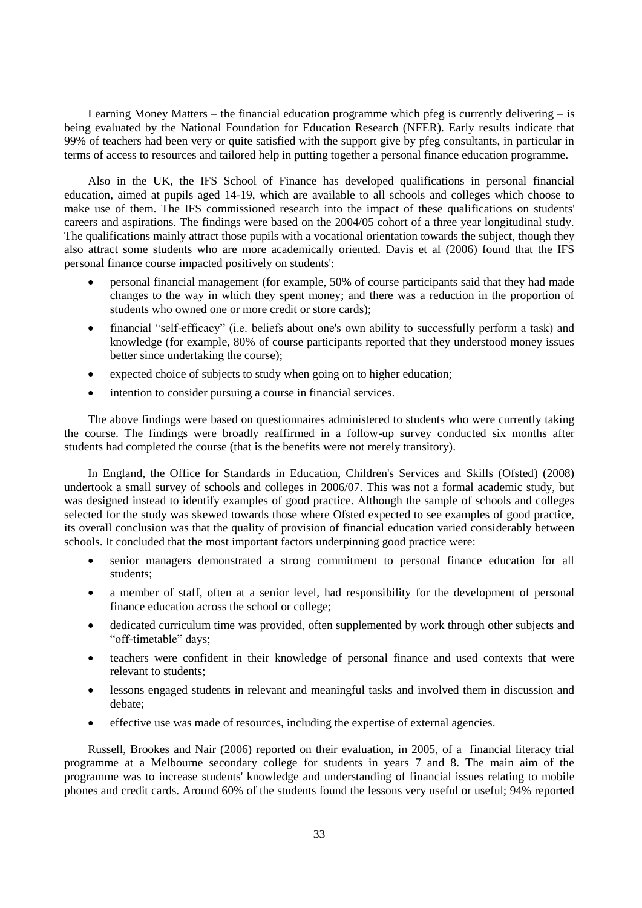Learning Money Matters – the financial education programme which pfeg is currently delivering – is being evaluated by the National Foundation for Education Research (NFER). Early results indicate that 99% of teachers had been very or quite satisfied with the support give by pfeg consultants, in particular in terms of access to resources and tailored help in putting together a personal finance education programme.

Also in the UK, the IFS School of Finance has developed qualifications in personal financial education, aimed at pupils aged 14-19, which are available to all schools and colleges which choose to make use of them. The IFS commissioned research into the impact of these qualifications on students' careers and aspirations. The findings were based on the 2004/05 cohort of a three year longitudinal study. The qualifications mainly attract those pupils with a vocational orientation towards the subject, though they also attract some students who are more academically oriented. Davis et al (2006) found that the IFS personal finance course impacted positively on students':

- personal financial management (for example, 50% of course participants said that they had made changes to the way in which they spent money; and there was a reduction in the proportion of students who owned one or more credit or store cards);
- financial "self-efficacy" (i.e. beliefs about one's own ability to successfully perform a task) and knowledge (for example, 80% of course participants reported that they understood money issues better since undertaking the course);
- expected choice of subjects to study when going on to higher education;
- intention to consider pursuing a course in financial services.

The above findings were based on questionnaires administered to students who were currently taking the course. The findings were broadly reaffirmed in a follow-up survey conducted six months after students had completed the course (that is the benefits were not merely transitory).

In England, the Office for Standards in Education, Children's Services and Skills (Ofsted) (2008) undertook a small survey of schools and colleges in 2006/07. This was not a formal academic study, but was designed instead to identify examples of good practice. Although the sample of schools and colleges selected for the study was skewed towards those where Ofsted expected to see examples of good practice, its overall conclusion was that the quality of provision of financial education varied considerably between schools. It concluded that the most important factors underpinning good practice were:

- senior managers demonstrated a strong commitment to personal finance education for all students;
- a member of staff, often at a senior level, had responsibility for the development of personal finance education across the school or college;
- dedicated curriculum time was provided, often supplemented by work through other subjects and "off-timetable" days;
- teachers were confident in their knowledge of personal finance and used contexts that were relevant to students;
- lessons engaged students in relevant and meaningful tasks and involved them in discussion and debate;
- effective use was made of resources, including the expertise of external agencies.

Russell, Brookes and Nair (2006) reported on their evaluation, in 2005, of a financial literacy trial programme at a Melbourne secondary college for students in years 7 and 8. The main aim of the programme was to increase students' knowledge and understanding of financial issues relating to mobile phones and credit cards. Around 60% of the students found the lessons very useful or useful; 94% reported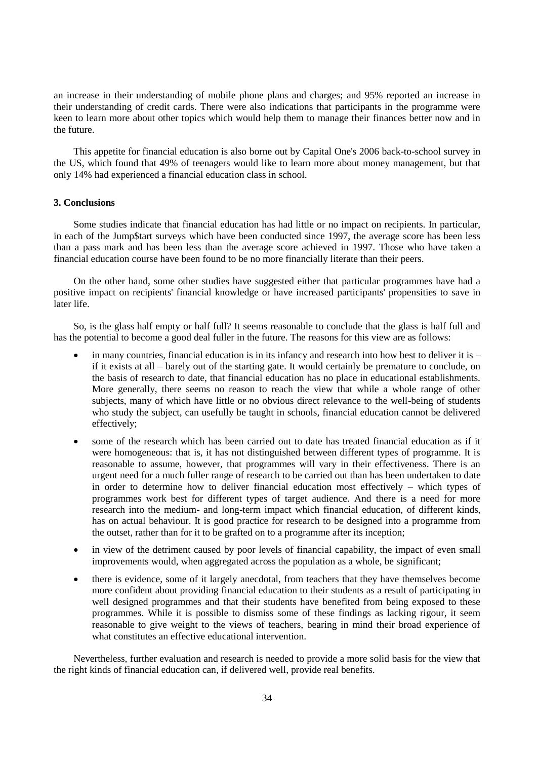an increase in their understanding of mobile phone plans and charges; and 95% reported an increase in their understanding of credit cards. There were also indications that participants in the programme were keen to learn more about other topics which would help them to manage their finances better now and in the future.

This appetite for financial education is also borne out by Capital One's 2006 back-to-school survey in the US, which found that 49% of teenagers would like to learn more about money management, but that only 14% had experienced a financial education class in school.

### 3. Conclusions

Some studies indicate that financial education has had little or no impact on recipients. In particular, in each of the Jump$tart surveys which have been conducted since 1997, the average score has been less than a pass mark and has been less than the average score achieved in 1997. Those who have taken a financial education course have been found to be no more financially literate than their peers.

On the other hand, some other studies have suggested either that particular programmes have had a positive impact on recipients' financial knowledge or have increased participants' propensities to save in later life.

So, is the glass half empty or half full? It seems reasonable to conclude that the glass is half full and has the potential to become a good deal fuller in the future. The reasons for this view are as follows:

- in many countries, financial education is in its infancy and research into how best to deliver it is – if it exists at all – barely out of the starting gate. It would certainly be premature to conclude, on the basis of research to date, that financial education has no place in educational establishments. More generally, there seems no reason to reach the view that while a whole range of other subjects, many of which have little or no obvious direct relevance to the well-being of students who study the subject, can usefully be taught in schools, financial education cannot be delivered effectively;
- some of the research which has been carried out to date has treated financial education as if it were homogeneous: that is, it has not distinguished between different types of programme. It is reasonable to assume, however, that programmes will vary in their effectiveness. There is an urgent need for a much fuller range of research to be carried out than has been undertaken to date in order to determine how to deliver financial education most effectively – which types of programmes work best for different types of target audience. And there is a need for more research into the medium- and long-term impact which financial education, of different kinds, has on actual behaviour. It is good practice for research to be designed into a programme from the outset, rather than for it to be grafted on to a programme after its inception;
- in view of the detriment caused by poor levels of financial capability, the impact of even small improvements would, when aggregated across the population as a whole, be significant;
- there is evidence, some of it largely anecdotal, from teachers that they have themselves become more confident about providing financial education to their students as a result of participating in well designed programmes and that their students have benefited from being exposed to these programmes. While it is possible to dismiss some of these findings as lacking rigour, it seem reasonable to give weight to the views of teachers, bearing in mind their broad experience of what constitutes an effective educational intervention.

Nevertheless, further evaluation and research is needed to provide a more solid basis for the view that the right kinds of financial education can, if delivered well, provide real benefits.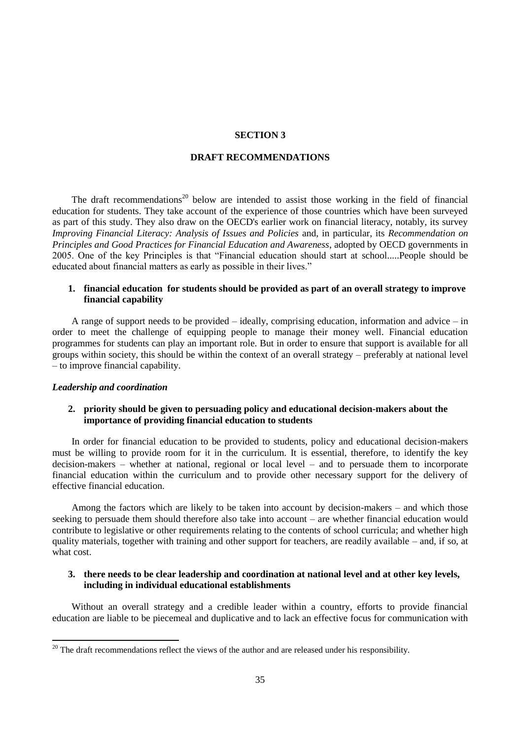# SECTION 3

## DRAFT RECOMMENDATIONS

The draft recommendations[20] below are intended to assist those working in the field of financial education for students. They take account of the experience of those countries which have been surveyed as part of this study. They also draw on the OECD's earlier work on financial literacy, notably, its survey *Improving Financial Literacy: Analysis of Issues and Policies* and, in particular, its *Recommendation on Principles and Good Practices for Financial Education and Awareness*, adopted by OECD governments in 2005. One of the key Principles is that "Financial education should start at school.....People should be educated about financial matters as early as possible in their lives."

**1. financial education for students should be provided as part of an overall strategy to improve financial capability**

A range of support needs to be provided – ideally, comprising education, information and advice – in order to meet the challenge of equipping people to manage their money well. Financial education programmes for students can play an important role. But in order to ensure that support is available for all groups within society, this should be within the context of an overall strategy – preferably at national level – to improve financial capability.

***Leadership and coordination***

**2. priority should be given to persuading policy and educational decision-makers about the importance of providing financial education to students**

In order for financial education to be provided to students, policy and educational decision-makers must be willing to provide room for it in the curriculum. It is essential, therefore, to identify the key decision-makers – whether at national, regional or local level – and to persuade them to incorporate financial education within the curriculum and to provide other necessary support for the delivery of effective financial education.

Among the factors which are likely to be taken into account by decision-makers – and which those seeking to persuade them should therefore also take into account – are whether financial education would contribute to legislative or other requirements relating to the contents of school curricula; and whether high quality materials, together with training and other support for teachers, are readily available – and, if so, at what cost.

**3. there needs to be clear leadership and coordination at national level and at other key levels, including in individual educational establishments**

Without an overall strategy and a credible leader within a country, efforts to provide financial education are liable to be piecemeal and duplicative and to lack an effective focus for communication with

[20] The draft recommendations reflect the views of the author and are released under his responsibility.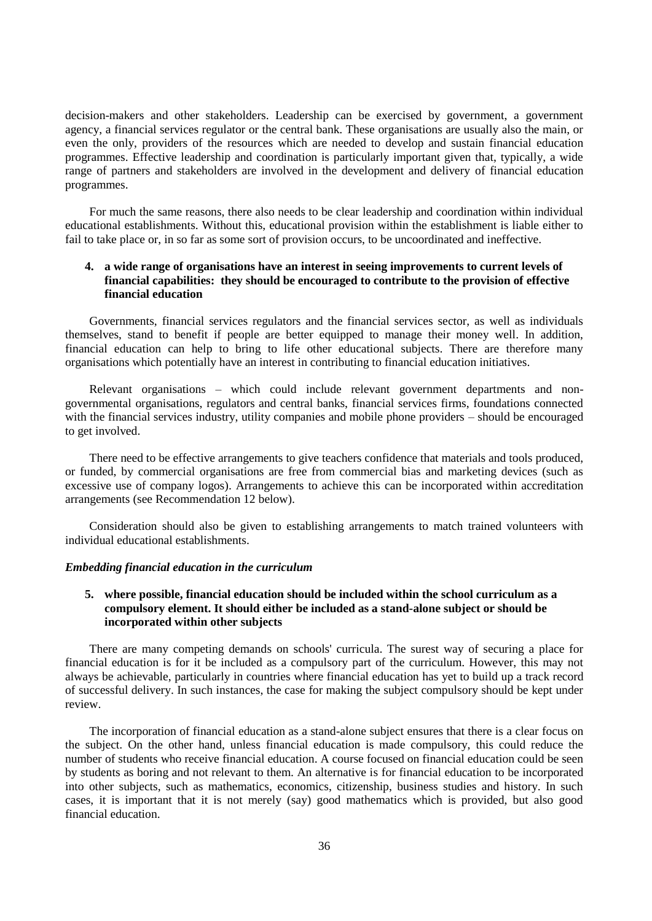decision-makers and other stakeholders. Leadership can be exercised by government, a government agency, a financial services regulator or the central bank. These organisations are usually also the main, or even the only, providers of the resources which are needed to develop and sustain financial education programmes. Effective leadership and coordination is particularly important given that, typically, a wide range of partners and stakeholders are involved in the development and delivery of financial education programmes.

For much the same reasons, there also needs to be clear leadership and coordination within individual educational establishments. Without this, educational provision within the establishment is liable either to fail to take place or, in so far as some sort of provision occurs, to be uncoordinated and ineffective.

**4. a wide range of organisations have an interest in seeing improvements to current levels of financial capabilities: they should be encouraged to contribute to the provision of effective financial education**

Governments, financial services regulators and the financial services sector, as well as individuals themselves, stand to benefit if people are better equipped to manage their money well. In addition, financial education can help to bring to life other educational subjects. There are therefore many organisations which potentially have an interest in contributing to financial education initiatives.

Relevant organisations – which could include relevant government departments and non-governmental organisations, regulators and central banks, financial services firms, foundations connected with the financial services industry, utility companies and mobile phone providers – should be encouraged to get involved.

There need to be effective arrangements to give teachers confidence that materials and tools produced, or funded, by commercial organisations are free from commercial bias and marketing devices (such as excessive use of company logos). Arrangements to achieve this can be incorporated within accreditation arrangements (see Recommendation 12 below).

Consideration should also be given to establishing arrangements to match trained volunteers with individual educational establishments.

***Embedding financial education in the curriculum***

**5. where possible, financial education should be included within the school curriculum as a compulsory element. It should either be included as a stand-alone subject or should be incorporated within other subjects**

There are many competing demands on schools' curricula. The surest way of securing a place for financial education is for it be included as a compulsory part of the curriculum. However, this may not always be achievable, particularly in countries where financial education has yet to build up a track record of successful delivery. In such instances, the case for making the subject compulsory should be kept under review.

The incorporation of financial education as a stand-alone subject ensures that there is a clear focus on the subject. On the other hand, unless financial education is made compulsory, this could reduce the number of students who receive financial education. A course focused on financial education could be seen by students as boring and not relevant to them. An alternative is for financial education to be incorporated into other subjects, such as mathematics, economics, citizenship, business studies and history. In such cases, it is important that it is not merely (say) good mathematics which is provided, but also good financial education.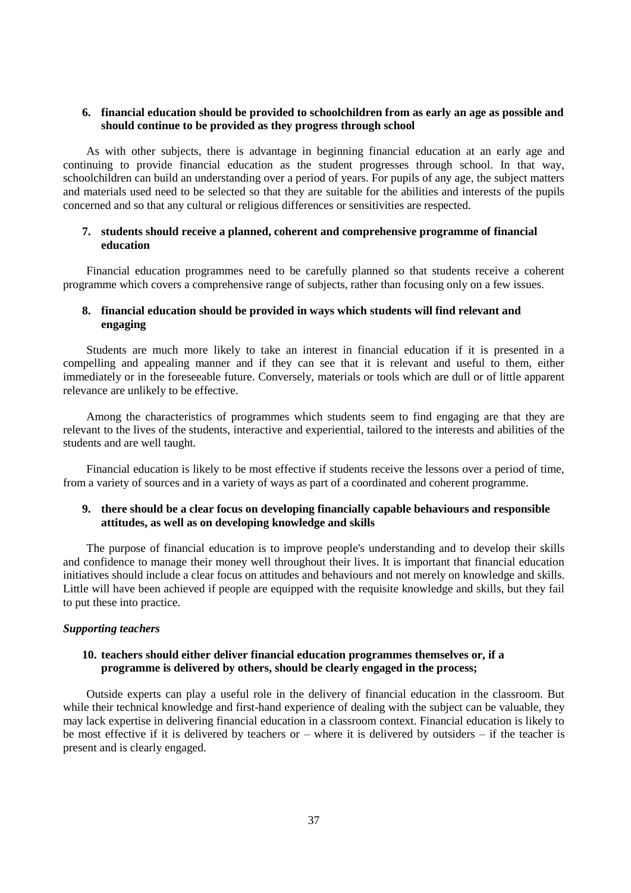6. **financial education should be provided to schoolchildren from as early an age as possible and should continue to be provided as they progress through school**

As with other subjects, there is advantage in beginning financial education at an early age and continuing to provide financial education as the student progresses through school. In that way, schoolchildren can build an understanding over a period of years. For pupils of any age, the subject matters and materials used need to be selected so that they are suitable for the abilities and interests of the pupils concerned and so that any cultural or religious differences or sensitivities are respected.

7. **students should receive a planned, coherent and comprehensive programme of financial education**

Financial education programmes need to be carefully planned so that students receive a coherent programme which covers a comprehensive range of subjects, rather than focusing only on a few issues.

8. **financial education should be provided in ways which students will find relevant and engaging**

Students are much more likely to take an interest in financial education if it is presented in a compelling and appealing manner and if they can see that it is relevant and useful to them, either immediately or in the foreseeable future. Conversely, materials or tools which are dull or of little apparent relevance are unlikely to be effective.

Among the characteristics of programmes which students seem to find engaging are that they are relevant to the lives of the students, interactive and experiential, tailored to the interests and abilities of the students and are well taught.

Financial education is likely to be most effective if students receive the lessons over a period of time, from a variety of sources and in a variety of ways as part of a coordinated and coherent programme.

9. **there should be a clear focus on developing financially capable behaviours and responsible attitudes, as well as on developing knowledge and skills**

The purpose of financial education is to improve people's understanding and to develop their skills and confidence to manage their money well throughout their lives. It is important that financial education initiatives should include a clear focus on attitudes and behaviours and not merely on knowledge and skills. Little will have been achieved if people are equipped with the requisite knowledge and skills, but they fail to put these into practice.

***Supporting teachers***

10. **teachers should either deliver financial education programmes themselves or, if a programme is delivered by others, should be clearly engaged in the process;**

Outside experts can play a useful role in the delivery of financial education in the classroom. But while their technical knowledge and first-hand experience of dealing with the subject can be valuable, they may lack expertise in delivering financial education in a classroom context. Financial education is likely to be most effective if it is delivered by teachers or – where it is delivered by outsiders – if the teacher is present and is clearly engaged.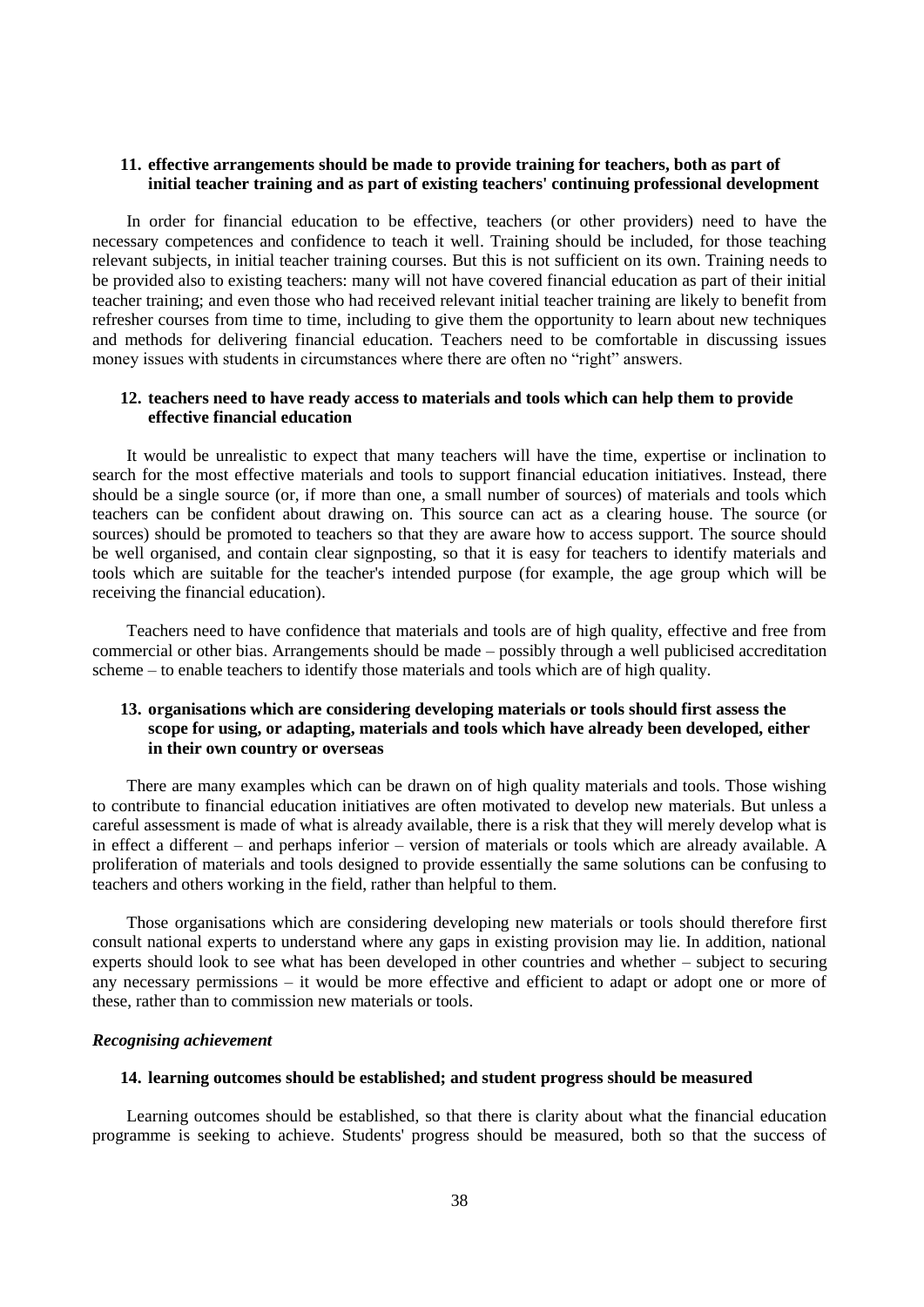**11. effective arrangements should be made to provide training for teachers, both as part of initial teacher training and as part of existing teachers' continuing professional development**

In order for financial education to be effective, teachers (or other providers) need to have the necessary competences and confidence to teach it well. Training should be included, for those teaching relevant subjects, in initial teacher training courses. But this is not sufficient on its own. Training needs to be provided also to existing teachers: many will not have covered financial education as part of their initial teacher training; and even those who had received relevant initial teacher training are likely to benefit from refresher courses from time to time, including to give them the opportunity to learn about new techniques and methods for delivering financial education. Teachers need to be comfortable in discussing issues money issues with students in circumstances where there are often no "right" answers.

**12. teachers need to have ready access to materials and tools which can help them to provide effective financial education**

It would be unrealistic to expect that many teachers will have the time, expertise or inclination to search for the most effective materials and tools to support financial education initiatives. Instead, there should be a single source (or, if more than one, a small number of sources) of materials and tools which teachers can be confident about drawing on. This source can act as a clearing house. The source (or sources) should be promoted to teachers so that they are aware how to access support. The source should be well organised, and contain clear signposting, so that it is easy for teachers to identify materials and tools which are suitable for the teacher's intended purpose (for example, the age group which will be receiving the financial education).

Teachers need to have confidence that materials and tools are of high quality, effective and free from commercial or other bias. Arrangements should be made – possibly through a well publicised accreditation scheme – to enable teachers to identify those materials and tools which are of high quality.

**13. organisations which are considering developing materials or tools should first assess the scope for using, or adapting, materials and tools which have already been developed, either in their own country or overseas**

There are many examples which can be drawn on of high quality materials and tools. Those wishing to contribute to financial education initiatives are often motivated to develop new materials. But unless a careful assessment is made of what is already available, there is a risk that they will merely develop what is in effect a different – and perhaps inferior – version of materials or tools which are already available. A proliferation of materials and tools designed to provide essentially the same solutions can be confusing to teachers and others working in the field, rather than helpful to them.

Those organisations which are considering developing new materials or tools should therefore first consult national experts to understand where any gaps in existing provision may lie. In addition, national experts should look to see what has been developed in other countries and whether – subject to securing any necessary permissions – it would be more effective and efficient to adapt or adopt one or more of these, rather than to commission new materials or tools.

***Recognising achievement***

**14. learning outcomes should be established; and student progress should be measured**

Learning outcomes should be established, so that there is clarity about what the financial education programme is seeking to achieve. Students' progress should be measured, both so that the success of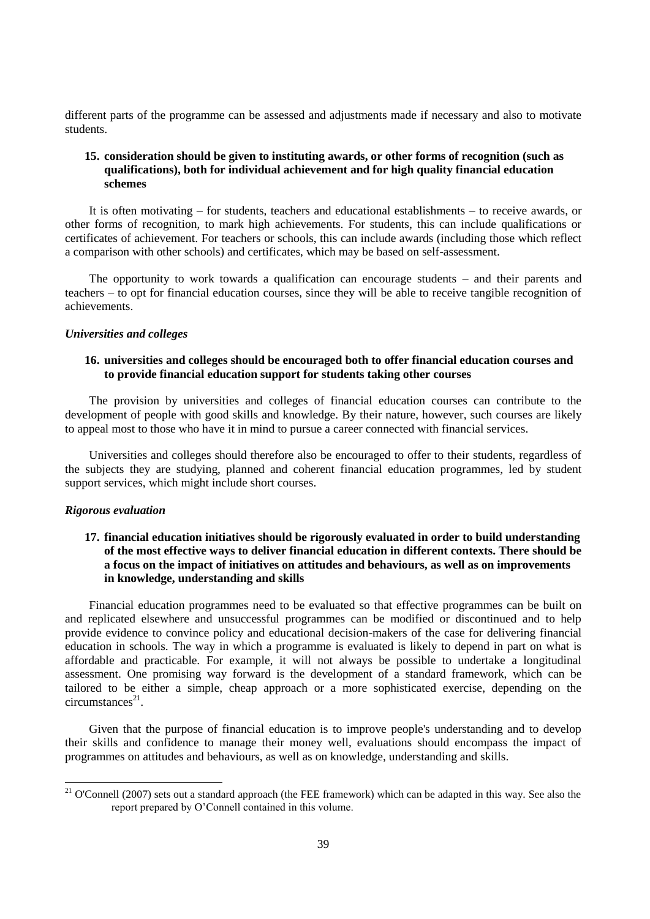different parts of the programme can be assessed and adjustments made if necessary and also to motivate students.

15. **consideration should be given to instituting awards, or other forms of recognition (such as qualifications), both for individual achievement and for high quality financial education schemes**

It is often motivating – for students, teachers and educational establishments – to receive awards, or other forms of recognition, to mark high achievements. For students, this can include qualifications or certificates of achievement. For teachers or schools, this can include awards (including those which reflect a comparison with other schools) and certificates, which may be based on self-assessment.

The opportunity to work towards a qualification can encourage students – and their parents and teachers – to opt for financial education courses, since they will be able to receive tangible recognition of achievements.

***Universities and colleges***

16. **universities and colleges should be encouraged both to offer financial education courses and to provide financial education support for students taking other courses**

The provision by universities and colleges of financial education courses can contribute to the development of people with good skills and knowledge. By their nature, however, such courses are likely to appeal most to those who have it in mind to pursue a career connected with financial services.

Universities and colleges should therefore also be encouraged to offer to their students, regardless of the subjects they are studying, planned and coherent financial education programmes, led by student support services, which might include short courses.

***Rigorous evaluation***

17. **financial education initiatives should be rigorously evaluated in order to build understanding of the most effective ways to deliver financial education in different contexts. There should be a focus on the impact of initiatives on attitudes and behaviours, as well as on improvements in knowledge, understanding and skills**

Financial education programmes need to be evaluated so that effective programmes can be built on and replicated elsewhere and unsuccessful programmes can be modified or discontinued and to help provide evidence to convince policy and educational decision-makers of the case for delivering financial education in schools. The way in which a programme is evaluated is likely to depend in part on what is affordable and practicable. For example, it will not always be possible to undertake a longitudinal assessment. One promising way forward is the development of a standard framework, which can be tailored to be either a simple, cheap approach or a more sophisticated exercise, depending on the circumstances[21].

Given that the purpose of financial education is to improve people's understanding and to develop their skills and confidence to manage their money well, evaluations should encompass the impact of programmes on attitudes and behaviours, as well as on knowledge, understanding and skills.

---

[21] O'Connell (2007) sets out a standard approach (the FEE framework) which can be adapted in this way. See also the report prepared by O'Connell contained in this volume.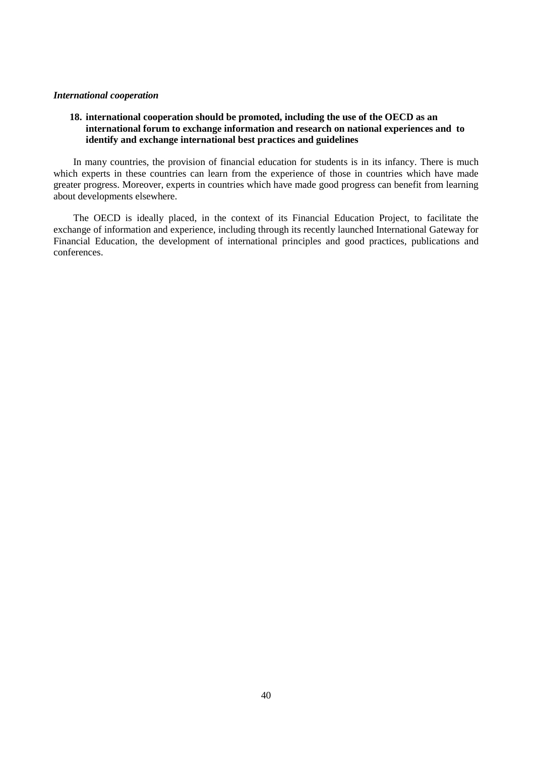*International cooperation*

**18. international cooperation should be promoted, including the use of the OECD as an international forum to exchange information and research on national experiences and to identify and exchange international best practices and guidelines**

In many countries, the provision of financial education for students is in its infancy. There is much which experts in these countries can learn from the experience of those in countries which have made greater progress. Moreover, experts in countries which have made good progress can benefit from learning about developments elsewhere.

The OECD is ideally placed, in the context of its Financial Education Project, to facilitate the exchange of information and experience, including through its recently launched International Gateway for Financial Education, the development of international principles and good practices, publications and conferences.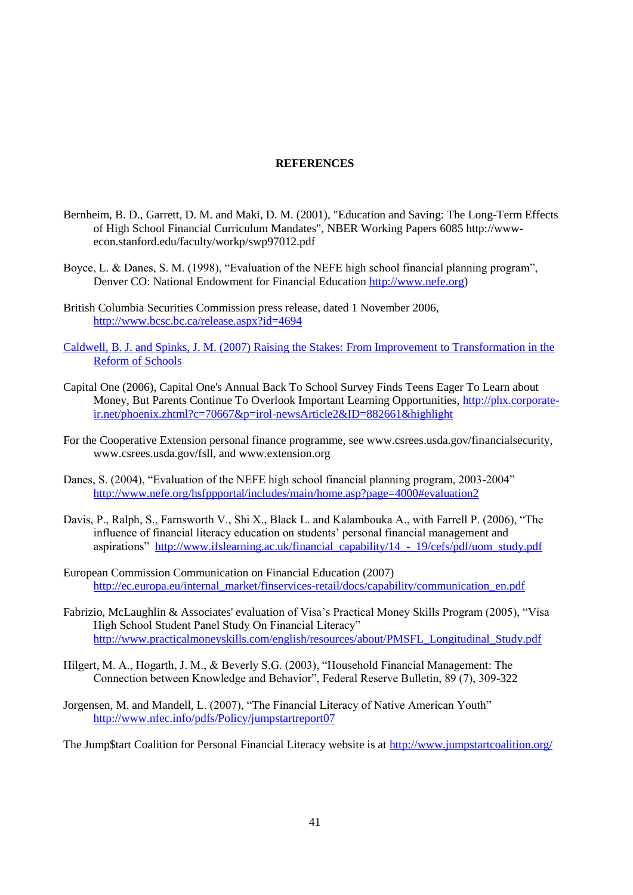## REFERENCES

Bernheim, B. D., Garrett, D. M. and Maki, D. M. (2001), "Education and Saving: The Long-Term Effects of High School Financial Curriculum Mandates", NBER Working Papers 6085 http://www-econ.stanford.edu/faculty/workp/swp97012.pdf

Boyce, L. & Danes, S. M. (1998), "Evaluation of the NEFE high school financial planning program", Denver CO: National Endowment for Financial Education http://www.nefe.org)

British Columbia Securities Commission press release, dated 1 November 2006, http://www.bcsc.bc.ca/release.aspx?id=4694

Caldwell, B. J. and Spinks, J. M. (2007) Raising the Stakes: From Improvement to Transformation in the Reform of Schools

Capital One (2006), Capital One's Annual Back To School Survey Finds Teens Eager To Learn about Money, But Parents Continue To Overlook Important Learning Opportunities, http://phx.corporate-ir.net/phoenix.zhtml?c=70667&p=irol-newsArticle2&ID=882661&highlight

For the Cooperative Extension personal finance programme, see www.csrees.usda.gov/financialsecurity, www.csrees.usda.gov/fsll, and www.extension.org

Danes, S. (2004), "Evaluation of the NEFE high school financial planning program, 2003-2004" http://www.nefe.org/hsfppportal/includes/main/home.asp?page=4000#evaluation2

Davis, P., Ralph, S., Farnsworth V., Shi X., Black L. and Kalambouka A., with Farrell P. (2006), "The influence of financial literacy education on students' personal financial management and aspirations" http://www.ifslearning.ac.uk/financial_capability/14_-_19/cefs/pdf/uom_study.pdf

European Commission Communication on Financial Education (2007) http://ec.europa.eu/internal_market/finservices-retail/docs/capability/communication_en.pdf

Fabrizio, McLaughlin & Associates' evaluation of Visa's Practical Money Skills Program (2005), "Visa High School Student Panel Study On Financial Literacy" http://www.practicalmoneyskills.com/english/resources/about/PMSFL_Longitudinal_Study.pdf

Hilgert, M. A., Hogarth, J. M., & Beverly S.G. (2003), "Household Financial Management: The Connection between Knowledge and Behavior", Federal Reserve Bulletin, 89 (7), 309-322

Jorgensen, M. and Mandell, L. (2007), "The Financial Literacy of Native American Youth" http://www.nfec.info/pdfs/Policy/jumpstartreport07

The Jump$tart Coalition for Personal Financial Literacy website is at http://www.jumpstartcoalition.org/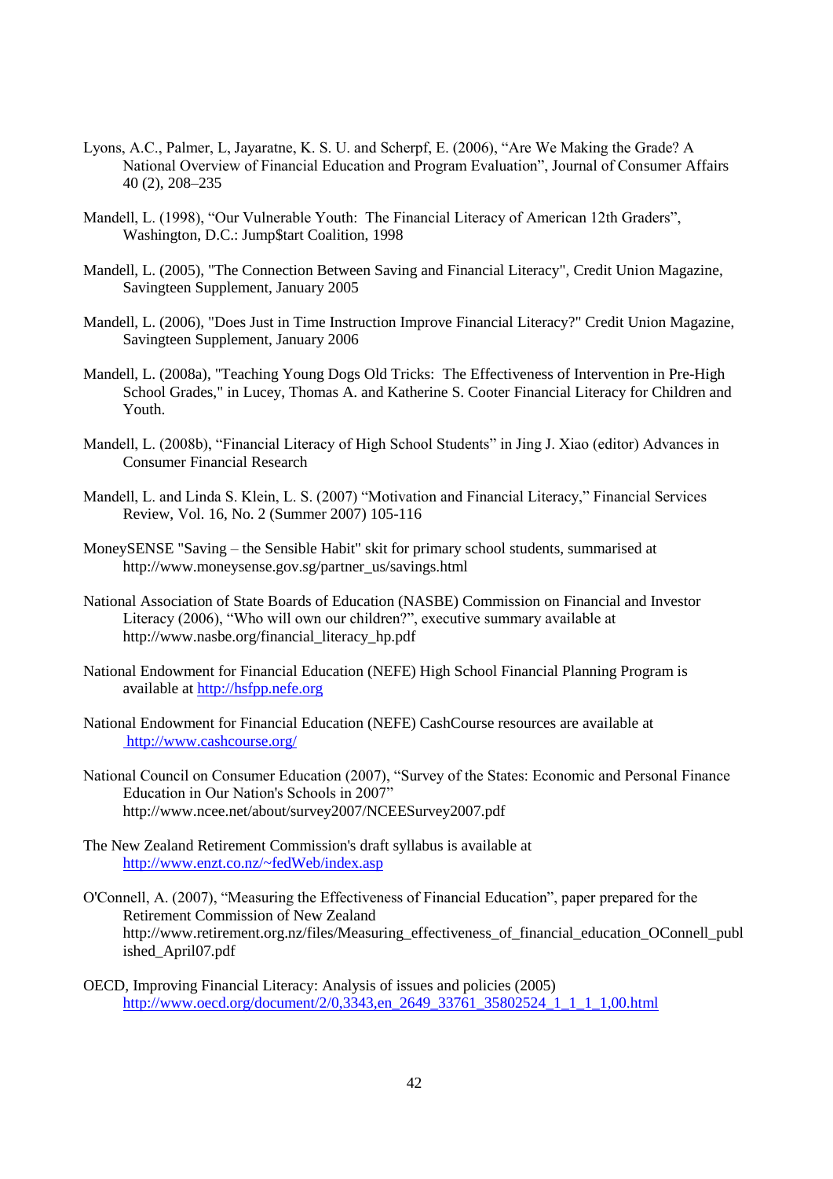Lyons, A.C., Palmer, L, Jayaratne, K. S. U. and Scherpf, E. (2006), "Are We Making the Grade? A National Overview of Financial Education and Program Evaluation", Journal of Consumer Affairs 40 (2), 208–235

Mandell, L. (1998), "Our Vulnerable Youth: The Financial Literacy of American 12th Graders", Washington, D.C.: Jump$tart Coalition, 1998

Mandell, L. (2005), "The Connection Between Saving and Financial Literacy", Credit Union Magazine, Savingteen Supplement, January 2005

Mandell, L. (2006), "Does Just in Time Instruction Improve Financial Literacy?" Credit Union Magazine, Savingteen Supplement, January 2006

Mandell, L. (2008a), "Teaching Young Dogs Old Tricks: The Effectiveness of Intervention in Pre-High School Grades," in Lucey, Thomas A. and Katherine S. Cooter Financial Literacy for Children and Youth.

Mandell, L. (2008b), "Financial Literacy of High School Students" in Jing J. Xiao (editor) Advances in Consumer Financial Research

Mandell, L. and Linda S. Klein, L. S. (2007) "Motivation and Financial Literacy," Financial Services Review, Vol. 16, No. 2 (Summer 2007) 105-116

MoneySENSE "Saving – the Sensible Habit" skit for primary school students, summarised at http://www.moneysense.gov.sg/partner_us/savings.html

National Association of State Boards of Education (NASBE) Commission on Financial and Investor Literacy (2006), "Who will own our children?", executive summary available at http://www.nasbe.org/financial_literacy_hp.pdf

National Endowment for Financial Education (NEFE) High School Financial Planning Program is available at http://hsfpp.nefe.org

National Endowment for Financial Education (NEFE) CashCourse resources are available at http://www.cashcourse.org/

National Council on Consumer Education (2007), "Survey of the States: Economic and Personal Finance Education in Our Nation's Schools in 2007" http://www.ncee.net/about/survey2007/NCEESurvey2007.pdf

The New Zealand Retirement Commission's draft syllabus is available at http://www.enzt.co.nz/~fedWeb/index.asp

O'Connell, A. (2007), "Measuring the Effectiveness of Financial Education", paper prepared for the Retirement Commission of New Zealand http://www.retirement.org.nz/files/Measuring_effectiveness_of_financial_education_OConnell_published_April07.pdf

OECD, Improving Financial Literacy: Analysis of issues and policies (2005) http://www.oecd.org/document/2/0,3343,en_2649_33761_35802524_1_1_1_1,00.html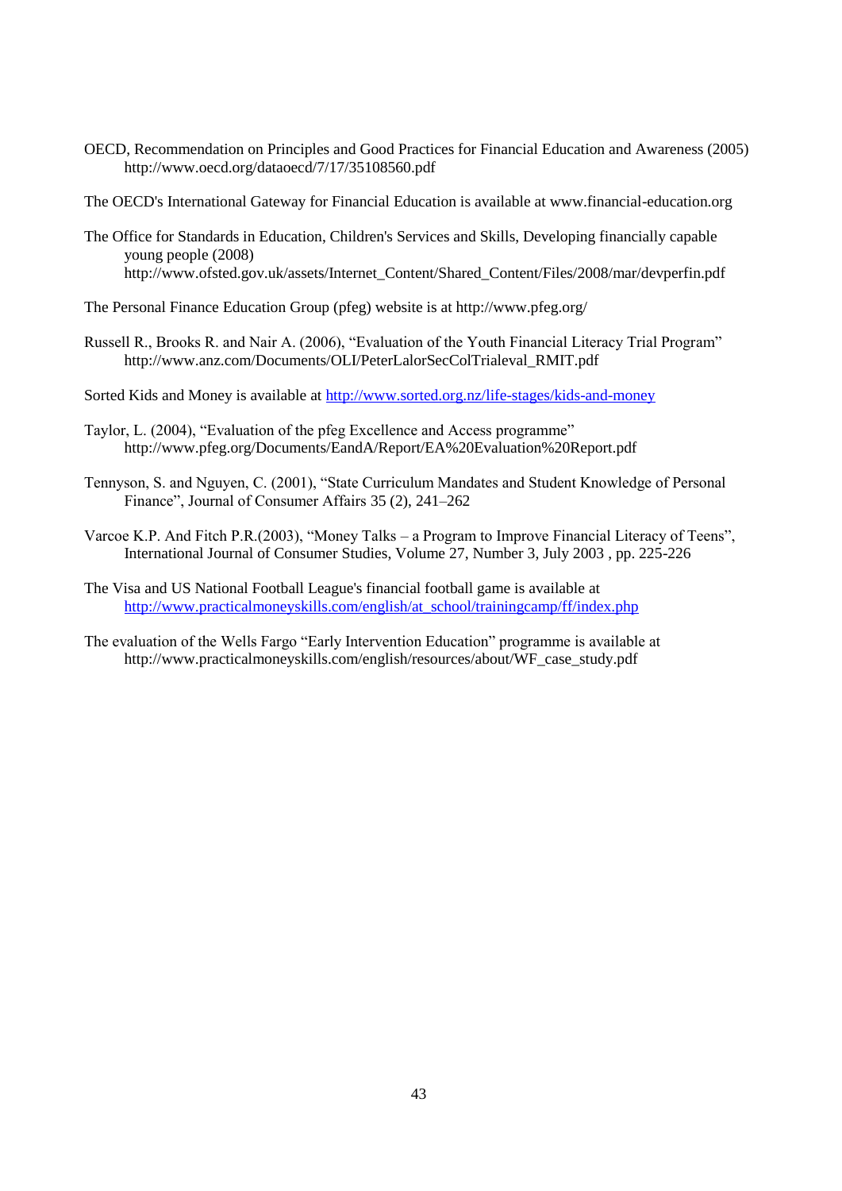OECD, Recommendation on Principles and Good Practices for Financial Education and Awareness (2005) http://www.oecd.org/dataoecd/7/17/35108560.pdf

The OECD's International Gateway for Financial Education is available at www.financial-education.org

The Office for Standards in Education, Children's Services and Skills, Developing financially capable young people (2008) http://www.ofsted.gov.uk/assets/Internet_Content/Shared_Content/Files/2008/mar/devperfin.pdf

The Personal Finance Education Group (pfeg) website is at http://www.pfeg.org/

Russell R., Brooks R. and Nair A. (2006), "Evaluation of the Youth Financial Literacy Trial Program" http://www.anz.com/Documents/OLI/PeterLalorSecColTrialeval_RMIT.pdf

Sorted Kids and Money is available at http://www.sorted.org.nz/life-stages/kids-and-money

Taylor, L. (2004), "Evaluation of the pfeg Excellence and Access programme" http://www.pfeg.org/Documents/EandA/Report/EA%20Evaluation%20Report.pdf

Tennyson, S. and Nguyen, C. (2001), "State Curriculum Mandates and Student Knowledge of Personal Finance", Journal of Consumer Affairs 35 (2), 241–262

Varcoe K.P. And Fitch P.R.(2003), "Money Talks – a Program to Improve Financial Literacy of Teens", International Journal of Consumer Studies, Volume 27, Number 3, July 2003 , pp. 225-226

The Visa and US National Football League's financial football game is available at http://www.practicalmoneyskills.com/english/at_school/trainingcamp/ff/index.php

The evaluation of the Wells Fargo "Early Intervention Education" programme is available at http://www.practicalmoneyskills.com/english/resources/about/WF_case_study.pdf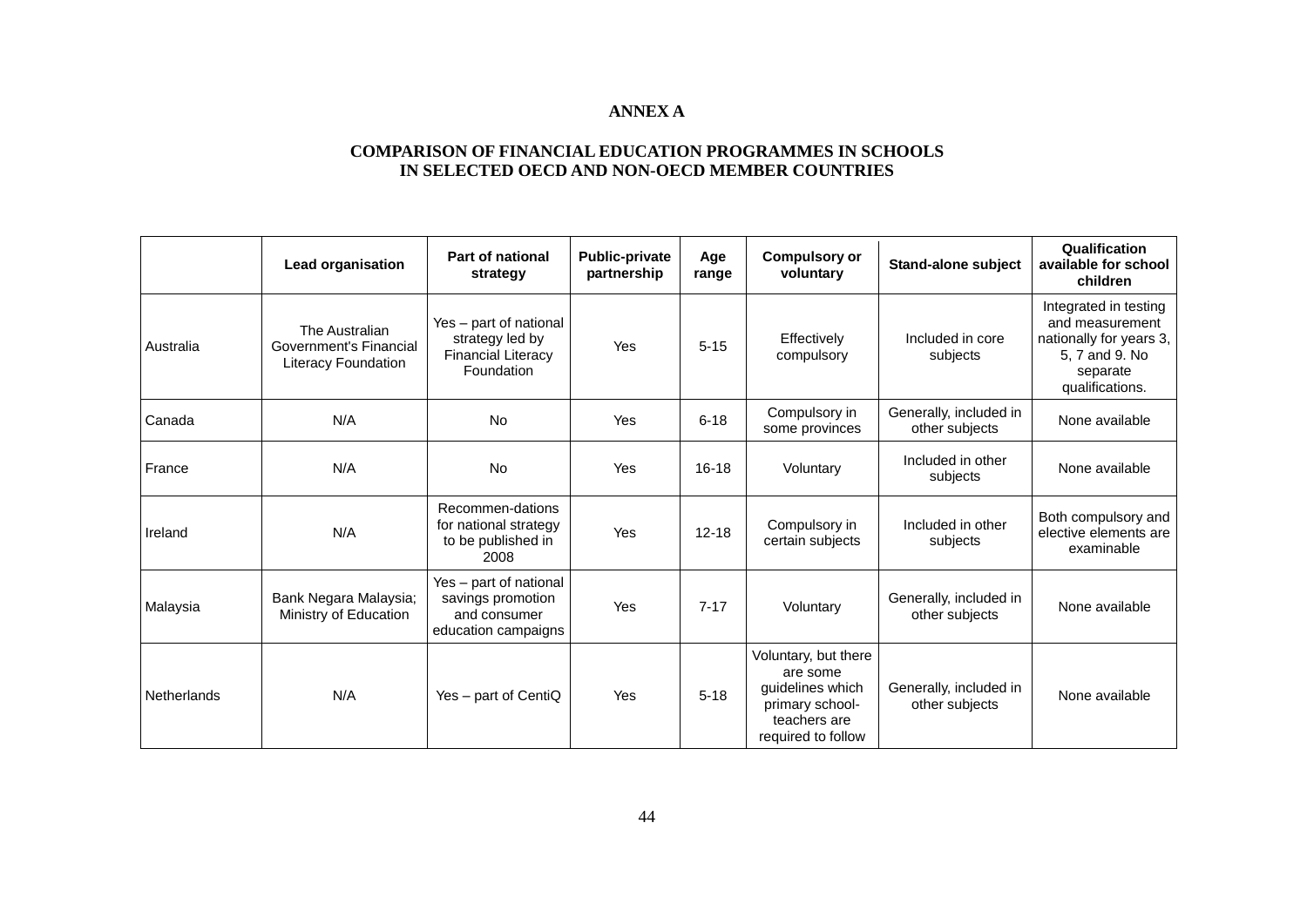## ANNEX A

## COMPARISON OF FINANCIAL EDUCATION PROGRAMMES IN SCHOOLS IN SELECTED OECD AND NON-OECD MEMBER COUNTRIES

| | Lead organisation | Part of national strategy | Public-private partnership | Age range | Compulsory or voluntary | Stand-alone subject | Qualification available for school children |
|---|---|---|---|---|---|---|---|
| Australia | The Australian Government's Financial Literacy Foundation | Yes – part of national strategy led by Financial Literacy Foundation | Yes | 5-15 | Effectively compulsory | Included in core subjects | Integrated in testing and measurement nationally for years 3, 5, 7 and 9. No separate qualifications. |
| Canada | N/A | No | Yes | 6-18 | Compulsory in some provinces | Generally, included in other subjects | None available |
| France | N/A | No | Yes | 16-18 | Voluntary | Included in other subjects | None available |
| Ireland | N/A | Recommen-dations for national strategy to be published in 2008 | Yes | 12-18 | Compulsory in certain subjects | Included in other subjects | Both compulsory and elective elements are examinable |
| Malaysia | Bank Negara Malaysia; Ministry of Education | Yes – part of national savings promotion and consumer education campaigns | Yes | 7-17 | Voluntary | Generally, included in other subjects | None available |
| Netherlands | N/A | Yes – part of CentiQ | Yes | 5-18 | Voluntary, but there are some guidelines which primary school-teachers are required to follow | Generally, included in other subjects | None available |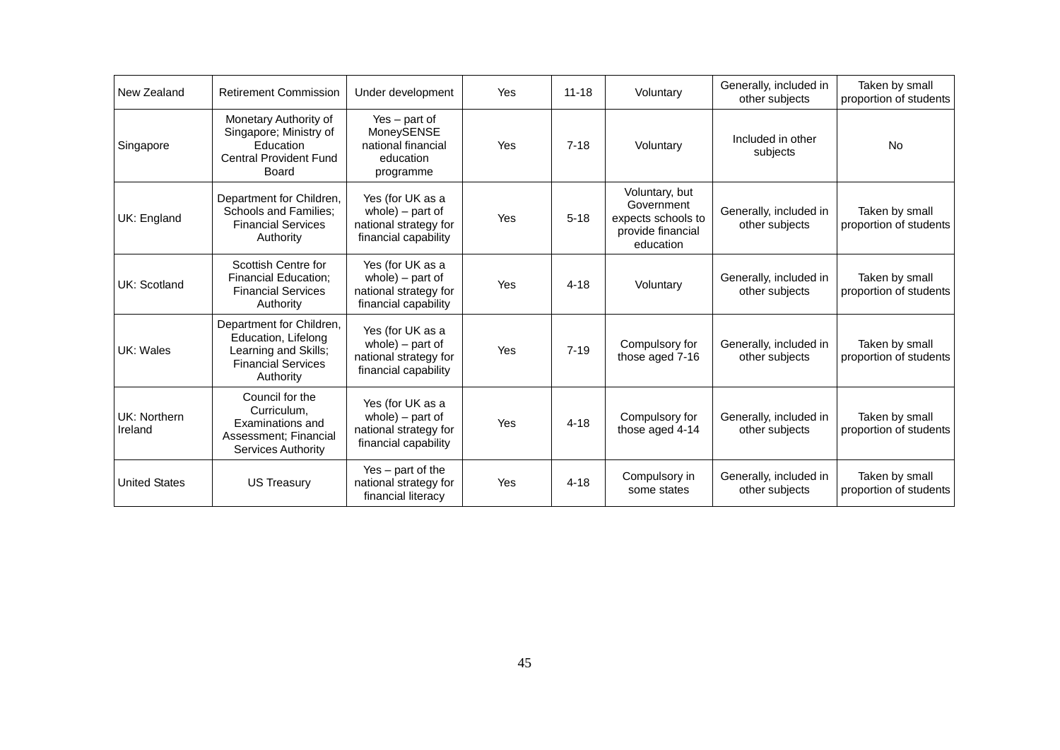| New Zealand | Retirement Commission | Under development | Yes | 11-18 | Voluntary | Generally, included in other subjects | Taken by small proportion of students |
|---|---|---|---|---|---|---|---|
| Singapore | Monetary Authority of Singapore; Ministry of Education Central Provident Fund Board | Yes – part of MoneySENSE national financial education programme | Yes | 7-18 | Voluntary | Included in other subjects | No |
| UK: England | Department for Children, Schools and Families; Financial Services Authority | Yes (for UK as a whole) – part of national strategy for financial capability | Yes | 5-18 | Voluntary, but Government expects schools to provide financial education | Generally, included in other subjects | Taken by small proportion of students |
| UK: Scotland | Scottish Centre for Financial Education; Financial Services Authority | Yes (for UK as a whole) – part of national strategy for financial capability | Yes | 4-18 | Voluntary | Generally, included in other subjects | Taken by small proportion of students |
| UK: Wales | Department for Children, Education, Lifelong Learning and Skills; Financial Services Authority | Yes (for UK as a whole) – part of national strategy for financial capability | Yes | 7-19 | Compulsory for those aged 7-16 | Generally, included in other subjects | Taken by small proportion of students |
| UK: Northern Ireland | Council for the Curriculum, Examinations and Assessment; Financial Services Authority | Yes (for UK as a whole) – part of national strategy for financial capability | Yes | 4-18 | Compulsory for those aged 4-14 | Generally, included in other subjects | Taken by small proportion of students |
| United States | US Treasury | Yes – part of the national strategy for financial literacy | Yes | 4-18 | Compulsory in some states | Generally, included in other subjects | Taken by small proportion of students |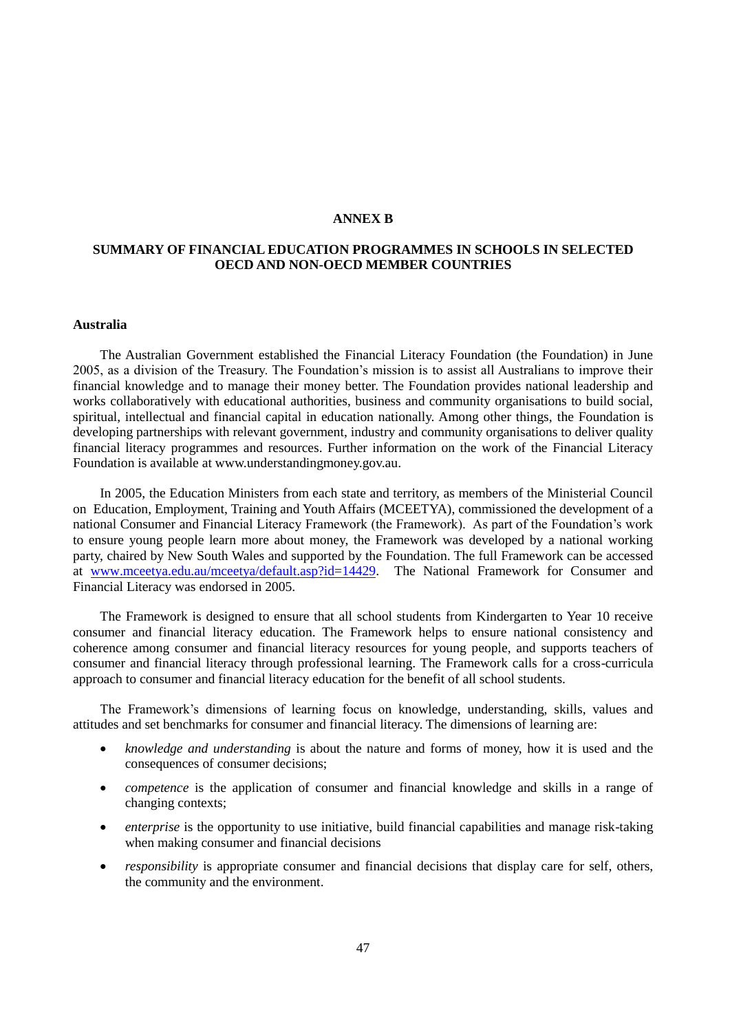# ANNEX B

## SUMMARY OF FINANCIAL EDUCATION PROGRAMMES IN SCHOOLS IN SELECTED OECD AND NON-OECD MEMBER COUNTRIES

### Australia

The Australian Government established the Financial Literacy Foundation (the Foundation) in June 2005, as a division of the Treasury. The Foundation's mission is to assist all Australians to improve their financial knowledge and to manage their money better. The Foundation provides national leadership and works collaboratively with educational authorities, business and community organisations to build social, spiritual, intellectual and financial capital in education nationally. Among other things, the Foundation is developing partnerships with relevant government, industry and community organisations to deliver quality financial literacy programmes and resources. Further information on the work of the Financial Literacy Foundation is available at www.understandingmoney.gov.au.

In 2005, the Education Ministers from each state and territory, as members of the Ministerial Council on Education, Employment, Training and Youth Affairs (MCEETYA), commissioned the development of a national Consumer and Financial Literacy Framework (the Framework). As part of the Foundation's work to ensure young people learn more about money, the Framework was developed by a national working party, chaired by New South Wales and supported by the Foundation. The full Framework can be accessed at [www.mceetya.edu.au/mceetya/default.asp?id=14429](www.mceetya.edu.au/mceetya/default.asp?id=14429). The National Framework for Consumer and Financial Literacy was endorsed in 2005.

The Framework is designed to ensure that all school students from Kindergarten to Year 10 receive consumer and financial literacy education. The Framework helps to ensure national consistency and coherence among consumer and financial literacy resources for young people, and supports teachers of consumer and financial literacy through professional learning. The Framework calls for a cross-curricula approach to consumer and financial literacy education for the benefit of all school students.

The Framework's dimensions of learning focus on knowledge, understanding, skills, values and attitudes and set benchmarks for consumer and financial literacy. The dimensions of learning are:

- *knowledge and understanding* is about the nature and forms of money, how it is used and the consequences of consumer decisions;
- *competence* is the application of consumer and financial knowledge and skills in a range of changing contexts;
- *enterprise* is the opportunity to use initiative, build financial capabilities and manage risk-taking when making consumer and financial decisions
- *responsibility* is appropriate consumer and financial decisions that display care for self, others, the community and the environment.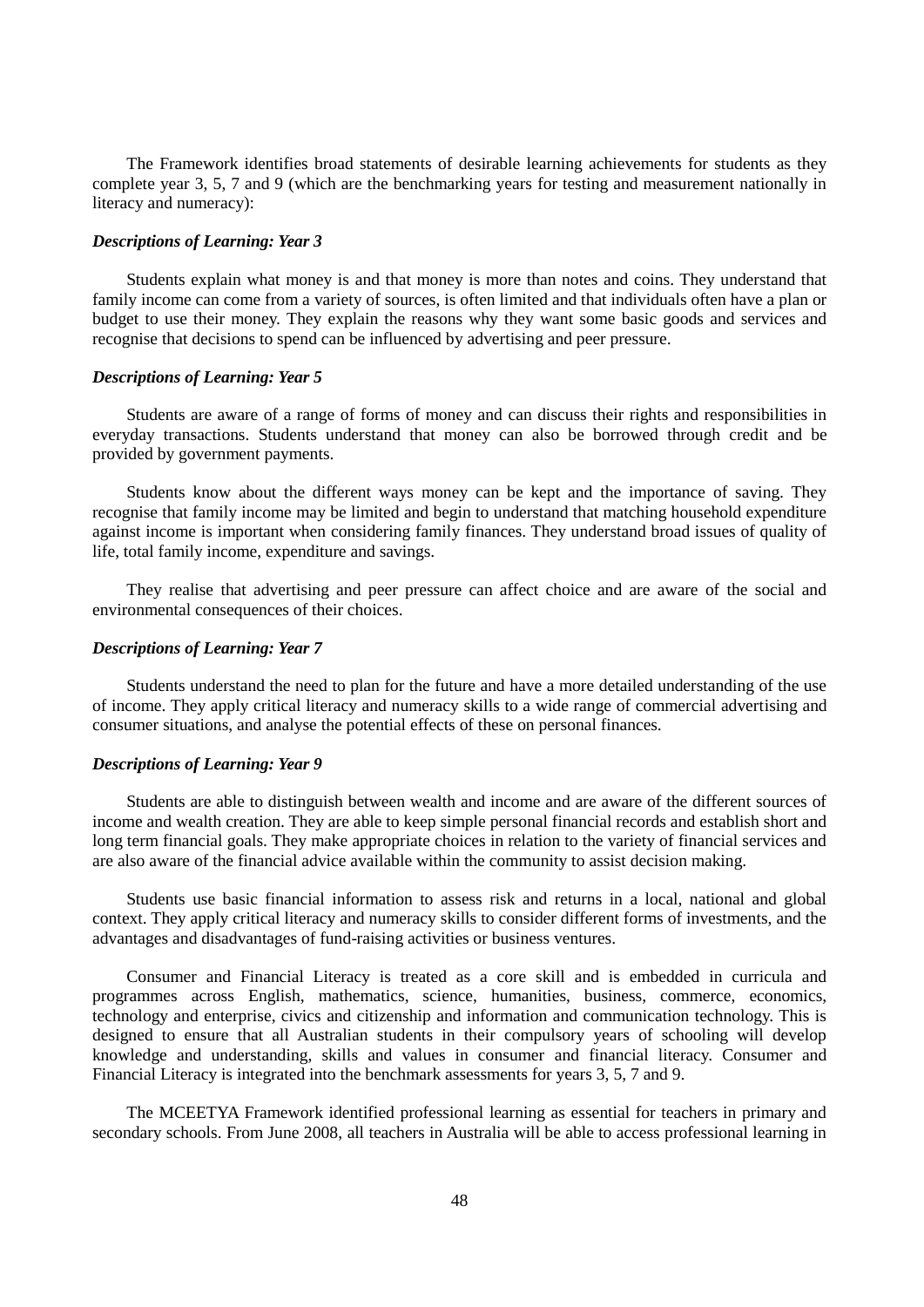The Framework identifies broad statements of desirable learning achievements for students as they complete year 3, 5, 7 and 9 (which are the benchmarking years for testing and measurement nationally in literacy and numeracy):

***Descriptions of Learning: Year 3***

Students explain what money is and that money is more than notes and coins. They understand that family income can come from a variety of sources, is often limited and that individuals often have a plan or budget to use their money. They explain the reasons why they want some basic goods and services and recognise that decisions to spend can be influenced by advertising and peer pressure.

***Descriptions of Learning: Year 5***

Students are aware of a range of forms of money and can discuss their rights and responsibilities in everyday transactions. Students understand that money can also be borrowed through credit and be provided by government payments.

Students know about the different ways money can be kept and the importance of saving. They recognise that family income may be limited and begin to understand that matching household expenditure against income is important when considering family finances. They understand broad issues of quality of life, total family income, expenditure and savings.

They realise that advertising and peer pressure can affect choice and are aware of the social and environmental consequences of their choices.

***Descriptions of Learning: Year 7***

Students understand the need to plan for the future and have a more detailed understanding of the use of income. They apply critical literacy and numeracy skills to a wide range of commercial advertising and consumer situations, and analyse the potential effects of these on personal finances.

***Descriptions of Learning: Year 9***

Students are able to distinguish between wealth and income and are aware of the different sources of income and wealth creation. They are able to keep simple personal financial records and establish short and long term financial goals. They make appropriate choices in relation to the variety of financial services and are also aware of the financial advice available within the community to assist decision making.

Students use basic financial information to assess risk and returns in a local, national and global context. They apply critical literacy and numeracy skills to consider different forms of investments, and the advantages and disadvantages of fund-raising activities or business ventures.

Consumer and Financial Literacy is treated as a core skill and is embedded in curricula and programmes across English, mathematics, science, humanities, business, commerce, economics, technology and enterprise, civics and citizenship and information and communication technology. This is designed to ensure that all Australian students in their compulsory years of schooling will develop knowledge and understanding, skills and values in consumer and financial literacy. Consumer and Financial Literacy is integrated into the benchmark assessments for years 3, 5, 7 and 9.

The MCEETYA Framework identified professional learning as essential for teachers in primary and secondary schools. From June 2008, all teachers in Australia will be able to access professional learning in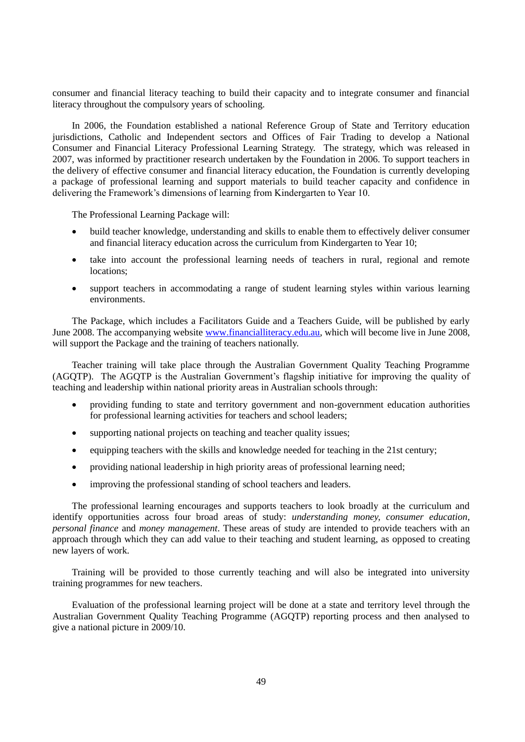consumer and financial literacy teaching to build their capacity and to integrate consumer and financial literacy throughout the compulsory years of schooling.

In 2006, the Foundation established a national Reference Group of State and Territory education jurisdictions, Catholic and Independent sectors and Offices of Fair Trading to develop a National Consumer and Financial Literacy Professional Learning Strategy. The strategy, which was released in 2007, was informed by practitioner research undertaken by the Foundation in 2006. To support teachers in the delivery of effective consumer and financial literacy education, the Foundation is currently developing a package of professional learning and support materials to build teacher capacity and confidence in delivering the Framework's dimensions of learning from Kindergarten to Year 10.

The Professional Learning Package will:

- build teacher knowledge, understanding and skills to enable them to effectively deliver consumer and financial literacy education across the curriculum from Kindergarten to Year 10;
- take into account the professional learning needs of teachers in rural, regional and remote locations;
- support teachers in accommodating a range of student learning styles within various learning environments.

The Package, which includes a Facilitators Guide and a Teachers Guide, will be published by early June 2008. The accompanying website [www.financialliteracy.edu.au](http://www.financialliteracy.edu.au), which will become live in June 2008, will support the Package and the training of teachers nationally.

Teacher training will take place through the Australian Government Quality Teaching Programme (AGQTP). The AGQTP is the Australian Government's flagship initiative for improving the quality of teaching and leadership within national priority areas in Australian schools through:

- providing funding to state and territory government and non-government education authorities for professional learning activities for teachers and school leaders;
- supporting national projects on teaching and teacher quality issues;
- equipping teachers with the skills and knowledge needed for teaching in the 21st century;
- providing national leadership in high priority areas of professional learning need;
- improving the professional standing of school teachers and leaders.

The professional learning encourages and supports teachers to look broadly at the curriculum and identify opportunities across four broad areas of study: *understanding money, consumer education, personal finance* and *money management*. These areas of study are intended to provide teachers with an approach through which they can add value to their teaching and student learning, as opposed to creating new layers of work.

Training will be provided to those currently teaching and will also be integrated into university training programmes for new teachers.

Evaluation of the professional learning project will be done at a state and territory level through the Australian Government Quality Teaching Programme (AGQTP) reporting process and then analysed to give a national picture in 2009/10.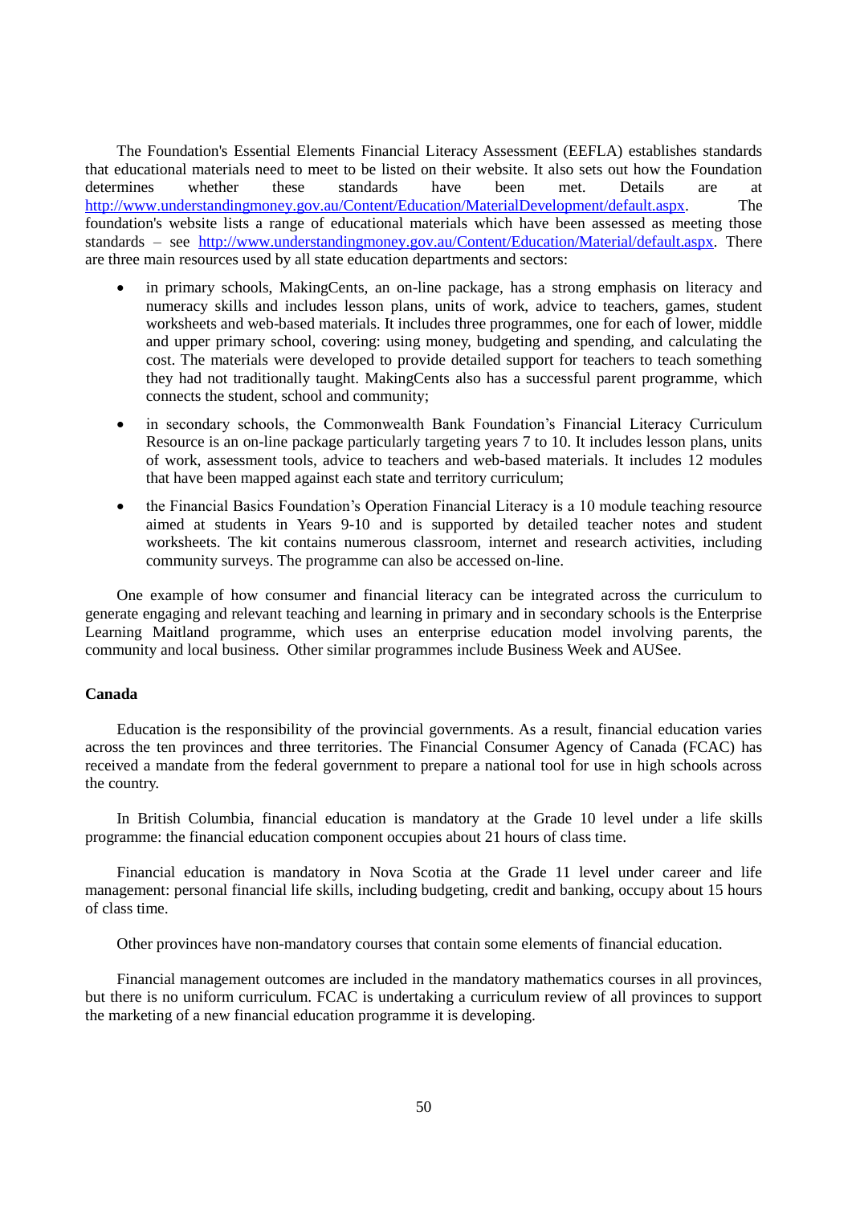The Foundation's Essential Elements Financial Literacy Assessment (EEFLA) establishes standards that educational materials need to meet to be listed on their website. It also sets out how the Foundation determines whether these standards have been met. Details are at http://www.understandingmoney.gov.au/Content/Education/MaterialDevelopment/default.aspx. The foundation's website lists a range of educational materials which have been assessed as meeting those standards – see http://www.understandingmoney.gov.au/Content/Education/Material/default.aspx. There are three main resources used by all state education departments and sectors:

- in primary schools, MakingCents, an on-line package, has a strong emphasis on literacy and numeracy skills and includes lesson plans, units of work, advice to teachers, games, student worksheets and web-based materials. It includes three programmes, one for each of lower, middle and upper primary school, covering: using money, budgeting and spending, and calculating the cost. The materials were developed to provide detailed support for teachers to teach something they had not traditionally taught. MakingCents also has a successful parent programme, which connects the student, school and community;
- in secondary schools, the Commonwealth Bank Foundation's Financial Literacy Curriculum Resource is an on-line package particularly targeting years 7 to 10. It includes lesson plans, units of work, assessment tools, advice to teachers and web-based materials. It includes 12 modules that have been mapped against each state and territory curriculum;
- the Financial Basics Foundation's Operation Financial Literacy is a 10 module teaching resource aimed at students in Years 9-10 and is supported by detailed teacher notes and student worksheets. The kit contains numerous classroom, internet and research activities, including community surveys. The programme can also be accessed on-line.

One example of how consumer and financial literacy can be integrated across the curriculum to generate engaging and relevant teaching and learning in primary and in secondary schools is the Enterprise Learning Maitland programme, which uses an enterprise education model involving parents, the community and local business. Other similar programmes include Business Week and AUSee.

**Canada**

Education is the responsibility of the provincial governments. As a result, financial education varies across the ten provinces and three territories. The Financial Consumer Agency of Canada (FCAC) has received a mandate from the federal government to prepare a national tool for use in high schools across the country.

In British Columbia, financial education is mandatory at the Grade 10 level under a life skills programme: the financial education component occupies about 21 hours of class time.

Financial education is mandatory in Nova Scotia at the Grade 11 level under career and life management: personal financial life skills, including budgeting, credit and banking, occupy about 15 hours of class time.

Other provinces have non-mandatory courses that contain some elements of financial education.

Financial management outcomes are included in the mandatory mathematics courses in all provinces, but there is no uniform curriculum. FCAC is undertaking a curriculum review of all provinces to support the marketing of a new financial education programme it is developing.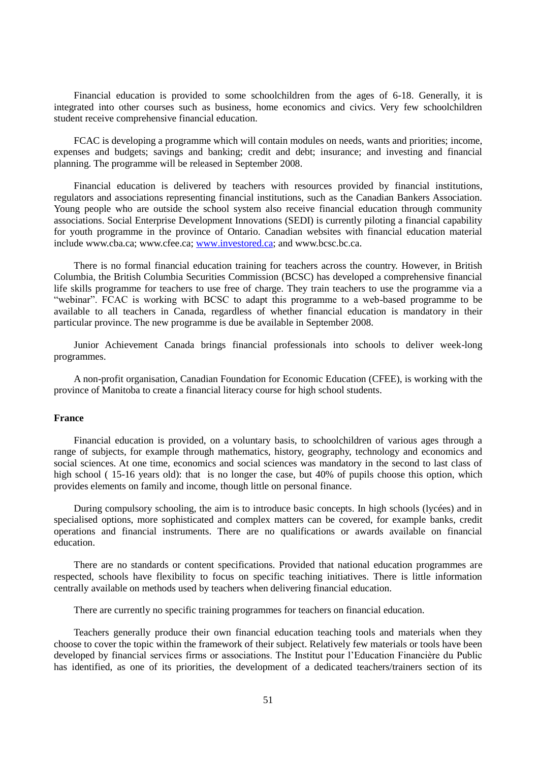Financial education is provided to some schoolchildren from the ages of 6-18. Generally, it is integrated into other courses such as business, home economics and civics. Very few schoolchildren student receive comprehensive financial education.

FCAC is developing a programme which will contain modules on needs, wants and priorities; income, expenses and budgets; savings and banking; credit and debt; insurance; and investing and financial planning. The programme will be released in September 2008.

Financial education is delivered by teachers with resources provided by financial institutions, regulators and associations representing financial institutions, such as the Canadian Bankers Association. Young people who are outside the school system also receive financial education through community associations. Social Enterprise Development Innovations (SEDI) is currently piloting a financial capability for youth programme in the province of Ontario. Canadian websites with financial education material include www.cba.ca; www.cfee.ca; [www.investored.ca](http://www.investored.ca); and www.bcsc.bc.ca.

There is no formal financial education training for teachers across the country. However, in British Columbia, the British Columbia Securities Commission (BCSC) has developed a comprehensive financial life skills programme for teachers to use free of charge. They train teachers to use the programme via a "webinar". FCAC is working with BCSC to adapt this programme to a web-based programme to be available to all teachers in Canada, regardless of whether financial education is mandatory in their particular province. The new programme is due be available in September 2008.

Junior Achievement Canada brings financial professionals into schools to deliver week-long programmes.

A non-profit organisation, Canadian Foundation for Economic Education (CFEE), is working with the province of Manitoba to create a financial literacy course for high school students.

**France**

Financial education is provided, on a voluntary basis, to schoolchildren of various ages through a range of subjects, for example through mathematics, history, geography, technology and economics and social sciences. At one time, economics and social sciences was mandatory in the second to last class of high school ( 15-16 years old): that is no longer the case, but 40% of pupils choose this option, which provides elements on family and income, though little on personal finance.

During compulsory schooling, the aim is to introduce basic concepts. In high schools (lycées) and in specialised options, more sophisticated and complex matters can be covered, for example banks, credit operations and financial instruments. There are no qualifications or awards available on financial education.

There are no standards or content specifications. Provided that national education programmes are respected, schools have flexibility to focus on specific teaching initiatives. There is little information centrally available on methods used by teachers when delivering financial education.

There are currently no specific training programmes for teachers on financial education.

Teachers generally produce their own financial education teaching tools and materials when they choose to cover the topic within the framework of their subject. Relatively few materials or tools have been developed by financial services firms or associations. The Institut pour l'Education Financière du Public has identified, as one of its priorities, the development of a dedicated teachers/trainers section of its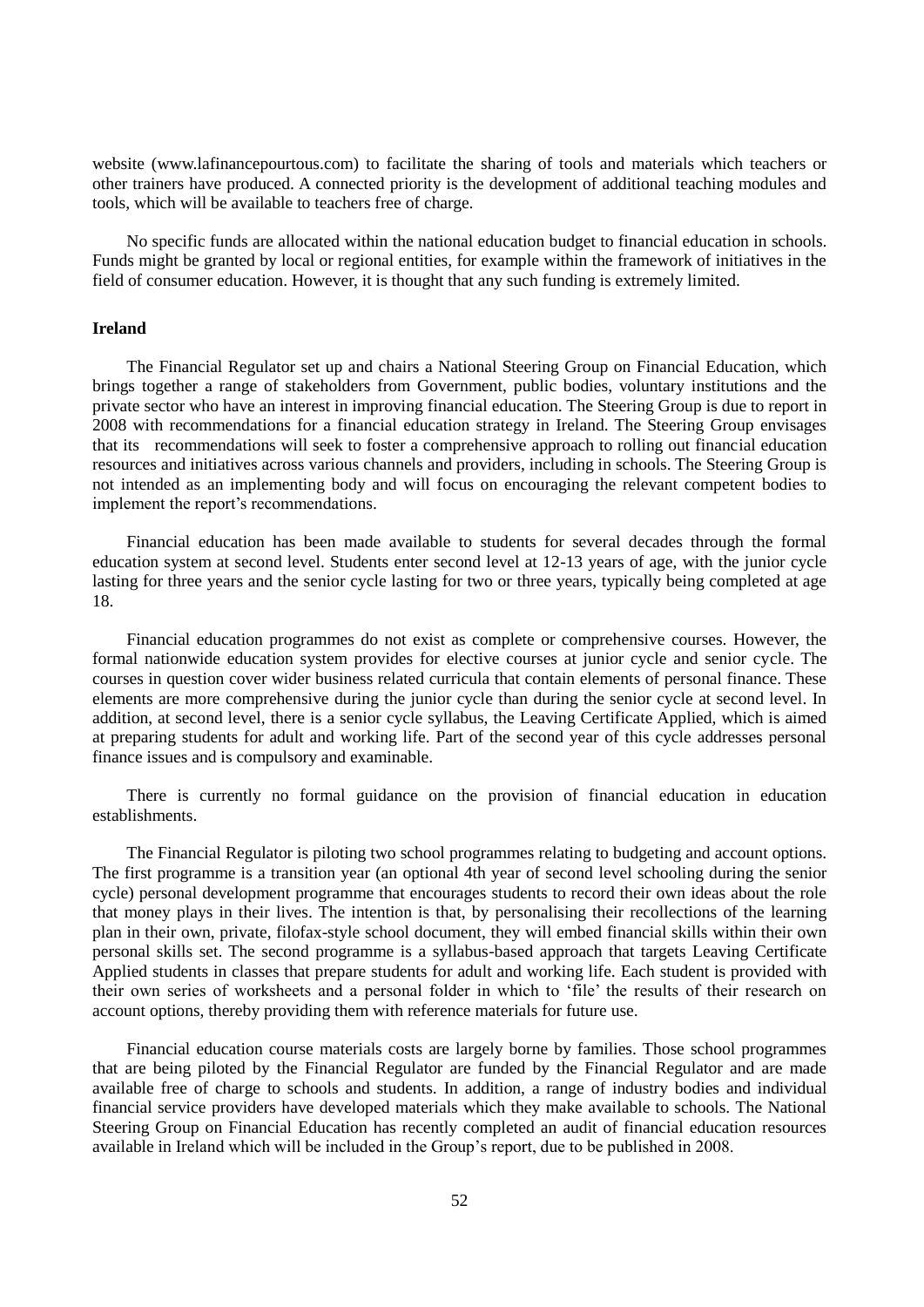website (www.lafinancepourtous.com) to facilitate the sharing of tools and materials which teachers or other trainers have produced. A connected priority is the development of additional teaching modules and tools, which will be available to teachers free of charge.

No specific funds are allocated within the national education budget to financial education in schools. Funds might be granted by local or regional entities, for example within the framework of initiatives in the field of consumer education. However, it is thought that any such funding is extremely limited.

**Ireland**

The Financial Regulator set up and chairs a National Steering Group on Financial Education, which brings together a range of stakeholders from Government, public bodies, voluntary institutions and the private sector who have an interest in improving financial education. The Steering Group is due to report in 2008 with recommendations for a financial education strategy in Ireland. The Steering Group envisages that its recommendations will seek to foster a comprehensive approach to rolling out financial education resources and initiatives across various channels and providers, including in schools. The Steering Group is not intended as an implementing body and will focus on encouraging the relevant competent bodies to implement the report's recommendations.

Financial education has been made available to students for several decades through the formal education system at second level. Students enter second level at 12-13 years of age, with the junior cycle lasting for three years and the senior cycle lasting for two or three years, typically being completed at age 18.

Financial education programmes do not exist as complete or comprehensive courses. However, the formal nationwide education system provides for elective courses at junior cycle and senior cycle. The courses in question cover wider business related curricula that contain elements of personal finance. These elements are more comprehensive during the junior cycle than during the senior cycle at second level. In addition, at second level, there is a senior cycle syllabus, the Leaving Certificate Applied, which is aimed at preparing students for adult and working life. Part of the second year of this cycle addresses personal finance issues and is compulsory and examinable.

There is currently no formal guidance on the provision of financial education in education establishments.

The Financial Regulator is piloting two school programmes relating to budgeting and account options. The first programme is a transition year (an optional 4th year of second level schooling during the senior cycle) personal development programme that encourages students to record their own ideas about the role that money plays in their lives. The intention is that, by personalising their recollections of the learning plan in their own, private, filofax-style school document, they will embed financial skills within their own personal skills set. The second programme is a syllabus-based approach that targets Leaving Certificate Applied students in classes that prepare students for adult and working life. Each student is provided with their own series of worksheets and a personal folder in which to 'file' the results of their research on account options, thereby providing them with reference materials for future use.

Financial education course materials costs are largely borne by families. Those school programmes that are being piloted by the Financial Regulator are funded by the Financial Regulator and are made available free of charge to schools and students. In addition, a range of industry bodies and individual financial service providers have developed materials which they make available to schools. The National Steering Group on Financial Education has recently completed an audit of financial education resources available in Ireland which will be included in the Group's report, due to be published in 2008.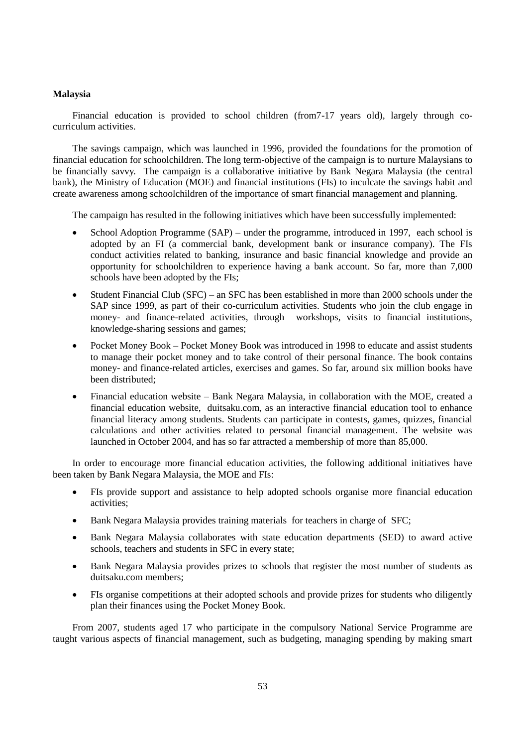**Malaysia**

Financial education is provided to school children (from7-17 years old), largely through co-curriculum activities.

The savings campaign, which was launched in 1996, provided the foundations for the promotion of financial education for schoolchildren. The long term-objective of the campaign is to nurture Malaysians to be financially savvy. The campaign is a collaborative initiative by Bank Negara Malaysia (the central bank), the Ministry of Education (MOE) and financial institutions (FIs) to inculcate the savings habit and create awareness among schoolchildren of the importance of smart financial management and planning.

The campaign has resulted in the following initiatives which have been successfully implemented:

- School Adoption Programme (SAP) – under the programme, introduced in 1997, each school is adopted by an FI (a commercial bank, development bank or insurance company). The FIs conduct activities related to banking, insurance and basic financial knowledge and provide an opportunity for schoolchildren to experience having a bank account. So far, more than 7,000 schools have been adopted by the FIs;
- Student Financial Club (SFC) – an SFC has been established in more than 2000 schools under the SAP since 1999, as part of their co-curriculum activities. Students who join the club engage in money- and finance-related activities, through workshops, visits to financial institutions, knowledge-sharing sessions and games;
- Pocket Money Book – Pocket Money Book was introduced in 1998 to educate and assist students to manage their pocket money and to take control of their personal finance. The book contains money- and finance-related articles, exercises and games. So far, around six million books have been distributed;
- Financial education website – Bank Negara Malaysia, in collaboration with the MOE, created a financial education website, duitsaku.com, as an interactive financial education tool to enhance financial literacy among students. Students can participate in contests, games, quizzes, financial calculations and other activities related to personal financial management. The website was launched in October 2004, and has so far attracted a membership of more than 85,000.

In order to encourage more financial education activities, the following additional initiatives have been taken by Bank Negara Malaysia, the MOE and FIs:

- FIs provide support and assistance to help adopted schools organise more financial education activities;
- Bank Negara Malaysia provides training materials for teachers in charge of SFC;
- Bank Negara Malaysia collaborates with state education departments (SED) to award active schools, teachers and students in SFC in every state;
- Bank Negara Malaysia provides prizes to schools that register the most number of students as duitsaku.com members;
- FIs organise competitions at their adopted schools and provide prizes for students who diligently plan their finances using the Pocket Money Book.

From 2007, students aged 17 who participate in the compulsory National Service Programme are taught various aspects of financial management, such as budgeting, managing spending by making smart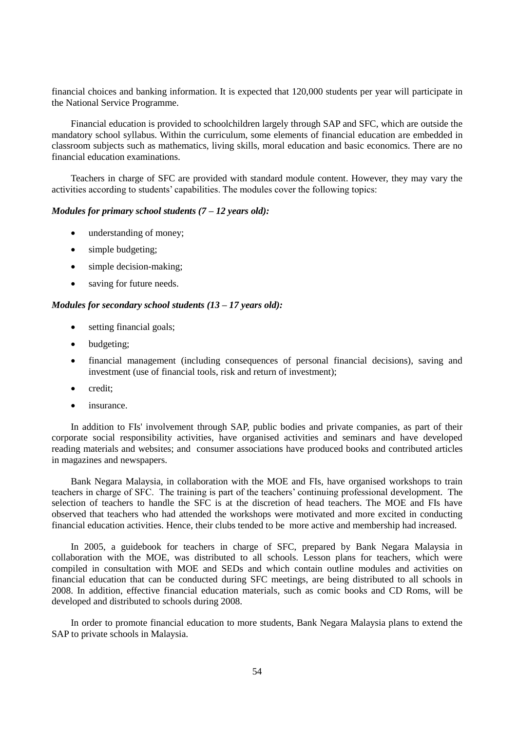financial choices and banking information. It is expected that 120,000 students per year will participate in the National Service Programme.

Financial education is provided to schoolchildren largely through SAP and SFC, which are outside the mandatory school syllabus. Within the curriculum, some elements of financial education are embedded in classroom subjects such as mathematics, living skills, moral education and basic economics. There are no financial education examinations.

Teachers in charge of SFC are provided with standard module content. However, they may vary the activities according to students' capabilities. The modules cover the following topics:

***Modules for primary school students (7 – 12 years old):***

- understanding of money;
- simple budgeting;
- simple decision-making;
- saving for future needs.

***Modules for secondary school students (13 – 17 years old):***

- setting financial goals;
- budgeting;
- financial management (including consequences of personal financial decisions), saving and investment (use of financial tools, risk and return of investment);
- credit;
- insurance.

In addition to FIs' involvement through SAP, public bodies and private companies, as part of their corporate social responsibility activities, have organised activities and seminars and have developed reading materials and websites; and consumer associations have produced books and contributed articles in magazines and newspapers.

Bank Negara Malaysia, in collaboration with the MOE and FIs, have organised workshops to train teachers in charge of SFC. The training is part of the teachers' continuing professional development. The selection of teachers to handle the SFC is at the discretion of head teachers. The MOE and FIs have observed that teachers who had attended the workshops were motivated and more excited in conducting financial education activities. Hence, their clubs tended to be more active and membership had increased.

In 2005, a guidebook for teachers in charge of SFC, prepared by Bank Negara Malaysia in collaboration with the MOE, was distributed to all schools. Lesson plans for teachers, which were compiled in consultation with MOE and SEDs and which contain outline modules and activities on financial education that can be conducted during SFC meetings, are being distributed to all schools in 2008. In addition, effective financial education materials, such as comic books and CD Roms, will be developed and distributed to schools during 2008.

In order to promote financial education to more students, Bank Negara Malaysia plans to extend the SAP to private schools in Malaysia.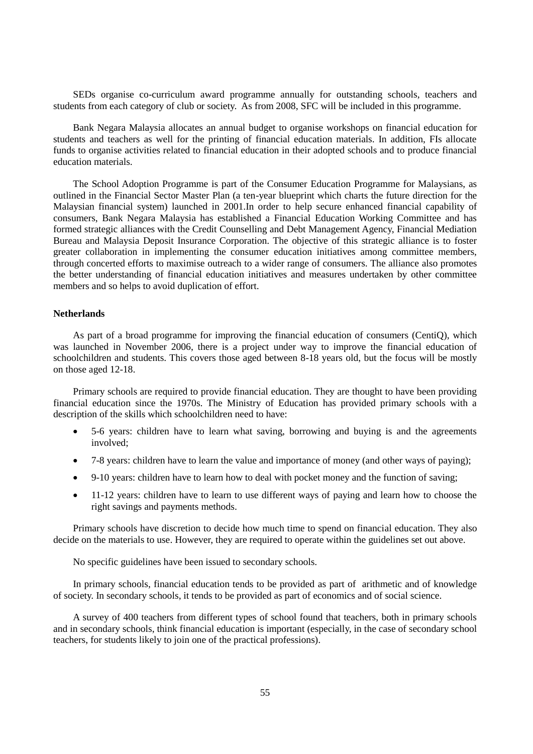SEDs organise co-curriculum award programme annually for outstanding schools, teachers and students from each category of club or society. As from 2008, SFC will be included in this programme.

Bank Negara Malaysia allocates an annual budget to organise workshops on financial education for students and teachers as well for the printing of financial education materials. In addition, FIs allocate funds to organise activities related to financial education in their adopted schools and to produce financial education materials.

The School Adoption Programme is part of the Consumer Education Programme for Malaysians, as outlined in the Financial Sector Master Plan (a ten-year blueprint which charts the future direction for the Malaysian financial system) launched in 2001.In order to help secure enhanced financial capability of consumers, Bank Negara Malaysia has established a Financial Education Working Committee and has formed strategic alliances with the Credit Counselling and Debt Management Agency, Financial Mediation Bureau and Malaysia Deposit Insurance Corporation. The objective of this strategic alliance is to foster greater collaboration in implementing the consumer education initiatives among committee members, through concerted efforts to maximise outreach to a wider range of consumers. The alliance also promotes the better understanding of financial education initiatives and measures undertaken by other committee members and so helps to avoid duplication of effort.

**Netherlands**

As part of a broad programme for improving the financial education of consumers (CentiQ), which was launched in November 2006, there is a project under way to improve the financial education of schoolchildren and students. This covers those aged between 8-18 years old, but the focus will be mostly on those aged 12-18.

Primary schools are required to provide financial education. They are thought to have been providing financial education since the 1970s. The Ministry of Education has provided primary schools with a description of the skills which schoolchildren need to have:

- 5-6 years: children have to learn what saving, borrowing and buying is and the agreements involved;
- 7-8 years: children have to learn the value and importance of money (and other ways of paying);
- 9-10 years: children have to learn how to deal with pocket money and the function of saving;
- 11-12 years: children have to learn to use different ways of paying and learn how to choose the right savings and payments methods.

Primary schools have discretion to decide how much time to spend on financial education. They also decide on the materials to use. However, they are required to operate within the guidelines set out above.

No specific guidelines have been issued to secondary schools.

In primary schools, financial education tends to be provided as part of arithmetic and of knowledge of society. In secondary schools, it tends to be provided as part of economics and of social science.

A survey of 400 teachers from different types of school found that teachers, both in primary schools and in secondary schools, think financial education is important (especially, in the case of secondary school teachers, for students likely to join one of the practical professions).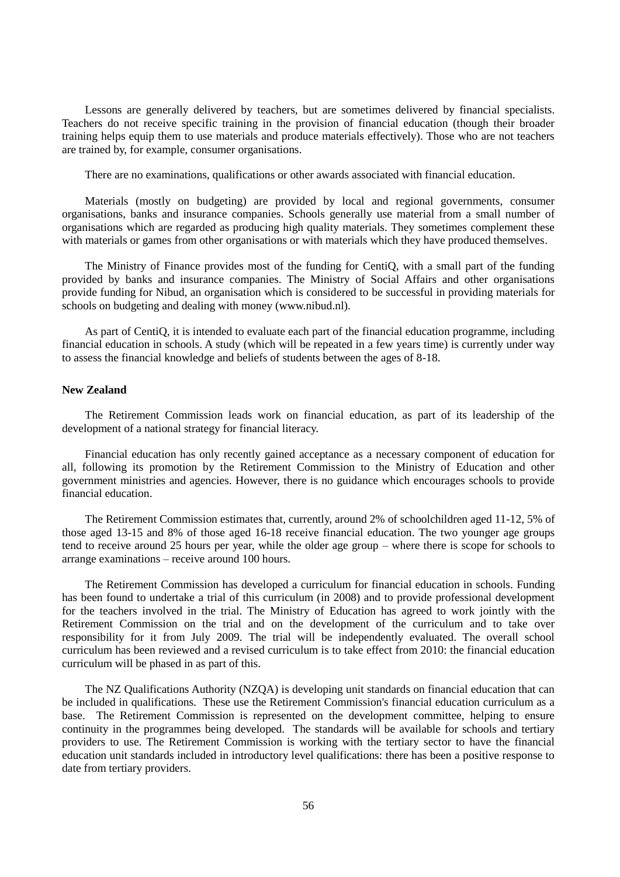Lessons are generally delivered by teachers, but are sometimes delivered by financial specialists. Teachers do not receive specific training in the provision of financial education (though their broader training helps equip them to use materials and produce materials effectively). Those who are not teachers are trained by, for example, consumer organisations.

There are no examinations, qualifications or other awards associated with financial education.

Materials (mostly on budgeting) are provided by local and regional governments, consumer organisations, banks and insurance companies. Schools generally use material from a small number of organisations which are regarded as producing high quality materials. They sometimes complement these with materials or games from other organisations or with materials which they have produced themselves.

The Ministry of Finance provides most of the funding for CentiQ, with a small part of the funding provided by banks and insurance companies. The Ministry of Social Affairs and other organisations provide funding for Nibud, an organisation which is considered to be successful in providing materials for schools on budgeting and dealing with money (www.nibud.nl).

As part of CentiQ, it is intended to evaluate each part of the financial education programme, including financial education in schools. A study (which will be repeated in a few years time) is currently under way to assess the financial knowledge and beliefs of students between the ages of 8-18.

**New Zealand**

The Retirement Commission leads work on financial education, as part of its leadership of the development of a national strategy for financial literacy.

Financial education has only recently gained acceptance as a necessary component of education for all, following its promotion by the Retirement Commission to the Ministry of Education and other government ministries and agencies. However, there is no guidance which encourages schools to provide financial education.

The Retirement Commission estimates that, currently, around 2% of schoolchildren aged 11-12, 5% of those aged 13-15 and 8% of those aged 16-18 receive financial education. The two younger age groups tend to receive around 25 hours per year, while the older age group – where there is scope for schools to arrange examinations – receive around 100 hours.

The Retirement Commission has developed a curriculum for financial education in schools. Funding has been found to undertake a trial of this curriculum (in 2008) and to provide professional development for the teachers involved in the trial. The Ministry of Education has agreed to work jointly with the Retirement Commission on the trial and on the development of the curriculum and to take over responsibility for it from July 2009. The trial will be independently evaluated. The overall school curriculum has been reviewed and a revised curriculum is to take effect from 2010: the financial education curriculum will be phased in as part of this.

The NZ Qualifications Authority (NZQA) is developing unit standards on financial education that can be included in qualifications. These use the Retirement Commission's financial education curriculum as a base. The Retirement Commission is represented on the development committee, helping to ensure continuity in the programmes being developed. The standards will be available for schools and tertiary providers to use. The Retirement Commission is working with the tertiary sector to have the financial education unit standards included in introductory level qualifications: there has been a positive response to date from tertiary providers.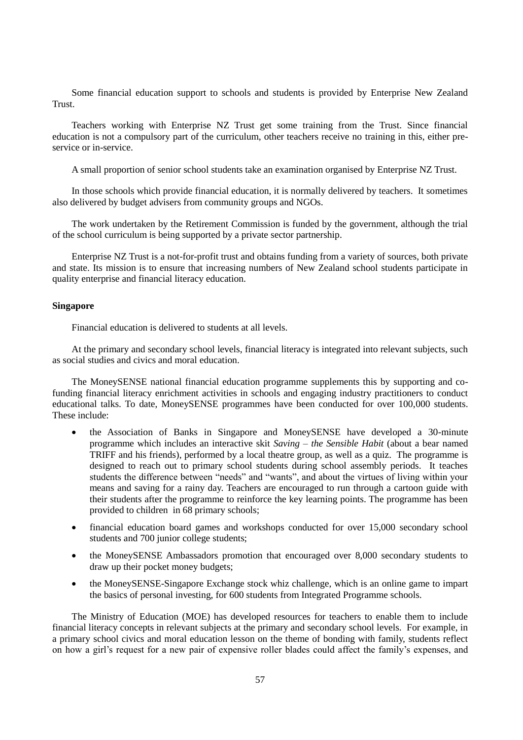Some financial education support to schools and students is provided by Enterprise New Zealand Trust.

Teachers working with Enterprise NZ Trust get some training from the Trust. Since financial education is not a compulsory part of the curriculum, other teachers receive no training in this, either pre-service or in-service.

A small proportion of senior school students take an examination organised by Enterprise NZ Trust.

In those schools which provide financial education, it is normally delivered by teachers. It sometimes also delivered by budget advisers from community groups and NGOs.

The work undertaken by the Retirement Commission is funded by the government, although the trial of the school curriculum is being supported by a private sector partnership.

Enterprise NZ Trust is a not-for-profit trust and obtains funding from a variety of sources, both private and state. Its mission is to ensure that increasing numbers of New Zealand school students participate in quality enterprise and financial literacy education.

**Singapore**

Financial education is delivered to students at all levels.

At the primary and secondary school levels, financial literacy is integrated into relevant subjects, such as social studies and civics and moral education.

The MoneySENSE national financial education programme supplements this by supporting and co-funding financial literacy enrichment activities in schools and engaging industry practitioners to conduct educational talks. To date, MoneySENSE programmes have been conducted for over 100,000 students. These include:

- the Association of Banks in Singapore and MoneySENSE have developed a 30-minute programme which includes an interactive skit *Saving – the Sensible Habit* (about a bear named TRIFF and his friends), performed by a local theatre group, as well as a quiz. The programme is designed to reach out to primary school students during school assembly periods. It teaches students the difference between "needs" and "wants", and about the virtues of living within your means and saving for a rainy day. Teachers are encouraged to run through a cartoon guide with their students after the programme to reinforce the key learning points. The programme has been provided to children in 68 primary schools;
- financial education board games and workshops conducted for over 15,000 secondary school students and 700 junior college students;
- the MoneySENSE Ambassadors promotion that encouraged over 8,000 secondary students to draw up their pocket money budgets;
- the MoneySENSE-Singapore Exchange stock whiz challenge, which is an online game to impart the basics of personal investing, for 600 students from Integrated Programme schools.

The Ministry of Education (MOE) has developed resources for teachers to enable them to include financial literacy concepts in relevant subjects at the primary and secondary school levels. For example, in a primary school civics and moral education lesson on the theme of bonding with family, students reflect on how a girl's request for a new pair of expensive roller blades could affect the family's expenses, and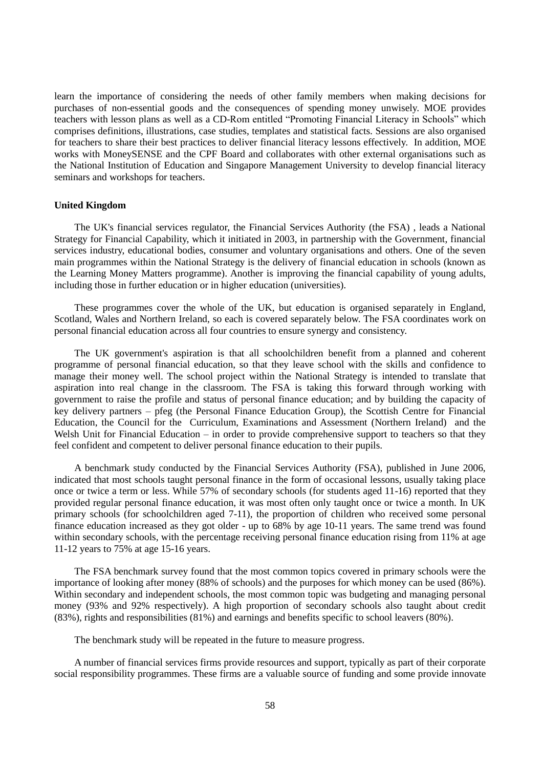learn the importance of considering the needs of other family members when making decisions for purchases of non-essential goods and the consequences of spending money unwisely. MOE provides teachers with lesson plans as well as a CD-Rom entitled "Promoting Financial Literacy in Schools" which comprises definitions, illustrations, case studies, templates and statistical facts. Sessions are also organised for teachers to share their best practices to deliver financial literacy lessons effectively. In addition, MOE works with MoneySENSE and the CPF Board and collaborates with other external organisations such as the National Institution of Education and Singapore Management University to develop financial literacy seminars and workshops for teachers.

**United Kingdom**

The UK's financial services regulator, the Financial Services Authority (the FSA) , leads a National Strategy for Financial Capability, which it initiated in 2003, in partnership with the Government, financial services industry, educational bodies, consumer and voluntary organisations and others. One of the seven main programmes within the National Strategy is the delivery of financial education in schools (known as the Learning Money Matters programme). Another is improving the financial capability of young adults, including those in further education or in higher education (universities).

These programmes cover the whole of the UK, but education is organised separately in England, Scotland, Wales and Northern Ireland, so each is covered separately below. The FSA coordinates work on personal financial education across all four countries to ensure synergy and consistency.

The UK government's aspiration is that all schoolchildren benefit from a planned and coherent programme of personal financial education, so that they leave school with the skills and confidence to manage their money well. The school project within the National Strategy is intended to translate that aspiration into real change in the classroom. The FSA is taking this forward through working with government to raise the profile and status of personal finance education; and by building the capacity of key delivery partners – pfeg (the Personal Finance Education Group), the Scottish Centre for Financial Education, the Council for the Curriculum, Examinations and Assessment (Northern Ireland) and the Welsh Unit for Financial Education – in order to provide comprehensive support to teachers so that they feel confident and competent to deliver personal finance education to their pupils.

A benchmark study conducted by the Financial Services Authority (FSA), published in June 2006, indicated that most schools taught personal finance in the form of occasional lessons, usually taking place once or twice a term or less. While 57% of secondary schools (for students aged 11-16) reported that they provided regular personal finance education, it was most often only taught once or twice a month. In UK primary schools (for schoolchildren aged 7-11), the proportion of children who received some personal finance education increased as they got older - up to 68% by age 10-11 years. The same trend was found within secondary schools, with the percentage receiving personal finance education rising from 11% at age 11-12 years to 75% at age 15-16 years.

The FSA benchmark survey found that the most common topics covered in primary schools were the importance of looking after money (88% of schools) and the purposes for which money can be used (86%). Within secondary and independent schools, the most common topic was budgeting and managing personal money (93% and 92% respectively). A high proportion of secondary schools also taught about credit (83%), rights and responsibilities (81%) and earnings and benefits specific to school leavers (80%).

The benchmark study will be repeated in the future to measure progress.

A number of financial services firms provide resources and support, typically as part of their corporate social responsibility programmes. These firms are a valuable source of funding and some provide innovate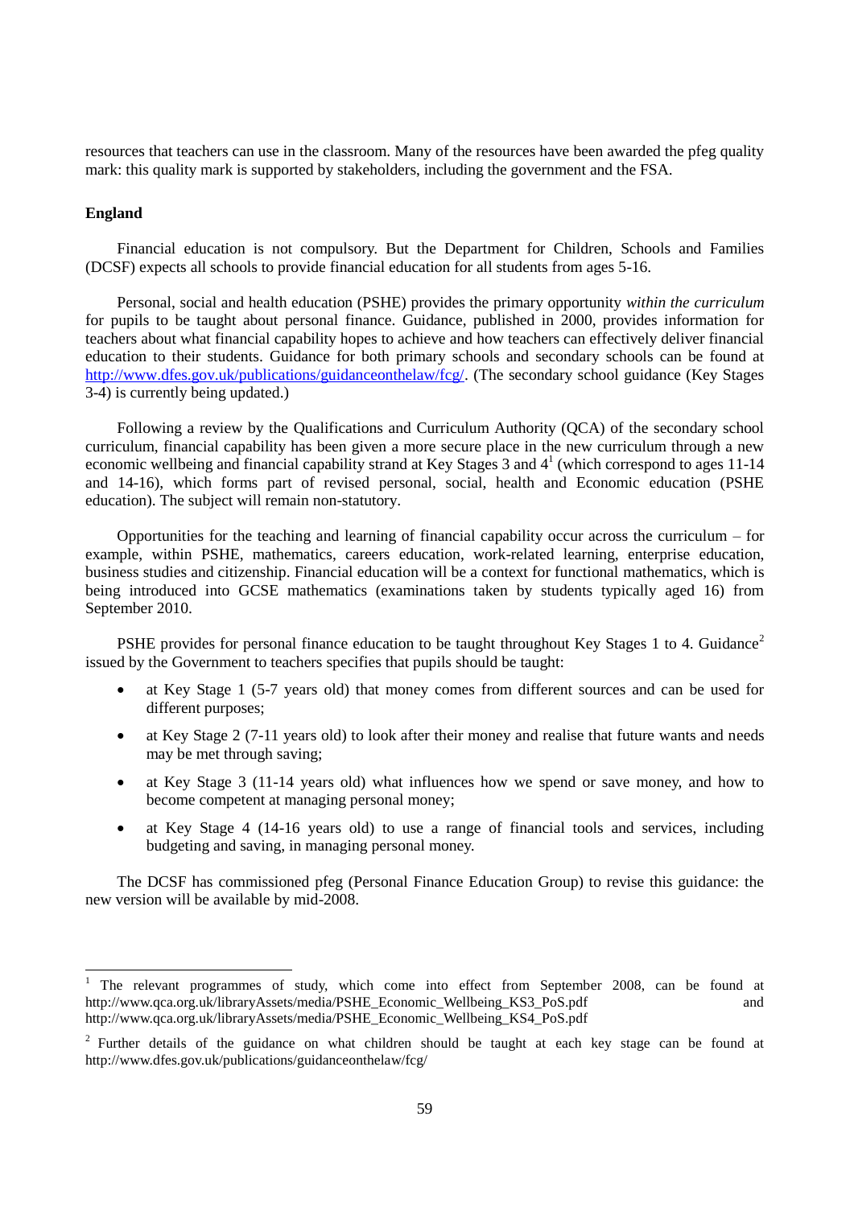resources that teachers can use in the classroom. Many of the resources have been awarded the pfeg quality mark: this quality mark is supported by stakeholders, including the government and the FSA.

**England**

Financial education is not compulsory. But the Department for Children, Schools and Families (DCSF) expects all schools to provide financial education for all students from ages 5-16.

Personal, social and health education (PSHE) provides the primary opportunity *within the curriculum* for pupils to be taught about personal finance. Guidance, published in 2000, provides information for teachers about what financial capability hopes to achieve and how teachers can effectively deliver financial education to their students. Guidance for both primary schools and secondary schools can be found at http://www.dfes.gov.uk/publications/guidanceonthelaw/fcg/. (The secondary school guidance (Key Stages 3-4) is currently being updated.)

Following a review by the Qualifications and Curriculum Authority (QCA) of the secondary school curriculum, financial capability has been given a more secure place in the new curriculum through a new economic wellbeing and financial capability strand at Key Stages 3 and 4[1] (which correspond to ages 11-14 and 14-16), which forms part of revised personal, social, health and Economic education (PSHE education). The subject will remain non-statutory.

Opportunities for the teaching and learning of financial capability occur across the curriculum – for example, within PSHE, mathematics, careers education, work-related learning, enterprise education, business studies and citizenship. Financial education will be a context for functional mathematics, which is being introduced into GCSE mathematics (examinations taken by students typically aged 16) from September 2010.

PSHE provides for personal finance education to be taught throughout Key Stages 1 to 4. Guidance[2] issued by the Government to teachers specifies that pupils should be taught:

- at Key Stage 1 (5-7 years old) that money comes from different sources and can be used for different purposes;
- at Key Stage 2 (7-11 years old) to look after their money and realise that future wants and needs may be met through saving;
- at Key Stage 3 (11-14 years old) what influences how we spend or save money, and how to become competent at managing personal money;
- at Key Stage 4 (14-16 years old) to use a range of financial tools and services, including budgeting and saving, in managing personal money.

The DCSF has commissioned pfeg (Personal Finance Education Group) to revise this guidance: the new version will be available by mid-2008.

---

[1] The relevant programmes of study, which come into effect from September 2008, can be found at http://www.qca.org.uk/libraryAssets/media/PSHE_Economic_Wellbeing_KS3_PoS.pdf and http://www.qca.org.uk/libraryAssets/media/PSHE_Economic_Wellbeing_KS4_PoS.pdf

[2] Further details of the guidance on what children should be taught at each key stage can be found at http://www.dfes.gov.uk/publications/guidanceonthelaw/fcg/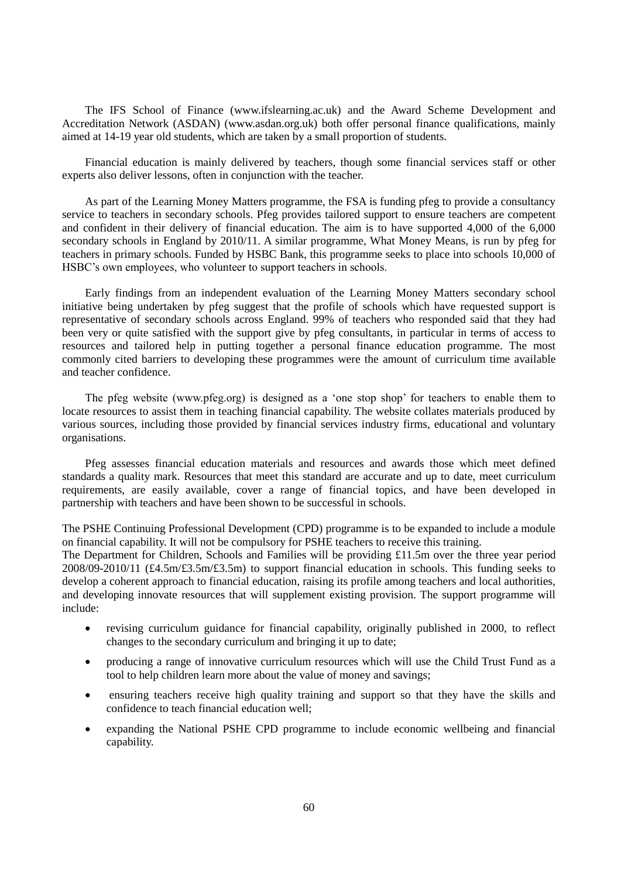The IFS School of Finance (www.ifslearning.ac.uk) and the Award Scheme Development and Accreditation Network (ASDAN) (www.asdan.org.uk) both offer personal finance qualifications, mainly aimed at 14-19 year old students, which are taken by a small proportion of students.

Financial education is mainly delivered by teachers, though some financial services staff or other experts also deliver lessons, often in conjunction with the teacher.

As part of the Learning Money Matters programme, the FSA is funding pfeg to provide a consultancy service to teachers in secondary schools. Pfeg provides tailored support to ensure teachers are competent and confident in their delivery of financial education. The aim is to have supported 4,000 of the 6,000 secondary schools in England by 2010/11. A similar programme, What Money Means, is run by pfeg for teachers in primary schools. Funded by HSBC Bank, this programme seeks to place into schools 10,000 of HSBC's own employees, who volunteer to support teachers in schools.

Early findings from an independent evaluation of the Learning Money Matters secondary school initiative being undertaken by pfeg suggest that the profile of schools which have requested support is representative of secondary schools across England. 99% of teachers who responded said that they had been very or quite satisfied with the support give by pfeg consultants, in particular in terms of access to resources and tailored help in putting together a personal finance education programme. The most commonly cited barriers to developing these programmes were the amount of curriculum time available and teacher confidence.

The pfeg website (www.pfeg.org) is designed as a 'one stop shop' for teachers to enable them to locate resources to assist them in teaching financial capability. The website collates materials produced by various sources, including those provided by financial services industry firms, educational and voluntary organisations.

Pfeg assesses financial education materials and resources and awards those which meet defined standards a quality mark. Resources that meet this standard are accurate and up to date, meet curriculum requirements, are easily available, cover a range of financial topics, and have been developed in partnership with teachers and have been shown to be successful in schools.

The PSHE Continuing Professional Development (CPD) programme is to be expanded to include a module on financial capability. It will not be compulsory for PSHE teachers to receive this training.

The Department for Children, Schools and Families will be providing £11.5m over the three year period 2008/09-2010/11 (£4.5m/£3.5m/£3.5m) to support financial education in schools. This funding seeks to develop a coherent approach to financial education, raising its profile among teachers and local authorities, and developing innovate resources that will supplement existing provision. The support programme will include:

- revising curriculum guidance for financial capability, originally published in 2000, to reflect changes to the secondary curriculum and bringing it up to date;
- producing a range of innovative curriculum resources which will use the Child Trust Fund as a tool to help children learn more about the value of money and savings;
- ensuring teachers receive high quality training and support so that they have the skills and confidence to teach financial education well;
- expanding the National PSHE CPD programme to include economic wellbeing and financial capability.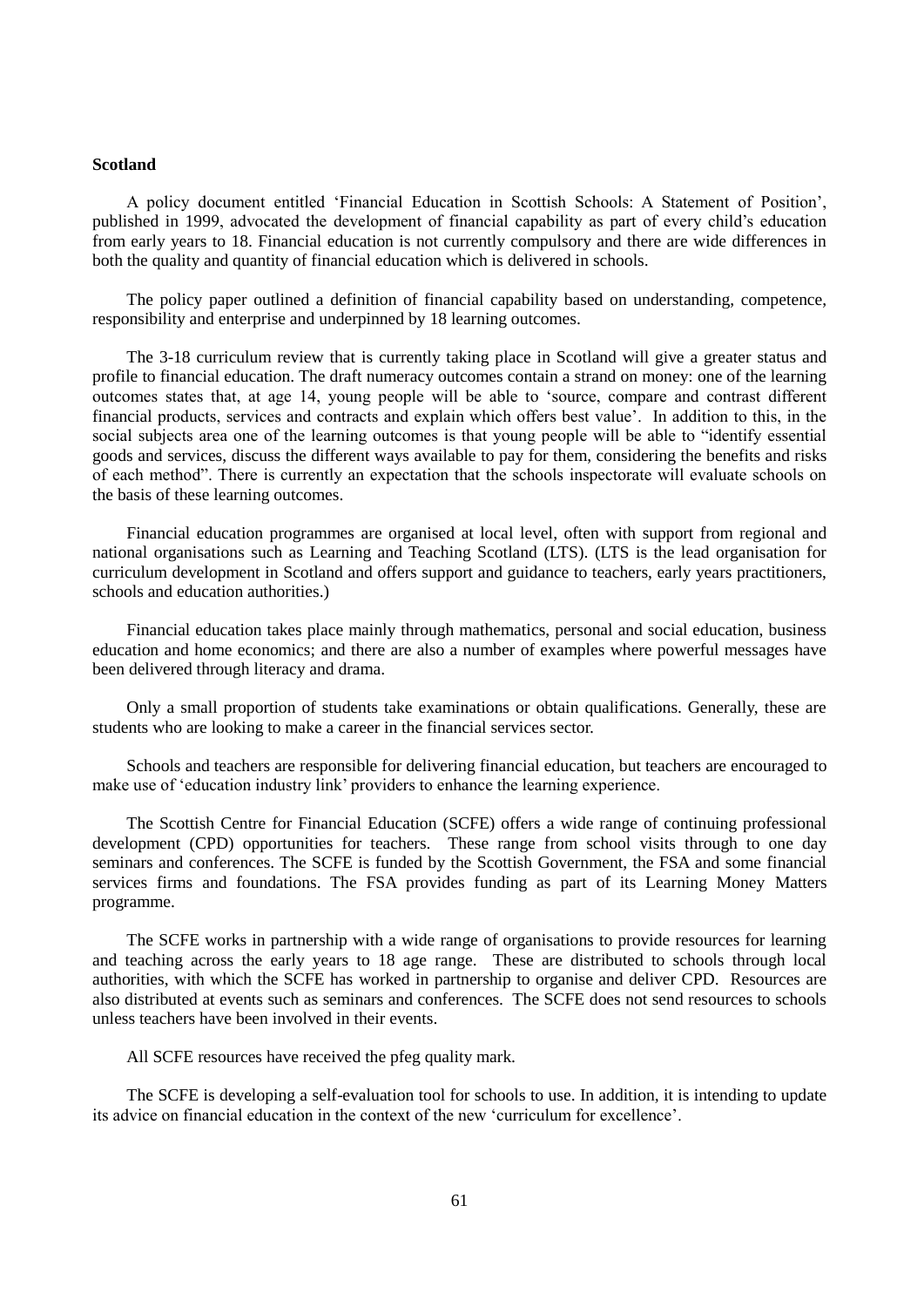**Scotland**

A policy document entitled 'Financial Education in Scottish Schools: A Statement of Position', published in 1999, advocated the development of financial capability as part of every child's education from early years to 18. Financial education is not currently compulsory and there are wide differences in both the quality and quantity of financial education which is delivered in schools.

The policy paper outlined a definition of financial capability based on understanding, competence, responsibility and enterprise and underpinned by 18 learning outcomes.

The 3-18 curriculum review that is currently taking place in Scotland will give a greater status and profile to financial education. The draft numeracy outcomes contain a strand on money: one of the learning outcomes states that, at age 14, young people will be able to 'source, compare and contrast different financial products, services and contracts and explain which offers best value'. In addition to this, in the social subjects area one of the learning outcomes is that young people will be able to "identify essential goods and services, discuss the different ways available to pay for them, considering the benefits and risks of each method". There is currently an expectation that the schools inspectorate will evaluate schools on the basis of these learning outcomes.

Financial education programmes are organised at local level, often with support from regional and national organisations such as Learning and Teaching Scotland (LTS). (LTS is the lead organisation for curriculum development in Scotland and offers support and guidance to teachers, early years practitioners, schools and education authorities.)

Financial education takes place mainly through mathematics, personal and social education, business education and home economics; and there are also a number of examples where powerful messages have been delivered through literacy and drama.

Only a small proportion of students take examinations or obtain qualifications. Generally, these are students who are looking to make a career in the financial services sector.

Schools and teachers are responsible for delivering financial education, but teachers are encouraged to make use of 'education industry link' providers to enhance the learning experience.

The Scottish Centre for Financial Education (SCFE) offers a wide range of continuing professional development (CPD) opportunities for teachers. These range from school visits through to one day seminars and conferences. The SCFE is funded by the Scottish Government, the FSA and some financial services firms and foundations. The FSA provides funding as part of its Learning Money Matters programme.

The SCFE works in partnership with a wide range of organisations to provide resources for learning and teaching across the early years to 18 age range. These are distributed to schools through local authorities, with which the SCFE has worked in partnership to organise and deliver CPD. Resources are also distributed at events such as seminars and conferences. The SCFE does not send resources to schools unless teachers have been involved in their events.

All SCFE resources have received the pfeg quality mark.

The SCFE is developing a self-evaluation tool for schools to use. In addition, it is intending to update its advice on financial education in the context of the new 'curriculum for excellence'.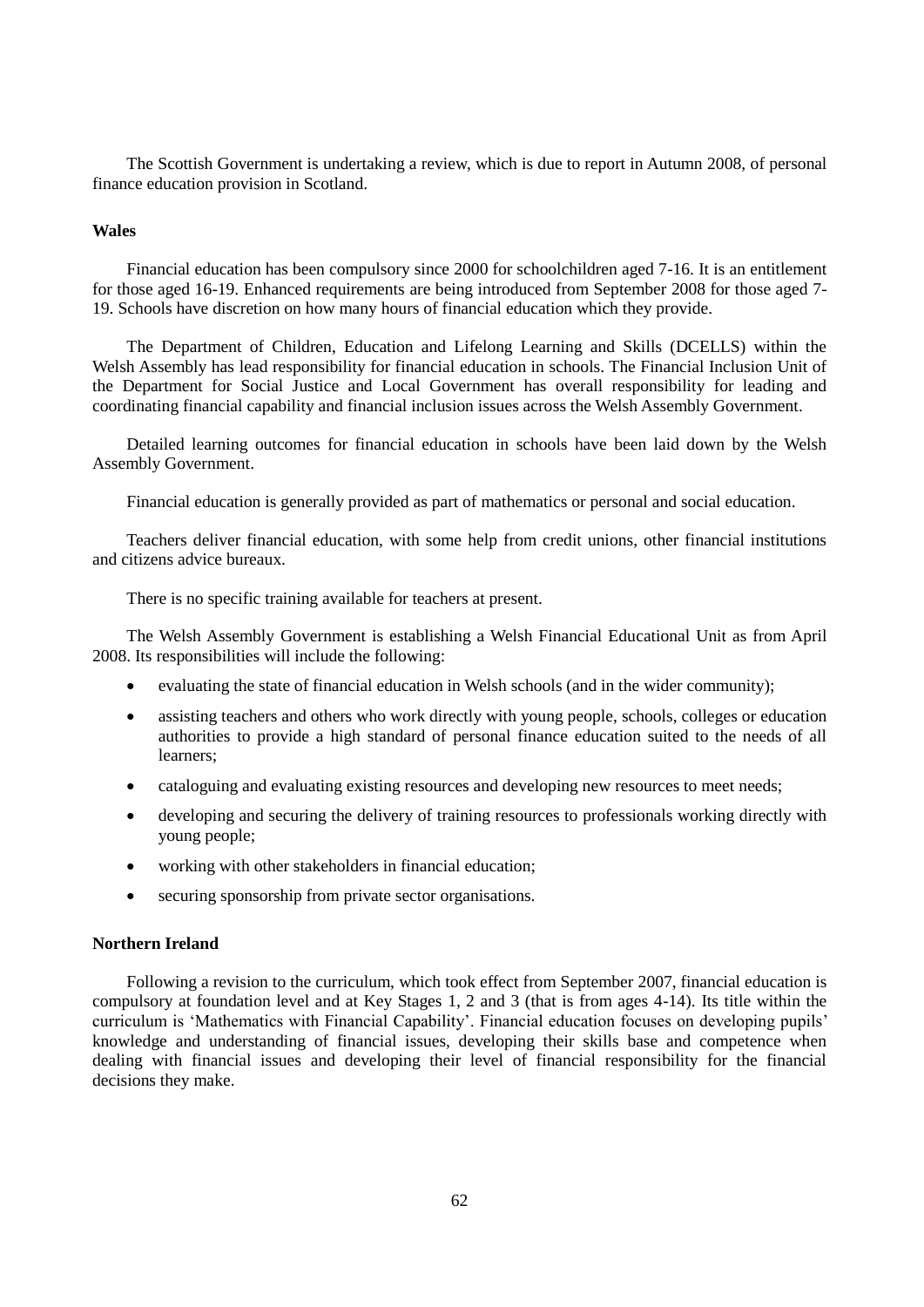The Scottish Government is undertaking a review, which is due to report in Autumn 2008, of personal finance education provision in Scotland.

**Wales**

Financial education has been compulsory since 2000 for schoolchildren aged 7-16. It is an entitlement for those aged 16-19. Enhanced requirements are being introduced from September 2008 for those aged 7-19. Schools have discretion on how many hours of financial education which they provide.

The Department of Children, Education and Lifelong Learning and Skills (DCELLS) within the Welsh Assembly has lead responsibility for financial education in schools. The Financial Inclusion Unit of the Department for Social Justice and Local Government has overall responsibility for leading and coordinating financial capability and financial inclusion issues across the Welsh Assembly Government.

Detailed learning outcomes for financial education in schools have been laid down by the Welsh Assembly Government.

Financial education is generally provided as part of mathematics or personal and social education.

Teachers deliver financial education, with some help from credit unions, other financial institutions and citizens advice bureaux.

There is no specific training available for teachers at present.

The Welsh Assembly Government is establishing a Welsh Financial Educational Unit as from April 2008. Its responsibilities will include the following:

- evaluating the state of financial education in Welsh schools (and in the wider community);
- assisting teachers and others who work directly with young people, schools, colleges or education authorities to provide a high standard of personal finance education suited to the needs of all learners;
- cataloguing and evaluating existing resources and developing new resources to meet needs;
- developing and securing the delivery of training resources to professionals working directly with young people;
- working with other stakeholders in financial education;
- securing sponsorship from private sector organisations.

**Northern Ireland**

Following a revision to the curriculum, which took effect from September 2007, financial education is compulsory at foundation level and at Key Stages 1, 2 and 3 (that is from ages 4-14). Its title within the curriculum is 'Mathematics with Financial Capability'. Financial education focuses on developing pupils' knowledge and understanding of financial issues, developing their skills base and competence when dealing with financial issues and developing their level of financial responsibility for the financial decisions they make.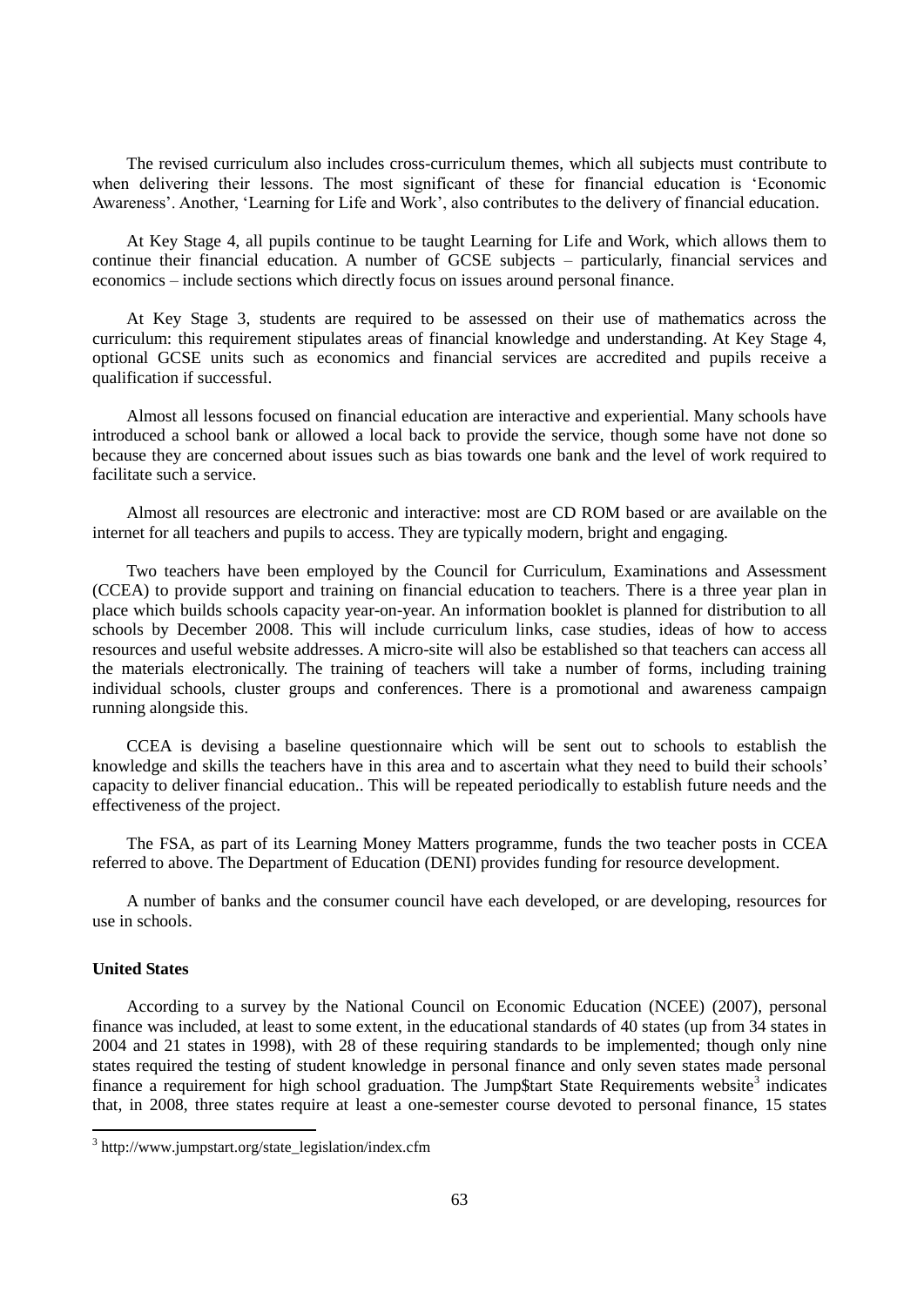The revised curriculum also includes cross-curriculum themes, which all subjects must contribute to when delivering their lessons. The most significant of these for financial education is 'Economic Awareness'. Another, 'Learning for Life and Work', also contributes to the delivery of financial education.

At Key Stage 4, all pupils continue to be taught Learning for Life and Work, which allows them to continue their financial education. A number of GCSE subjects – particularly, financial services and economics – include sections which directly focus on issues around personal finance.

At Key Stage 3, students are required to be assessed on their use of mathematics across the curriculum: this requirement stipulates areas of financial knowledge and understanding. At Key Stage 4, optional GCSE units such as economics and financial services are accredited and pupils receive a qualification if successful.

Almost all lessons focused on financial education are interactive and experiential. Many schools have introduced a school bank or allowed a local back to provide the service, though some have not done so because they are concerned about issues such as bias towards one bank and the level of work required to facilitate such a service.

Almost all resources are electronic and interactive: most are CD ROM based or are available on the internet for all teachers and pupils to access. They are typically modern, bright and engaging.

Two teachers have been employed by the Council for Curriculum, Examinations and Assessment (CCEA) to provide support and training on financial education to teachers. There is a three year plan in place which builds schools capacity year-on-year. An information booklet is planned for distribution to all schools by December 2008. This will include curriculum links, case studies, ideas of how to access resources and useful website addresses. A micro-site will also be established so that teachers can access all the materials electronically. The training of teachers will take a number of forms, including training individual schools, cluster groups and conferences. There is a promotional and awareness campaign running alongside this.

CCEA is devising a baseline questionnaire which will be sent out to schools to establish the knowledge and skills the teachers have in this area and to ascertain what they need to build their schools' capacity to deliver financial education.. This will be repeated periodically to establish future needs and the effectiveness of the project.

The FSA, as part of its Learning Money Matters programme, funds the two teacher posts in CCEA referred to above. The Department of Education (DENI) provides funding for resource development.

A number of banks and the consumer council have each developed, or are developing, resources for use in schools.

**United States**

According to a survey by the National Council on Economic Education (NCEE) (2007), personal finance was included, at least to some extent, in the educational standards of 40 states (up from 34 states in 2004 and 21 states in 1998), with 28 of these requiring standards to be implemented; though only nine states required the testing of student knowledge in personal finance and only seven states made personal finance a requirement for high school graduation. The Jump$tart State Requirements website[3] indicates that, in 2008, three states require at least a one-semester course devoted to personal finance, 15 states

[3] http://www.jumpstart.org/state_legislation/index.cfm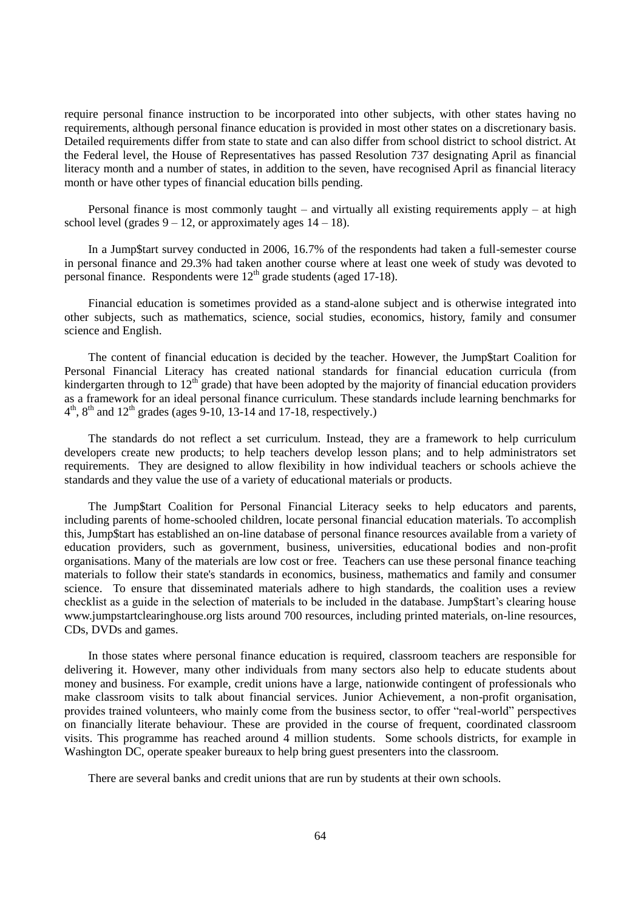require personal finance instruction to be incorporated into other subjects, with other states having no requirements, although personal finance education is provided in most other states on a discretionary basis. Detailed requirements differ from state to state and can also differ from school district to school district. At the Federal level, the House of Representatives has passed Resolution 737 designating April as financial literacy month and a number of states, in addition to the seven, have recognised April as financial literacy month or have other types of financial education bills pending.

Personal finance is most commonly taught – and virtually all existing requirements apply – at high school level (grades 9 – 12, or approximately ages 14 – 18).

In a Jump$tart survey conducted in 2006, 16.7% of the respondents had taken a full-semester course in personal finance and 29.3% had taken another course where at least one week of study was devoted to personal finance. Respondents were 12th grade students (aged 17-18).

Financial education is sometimes provided as a stand-alone subject and is otherwise integrated into other subjects, such as mathematics, science, social studies, economics, history, family and consumer science and English.

The content of financial education is decided by the teacher. However, the Jump$tart Coalition for Personal Financial Literacy has created national standards for financial education curricula (from kindergarten through to 12th grade) that have been adopted by the majority of financial education providers as a framework for an ideal personal finance curriculum. These standards include learning benchmarks for 4th, 8th and 12th grades (ages 9-10, 13-14 and 17-18, respectively.)

The standards do not reflect a set curriculum. Instead, they are a framework to help curriculum developers create new products; to help teachers develop lesson plans; and to help administrators set requirements. They are designed to allow flexibility in how individual teachers or schools achieve the standards and they value the use of a variety of educational materials or products.

The Jump$tart Coalition for Personal Financial Literacy seeks to help educators and parents, including parents of home-schooled children, locate personal financial education materials. To accomplish this, Jump$tart has established an on-line database of personal finance resources available from a variety of education providers, such as government, business, universities, educational bodies and non-profit organisations. Many of the materials are low cost or free. Teachers can use these personal finance teaching materials to follow their state's standards in economics, business, mathematics and family and consumer science. To ensure that disseminated materials adhere to high standards, the coalition uses a review checklist as a guide in the selection of materials to be included in the database. Jump$tart's clearing house www.jumpstartclearinghouse.org lists around 700 resources, including printed materials, on-line resources, CDs, DVDs and games.

In those states where personal finance education is required, classroom teachers are responsible for delivering it. However, many other individuals from many sectors also help to educate students about money and business. For example, credit unions have a large, nationwide contingent of professionals who make classroom visits to talk about financial services. Junior Achievement, a non-profit organisation, provides trained volunteers, who mainly come from the business sector, to offer "real-world" perspectives on financially literate behaviour. These are provided in the course of frequent, coordinated classroom visits. This programme has reached around 4 million students. Some schools districts, for example in Washington DC, operate speaker bureaux to help bring guest presenters into the classroom.

There are several banks and credit unions that are run by students at their own schools.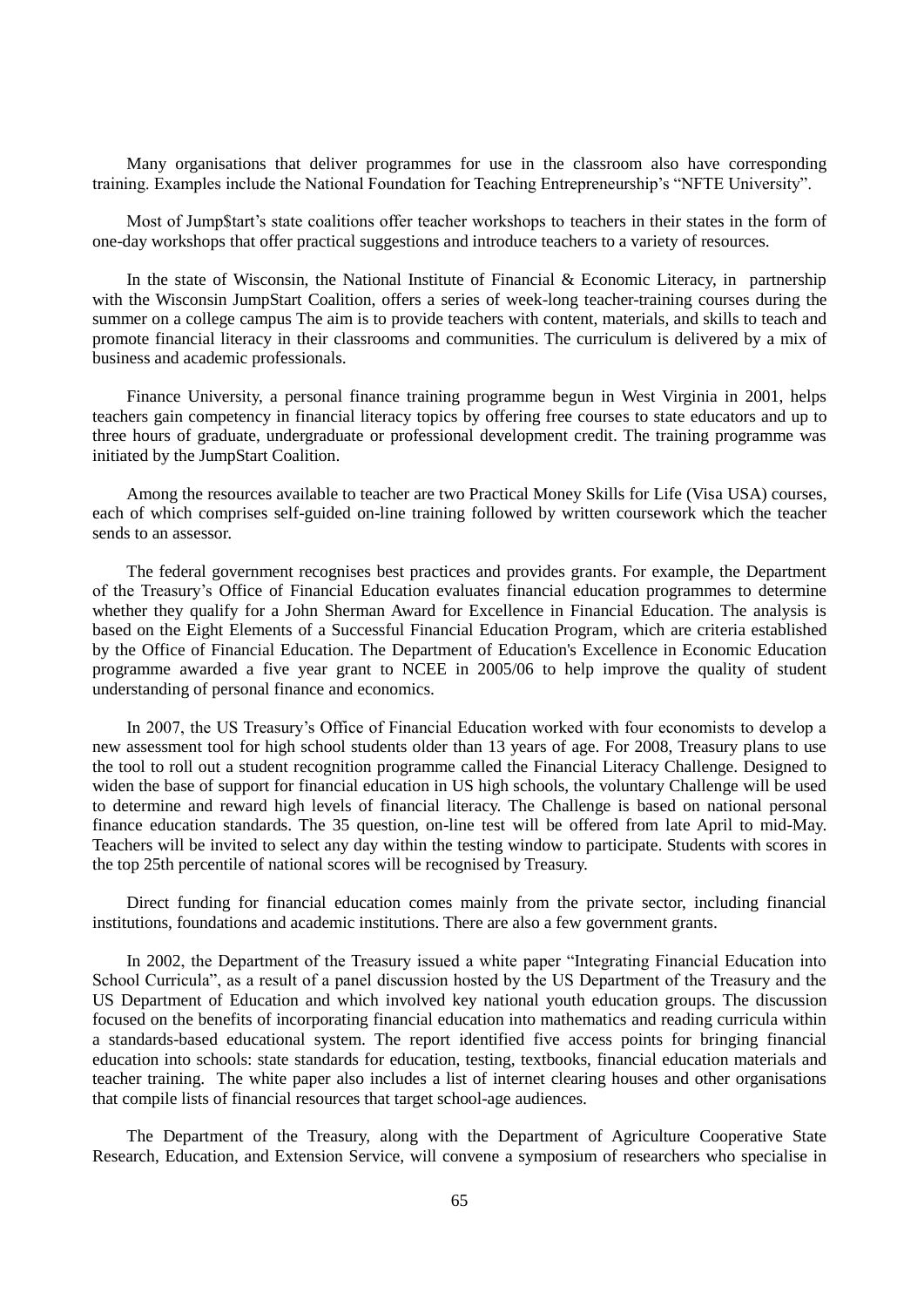Many organisations that deliver programmes for use in the classroom also have corresponding training. Examples include the National Foundation for Teaching Entrepreneurship's "NFTE University".

Most of Jump$tart's state coalitions offer teacher workshops to teachers in their states in the form of one-day workshops that offer practical suggestions and introduce teachers to a variety of resources.

In the state of Wisconsin, the National Institute of Financial & Economic Literacy, in partnership with the Wisconsin JumpStart Coalition, offers a series of week-long teacher-training courses during the summer on a college campus The aim is to provide teachers with content, materials, and skills to teach and promote financial literacy in their classrooms and communities. The curriculum is delivered by a mix of business and academic professionals.

Finance University, a personal finance training programme begun in West Virginia in 2001, helps teachers gain competency in financial literacy topics by offering free courses to state educators and up to three hours of graduate, undergraduate or professional development credit. The training programme was initiated by the JumpStart Coalition.

Among the resources available to teacher are two Practical Money Skills for Life (Visa USA) courses, each of which comprises self-guided on-line training followed by written coursework which the teacher sends to an assessor.

The federal government recognises best practices and provides grants. For example, the Department of the Treasury's Office of Financial Education evaluates financial education programmes to determine whether they qualify for a John Sherman Award for Excellence in Financial Education. The analysis is based on the Eight Elements of a Successful Financial Education Program, which are criteria established by the Office of Financial Education. The Department of Education's Excellence in Economic Education programme awarded a five year grant to NCEE in 2005/06 to help improve the quality of student understanding of personal finance and economics.

In 2007, the US Treasury's Office of Financial Education worked with four economists to develop a new assessment tool for high school students older than 13 years of age. For 2008, Treasury plans to use the tool to roll out a student recognition programme called the Financial Literacy Challenge. Designed to widen the base of support for financial education in US high schools, the voluntary Challenge will be used to determine and reward high levels of financial literacy. The Challenge is based on national personal finance education standards. The 35 question, on-line test will be offered from late April to mid-May. Teachers will be invited to select any day within the testing window to participate. Students with scores in the top 25th percentile of national scores will be recognised by Treasury.

Direct funding for financial education comes mainly from the private sector, including financial institutions, foundations and academic institutions. There are also a few government grants.

In 2002, the Department of the Treasury issued a white paper "Integrating Financial Education into School Curricula", as a result of a panel discussion hosted by the US Department of the Treasury and the US Department of Education and which involved key national youth education groups. The discussion focused on the benefits of incorporating financial education into mathematics and reading curricula within a standards-based educational system. The report identified five access points for bringing financial education into schools: state standards for education, testing, textbooks, financial education materials and teacher training. The white paper also includes a list of internet clearing houses and other organisations that compile lists of financial resources that target school-age audiences.

The Department of the Treasury, along with the Department of Agriculture Cooperative State Research, Education, and Extension Service, will convene a symposium of researchers who specialise in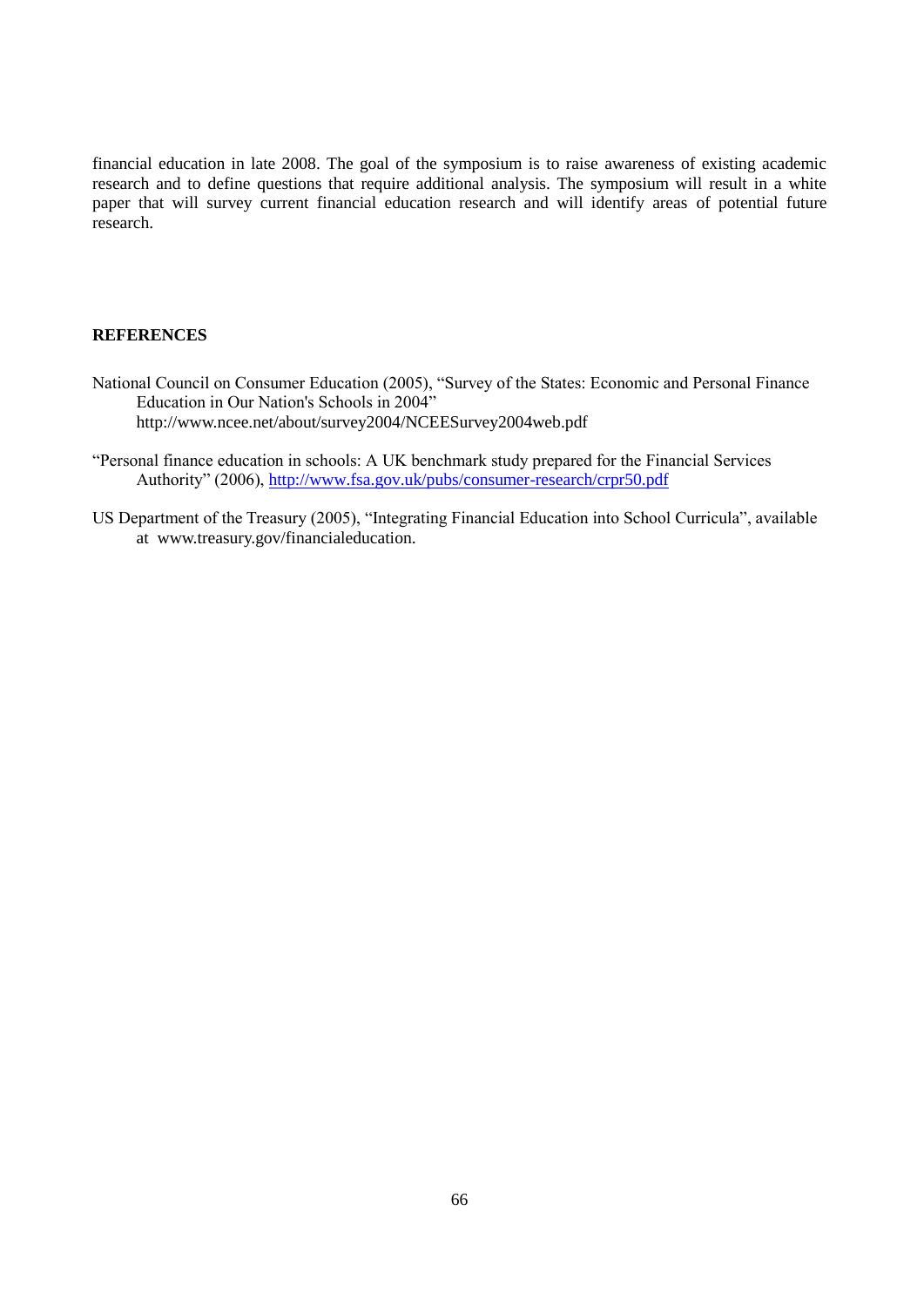financial education in late 2008. The goal of the symposium is to raise awareness of existing academic research and to define questions that require additional analysis. The symposium will result in a white paper that will survey current financial education research and will identify areas of potential future research.

## REFERENCES

National Council on Consumer Education (2005), "Survey of the States: Economic and Personal Finance Education in Our Nation's Schools in 2004" http://www.ncee.net/about/survey2004/NCEESurvey2004web.pdf

"Personal finance education in schools: A UK benchmark study prepared for the Financial Services Authority" (2006), http://www.fsa.gov.uk/pubs/consumer-research/crpr50.pdf

US Department of the Treasury (2005), "Integrating Financial Education into School Curricula", available at www.treasury.gov/financialeducation.